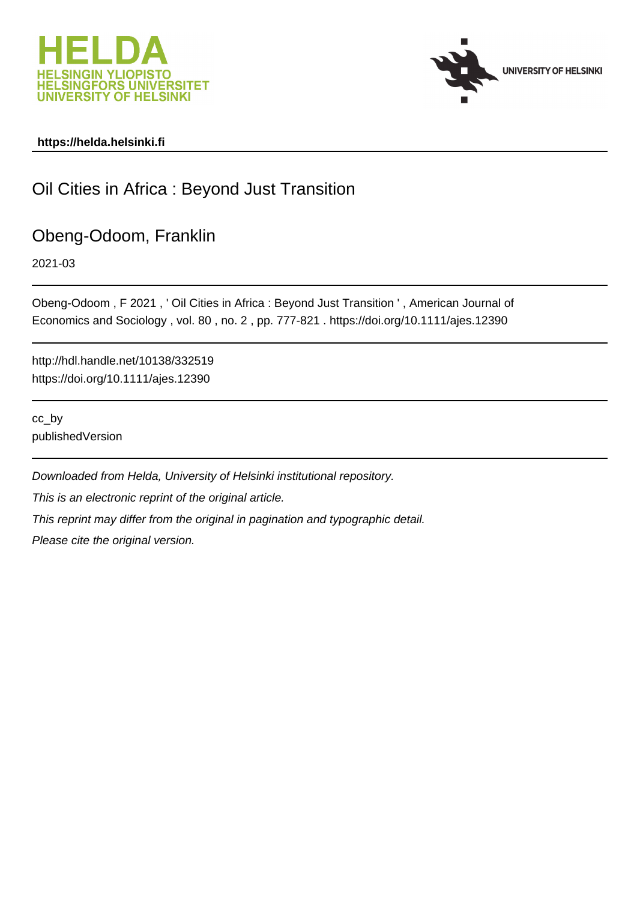https://helda.helsinki.fi

# Oil Cities in Africa : Beyond Just Transition

## Obeng-Odoom, Franklin

2021-03

Obeng-Odoom , F 2021 , ' Oil Cities in Africa : Beyond Just Transition ' , American Journal of Economics and Sociology , vol. 80 , no. 2 , pp. 777-821 . https://doi.org/10.1111/ajes.12390

http://hdl.handle.net/10138/332519
https://doi.org/10.1111/ajes.12390

cc_by
publishedVersion

*Downloaded from Helda, University of Helsinki institutional repository.*

*This is an electronic reprint of the original article.*

*This reprint may differ from the original in pagination and typographic detail.*

*Please cite the original version.*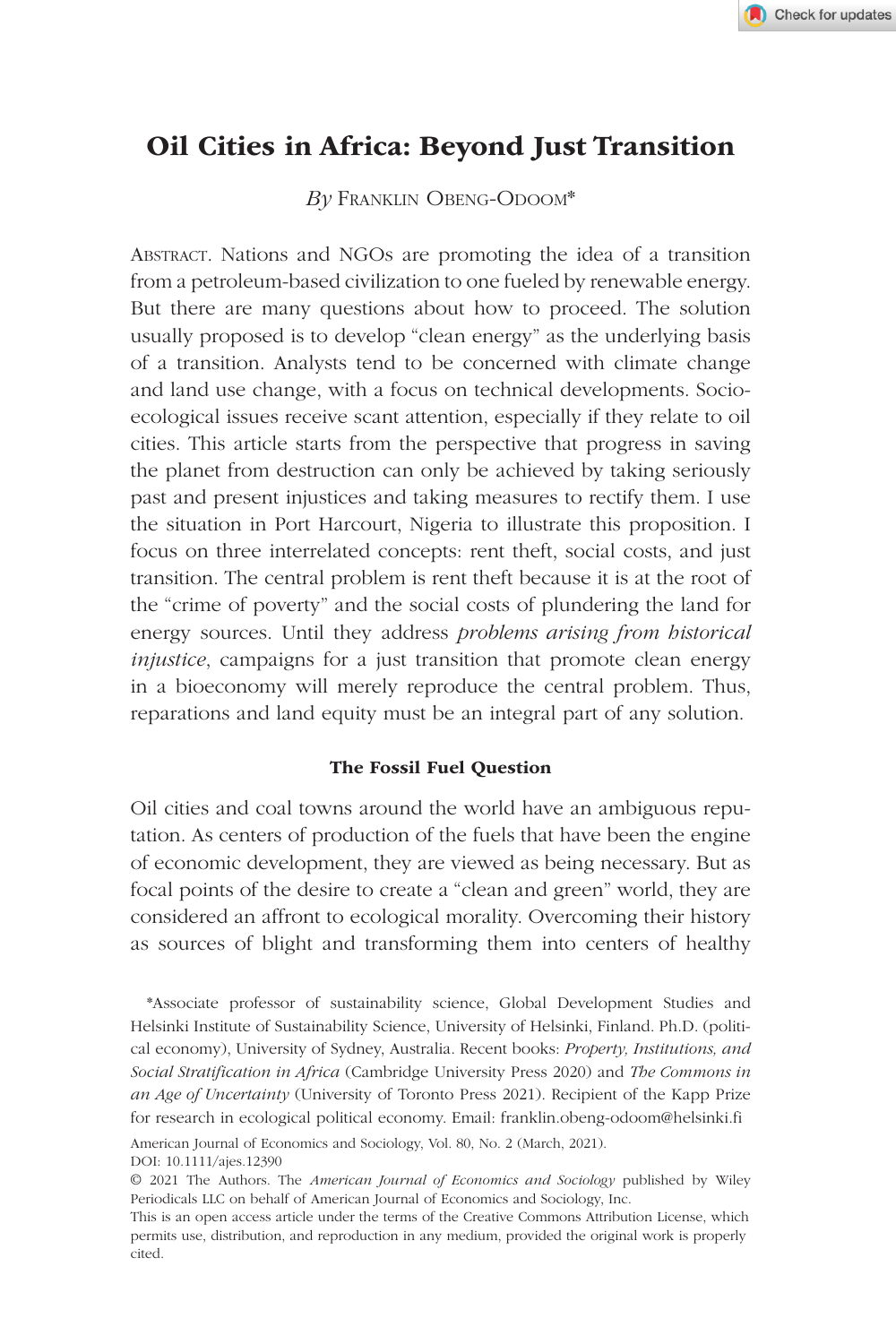# Oil Cities in Africa: Beyond Just Transition

*By* Franklin Obeng-Odoom*

Abstract. Nations and NGOs are promoting the idea of a transition from a petroleum-based civilization to one fueled by renewable energy. But there are many questions about how to proceed. The solution usually proposed is to develop "clean energy" as the underlying basis of a transition. Analysts tend to be concerned with climate change and land use change, with a focus on technical developments. Socio-ecological issues receive scant attention, especially if they relate to oil cities. This article starts from the perspective that progress in saving the planet from destruction can only be achieved by taking seriously past and present injustices and taking measures to rectify them. I use the situation in Port Harcourt, Nigeria to illustrate this proposition. I focus on three interrelated concepts: rent theft, social costs, and just transition. The central problem is rent theft because it is at the root of the "crime of poverty" and the social costs of plundering the land for energy sources. Until they address *problems arising from historical injustice*, campaigns for a just transition that promote clean energy in a bioeconomy will merely reproduce the central problem. Thus, reparations and land equity must be an integral part of any solution.

## The Fossil Fuel Question

Oil cities and coal towns around the world have an ambiguous reputation. As centers of production of the fuels that have been the engine of economic development, they are viewed as being necessary. But as focal points of the desire to create a "clean and green" world, they are considered an affront to ecological morality. Overcoming their history as sources of blight and transforming them into centers of healthy

*Associate professor of sustainability science, Global Development Studies and Helsinki Institute of Sustainability Science, University of Helsinki, Finland. Ph.D. (political economy), University of Sydney, Australia. Recent books: *Property, Institutions, and Social Stratification in Africa* (Cambridge University Press 2020) and *The Commons in an Age of Uncertainty* (University of Toronto Press 2021). Recipient of the Kapp Prize for research in ecological political economy. Email: franklin.obeng-odoom@helsinki.fi

American Journal of Economics and Sociology, Vol. 80, No. 2 (March, 2021).
DOI: 10.1111/ajes.12390

© 2021 The Authors. The *American Journal of Economics and Sociology* published by Wiley Periodicals LLC on behalf of American Journal of Economics and Sociology, Inc.
This is an open access article under the terms of the Creative Commons Attribution License, which permits use, distribution, and reproduction in any medium, provided the original work is properly cited.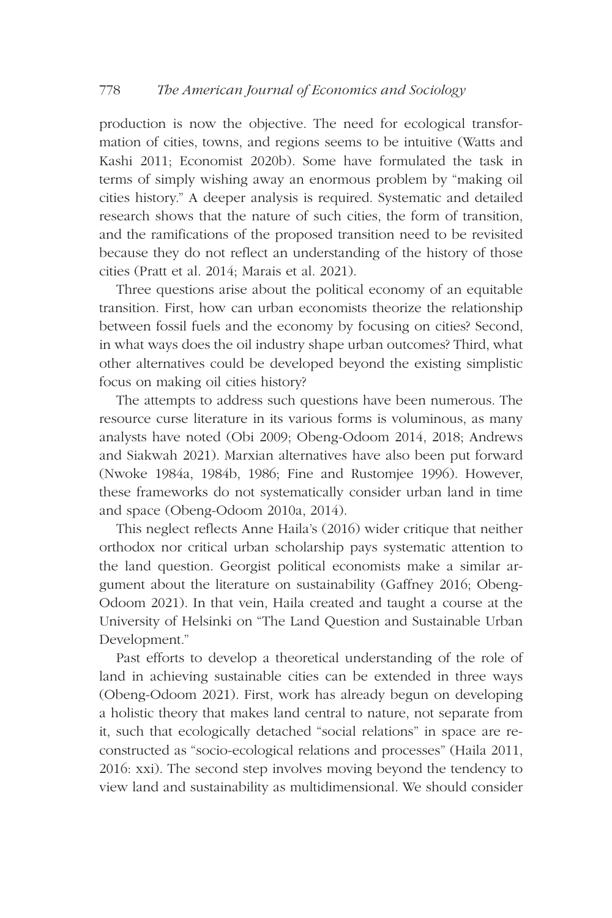production is now the objective. The need for ecological transformation of cities, towns, and regions seems to be intuitive (Watts and Kashi 2011; Economist 2020b). Some have formulated the task in terms of simply wishing away an enormous problem by "making oil cities history." A deeper analysis is required. Systematic and detailed research shows that the nature of such cities, the form of transition, and the ramifications of the proposed transition need to be revisited because they do not reflect an understanding of the history of those cities (Pratt et al. 2014; Marais et al. 2021).

Three questions arise about the political economy of an equitable transition. First, how can urban economists theorize the relationship between fossil fuels and the economy by focusing on cities? Second, in what ways does the oil industry shape urban outcomes? Third, what other alternatives could be developed beyond the existing simplistic focus on making oil cities history?

The attempts to address such questions have been numerous. The resource curse literature in its various forms is voluminous, as many analysts have noted (Obi 2009; Obeng-Odoom 2014, 2018; Andrews and Siakwah 2021). Marxian alternatives have also been put forward (Nwoke 1984a, 1984b, 1986; Fine and Rustomjee 1996). However, these frameworks do not systematically consider urban land in time and space (Obeng-Odoom 2010a, 2014).

This neglect reflects Anne Haila's (2016) wider critique that neither orthodox nor critical urban scholarship pays systematic attention to the land question. Georgist political economists make a similar argument about the literature on sustainability (Gaffney 2016; Obeng-Odoom 2021). In that vein, Haila created and taught a course at the University of Helsinki on "The Land Question and Sustainable Urban Development."

Past efforts to develop a theoretical understanding of the role of land in achieving sustainable cities can be extended in three ways (Obeng-Odoom 2021). First, work has already begun on developing a holistic theory that makes land central to nature, not separate from it, such that ecologically detached "social relations" in space are reconstructed as "socio-ecological relations and processes" (Haila 2011, 2016: xxi). The second step involves moving beyond the tendency to view land and sustainability as multidimensional. We should consider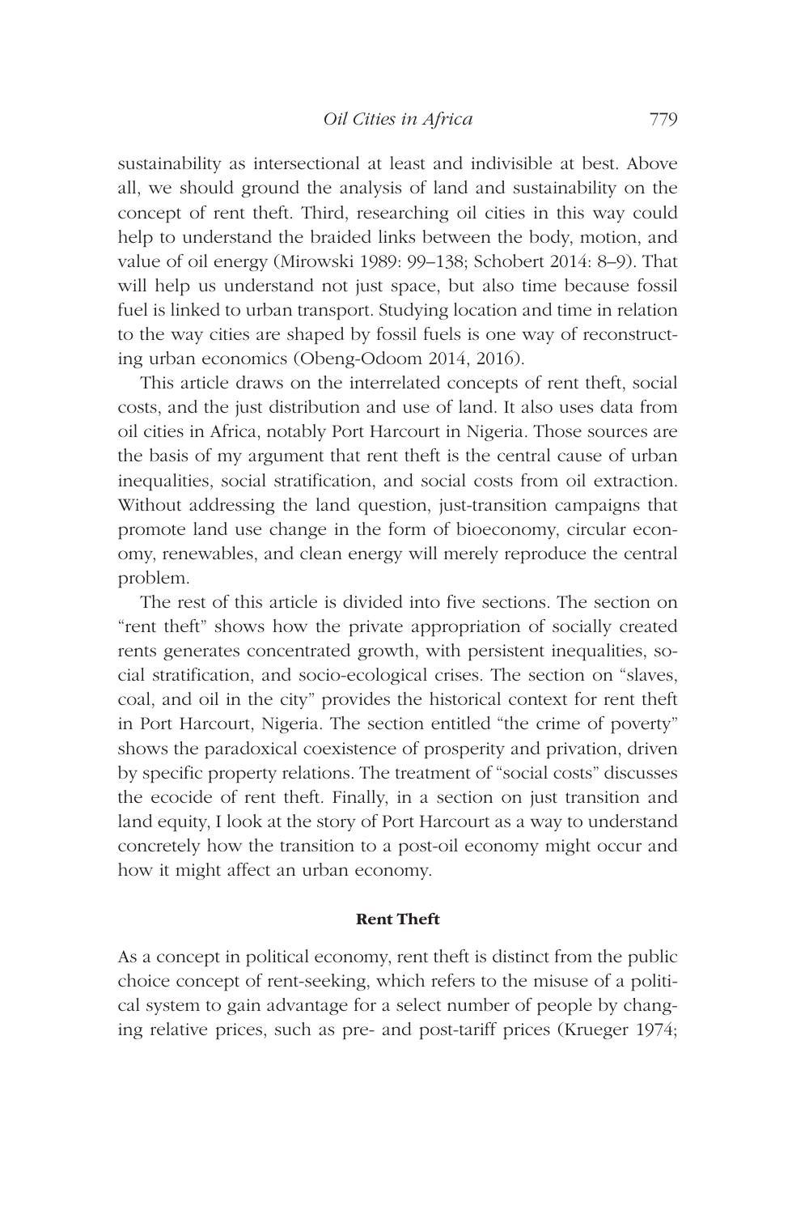sustainability as intersectional at least and indivisible at best. Above all, we should ground the analysis of land and sustainability on the concept of rent theft. Third, researching oil cities in this way could help to understand the braided links between the body, motion, and value of oil energy (Mirowski 1989: 99–138; Schobert 2014: 8–9). That will help us understand not just space, but also time because fossil fuel is linked to urban transport. Studying location and time in relation to the way cities are shaped by fossil fuels is one way of reconstructing urban economics (Obeng-Odoom 2014, 2016).

This article draws on the interrelated concepts of rent theft, social costs, and the just distribution and use of land. It also uses data from oil cities in Africa, notably Port Harcourt in Nigeria. Those sources are the basis of my argument that rent theft is the central cause of urban inequalities, social stratification, and social costs from oil extraction. Without addressing the land question, just-transition campaigns that promote land use change in the form of bioeconomy, circular economy, renewables, and clean energy will merely reproduce the central problem.

The rest of this article is divided into five sections. The section on "rent theft" shows how the private appropriation of socially created rents generates concentrated growth, with persistent inequalities, social stratification, and socio-ecological crises. The section on "slaves, coal, and oil in the city" provides the historical context for rent theft in Port Harcourt, Nigeria. The section entitled "the crime of poverty" shows the paradoxical coexistence of prosperity and privation, driven by specific property relations. The treatment of "social costs" discusses the ecocide of rent theft. Finally, in a section on just transition and land equity, I look at the story of Port Harcourt as a way to understand concretely how the transition to a post-oil economy might occur and how it might affect an urban economy.

## Rent Theft

As a concept in political economy, rent theft is distinct from the public choice concept of rent-seeking, which refers to the misuse of a political system to gain advantage for a select number of people by changing relative prices, such as pre- and post-tariff prices (Krueger 1974;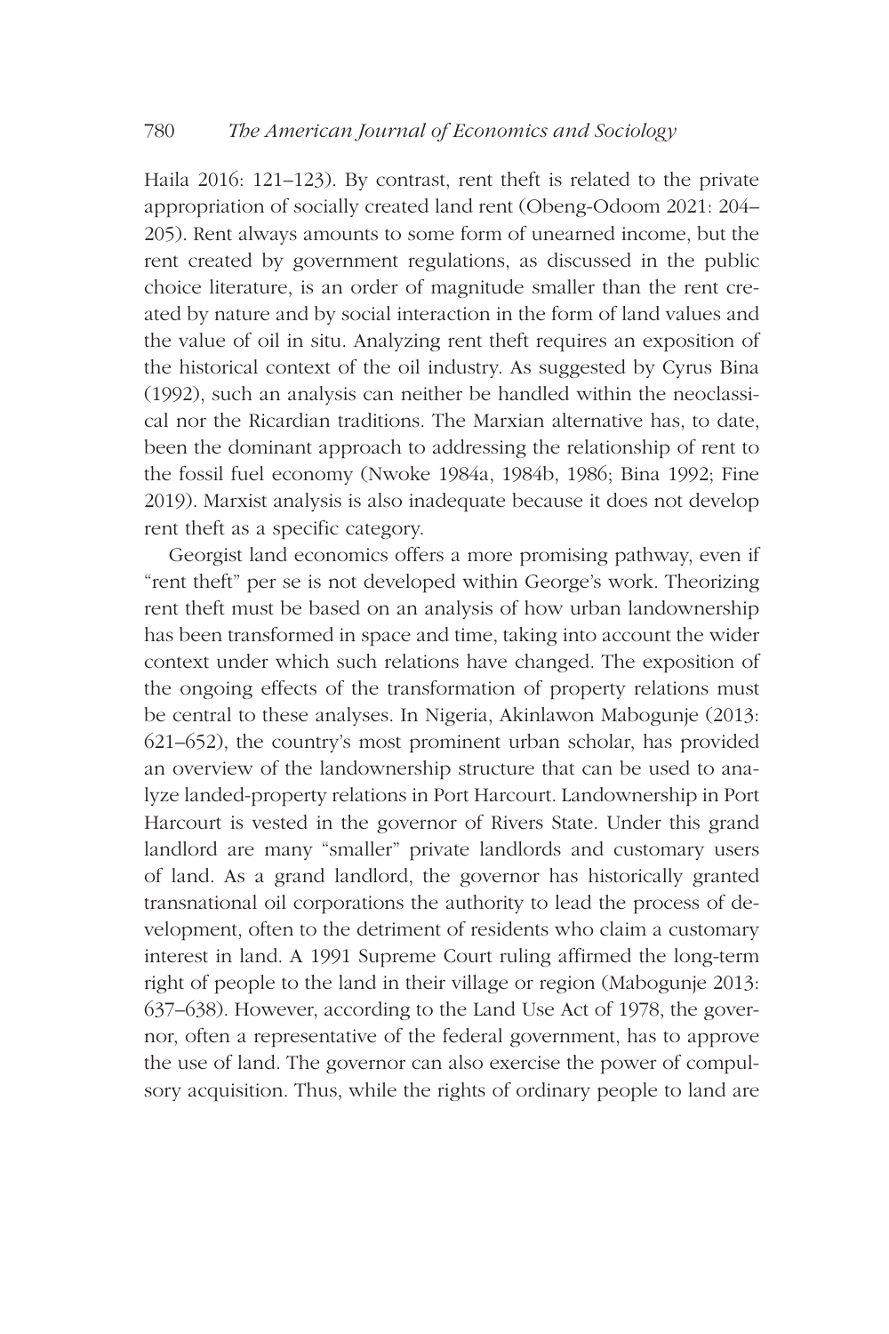Haila 2016: 121–123). By contrast, rent theft is related to the private appropriation of socially created land rent (Obeng-Odoom 2021: 204–205). Rent always amounts to some form of unearned income, but the rent created by government regulations, as discussed in the public choice literature, is an order of magnitude smaller than the rent created by nature and by social interaction in the form of land values and the value of oil in situ. Analyzing rent theft requires an exposition of the historical context of the oil industry. As suggested by Cyrus Bina (1992), such an analysis can neither be handled within the neoclassical nor the Ricardian traditions. The Marxian alternative has, to date, been the dominant approach to addressing the relationship of rent to the fossil fuel economy (Nwoke 1984a, 1984b, 1986; Bina 1992; Fine 2019). Marxist analysis is also inadequate because it does not develop rent theft as a specific category.

Georgist land economics offers a more promising pathway, even if "rent theft" per se is not developed within George's work. Theorizing rent theft must be based on an analysis of how urban landownership has been transformed in space and time, taking into account the wider context under which such relations have changed. The exposition of the ongoing effects of the transformation of property relations must be central to these analyses. In Nigeria, Akinlawon Mabogunje (2013: 621–652), the country's most prominent urban scholar, has provided an overview of the landownership structure that can be used to analyze landed-property relations in Port Harcourt. Landownership in Port Harcourt is vested in the governor of Rivers State. Under this grand landlord are many "smaller" private landlords and customary users of land. As a grand landlord, the governor has historically granted transnational oil corporations the authority to lead the process of development, often to the detriment of residents who claim a customary interest in land. A 1991 Supreme Court ruling affirmed the long-term right of people to the land in their village or region (Mabogunje 2013: 637–638). However, according to the Land Use Act of 1978, the governor, often a representative of the federal government, has to approve the use of land. The governor can also exercise the power of compulsory acquisition. Thus, while the rights of ordinary people to land are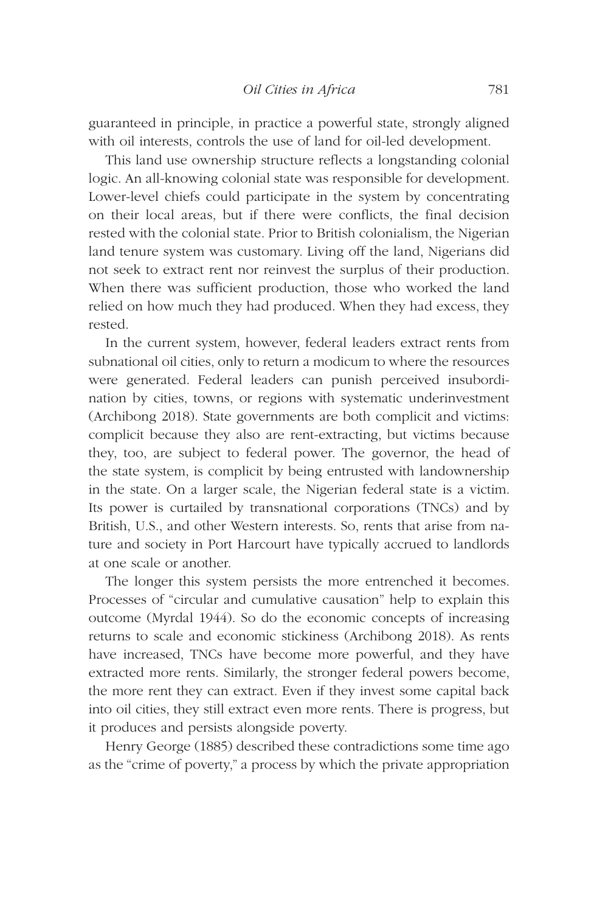guaranteed in principle, in practice a powerful state, strongly aligned with oil interests, controls the use of land for oil-led development.

This land use ownership structure reflects a longstanding colonial logic. An all-knowing colonial state was responsible for development. Lower-level chiefs could participate in the system by concentrating on their local areas, but if there were conflicts, the final decision rested with the colonial state. Prior to British colonialism, the Nigerian land tenure system was customary. Living off the land, Nigerians did not seek to extract rent nor reinvest the surplus of their production. When there was sufficient production, those who worked the land relied on how much they had produced. When they had excess, they rested.

In the current system, however, federal leaders extract rents from subnational oil cities, only to return a modicum to where the resources were generated. Federal leaders can punish perceived insubordination by cities, towns, or regions with systematic underinvestment (Archibong 2018). State governments are both complicit and victims: complicit because they also are rent-extracting, but victims because they, too, are subject to federal power. The governor, the head of the state system, is complicit by being entrusted with landownership in the state. On a larger scale, the Nigerian federal state is a victim. Its power is curtailed by transnational corporations (TNCs) and by British, U.S., and other Western interests. So, rents that arise from nature and society in Port Harcourt have typically accrued to landlords at one scale or another.

The longer this system persists the more entrenched it becomes. Processes of "circular and cumulative causation" help to explain this outcome (Myrdal 1944). So do the economic concepts of increasing returns to scale and economic stickiness (Archibong 2018). As rents have increased, TNCs have become more powerful, and they have extracted more rents. Similarly, the stronger federal powers become, the more rent they can extract. Even if they invest some capital back into oil cities, they still extract even more rents. There is progress, but it produces and persists alongside poverty.

Henry George (1885) described these contradictions some time ago as the "crime of poverty," a process by which the private appropriation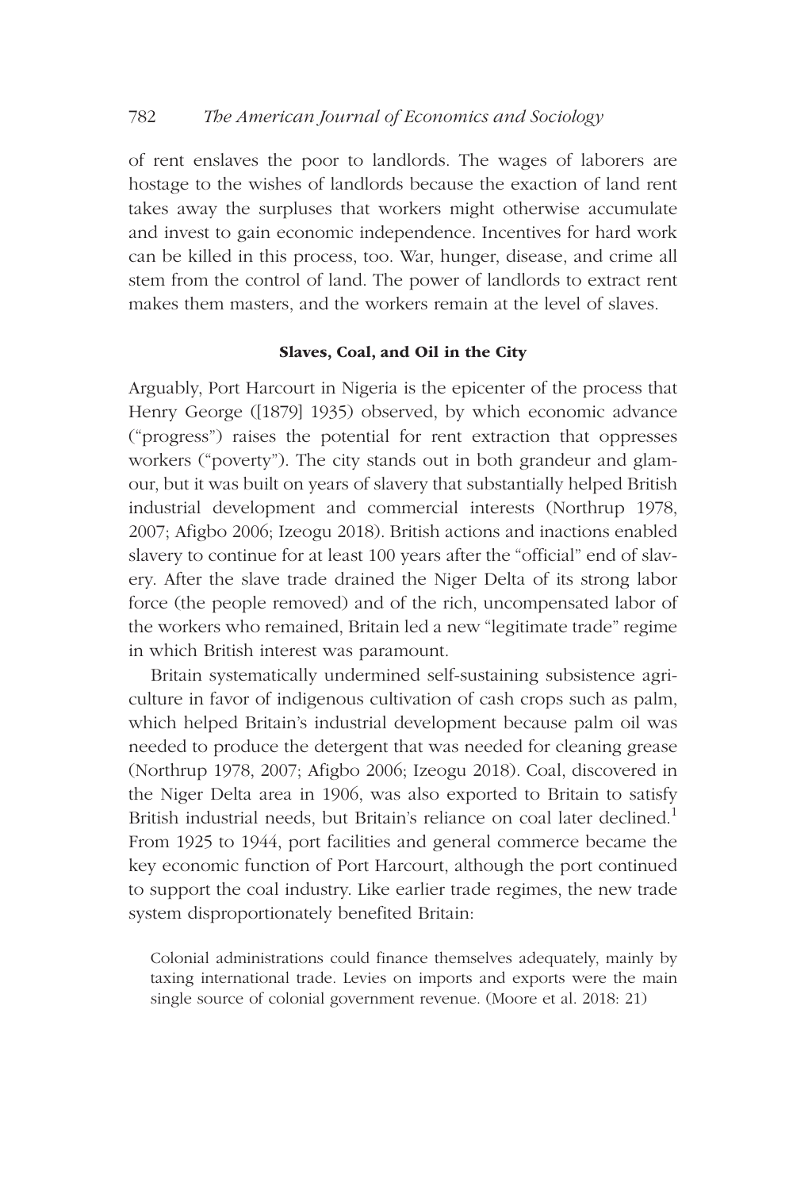of rent enslaves the poor to landlords. The wages of laborers are hostage to the wishes of landlords because the exaction of land rent takes away the surpluses that workers might otherwise accumulate and invest to gain economic independence. Incentives for hard work can be killed in this process, too. War, hunger, disease, and crime all stem from the control of land. The power of landlords to extract rent makes them masters, and the workers remain at the level of slaves.

### Slaves, Coal, and Oil in the City

Arguably, Port Harcourt in Nigeria is the epicenter of the process that Henry George ([1879] 1935) observed, by which economic advance ("progress") raises the potential for rent extraction that oppresses workers ("poverty"). The city stands out in both grandeur and glamour, but it was built on years of slavery that substantially helped British industrial development and commercial interests (Northrup 1978, 2007; Afigbo 2006; Izeogu 2018). British actions and inactions enabled slavery to continue for at least 100 years after the "official" end of slavery. After the slave trade drained the Niger Delta of its strong labor force (the people removed) and of the rich, uncompensated labor of the workers who remained, Britain led a new "legitimate trade" regime in which British interest was paramount.

Britain systematically undermined self-sustaining subsistence agriculture in favor of indigenous cultivation of cash crops such as palm, which helped Britain's industrial development because palm oil was needed to produce the detergent that was needed for cleaning grease (Northrup 1978, 2007; Afigbo 2006; Izeogu 2018). Coal, discovered in the Niger Delta area in 1906, was also exported to Britain to satisfy British industrial needs, but Britain's reliance on coal later declined.[1] From 1925 to 1944, port facilities and general commerce became the key economic function of Port Harcourt, although the port continued to support the coal industry. Like earlier trade regimes, the new trade system disproportionately benefited Britain:

> Colonial administrations could finance themselves adequately, mainly by taxing international trade. Levies on imports and exports were the main single source of colonial government revenue. (Moore et al. 2018: 21)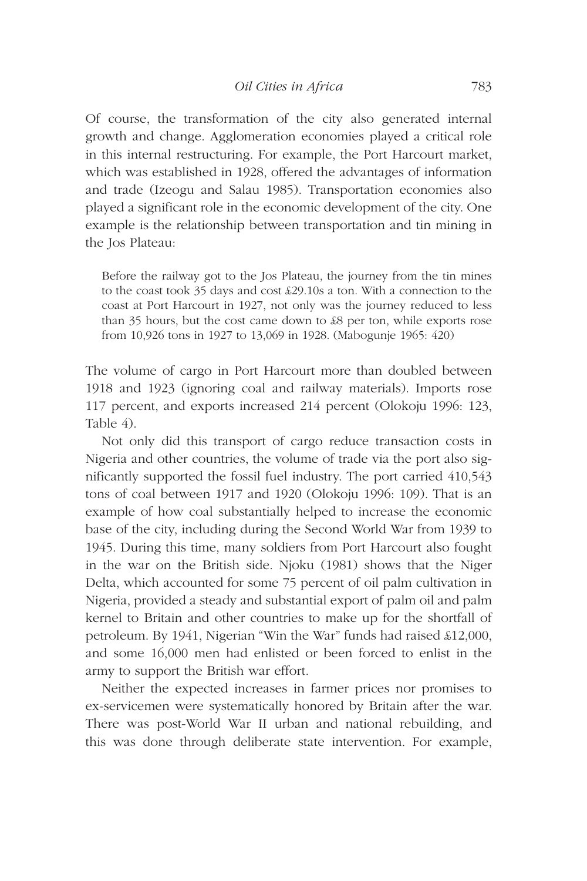Of course, the transformation of the city also generated internal growth and change. Agglomeration economies played a critical role in this internal restructuring. For example, the Port Harcourt market, which was established in 1928, offered the advantages of information and trade (Izeogu and Salau 1985). Transportation economies also played a significant role in the economic development of the city. One example is the relationship between transportation and tin mining in the Jos Plateau:

> Before the railway got to the Jos Plateau, the journey from the tin mines to the coast took 35 days and cost £29.10s a ton. With a connection to the coast at Port Harcourt in 1927, not only was the journey reduced to less than 35 hours, but the cost came down to £8 per ton, while exports rose from 10,926 tons in 1927 to 13,069 in 1928. (Mabogunje 1965: 420)

The volume of cargo in Port Harcourt more than doubled between 1918 and 1923 (ignoring coal and railway materials). Imports rose 117 percent, and exports increased 214 percent (Olokoju 1996: 123, Table 4).

Not only did this transport of cargo reduce transaction costs in Nigeria and other countries, the volume of trade via the port also significantly supported the fossil fuel industry. The port carried 410,543 tons of coal between 1917 and 1920 (Olokoju 1996: 109). That is an example of how coal substantially helped to increase the economic base of the city, including during the Second World War from 1939 to 1945. During this time, many soldiers from Port Harcourt also fought in the war on the British side. Njoku (1981) shows that the Niger Delta, which accounted for some 75 percent of oil palm cultivation in Nigeria, provided a steady and substantial export of palm oil and palm kernel to Britain and other countries to make up for the shortfall of petroleum. By 1941, Nigerian "Win the War" funds had raised £12,000, and some 16,000 men had enlisted or been forced to enlist in the army to support the British war effort.

Neither the expected increases in farmer prices nor promises to ex-servicemen were systematically honored by Britain after the war. There was post-World War II urban and national rebuilding, and this was done through deliberate state intervention. For example,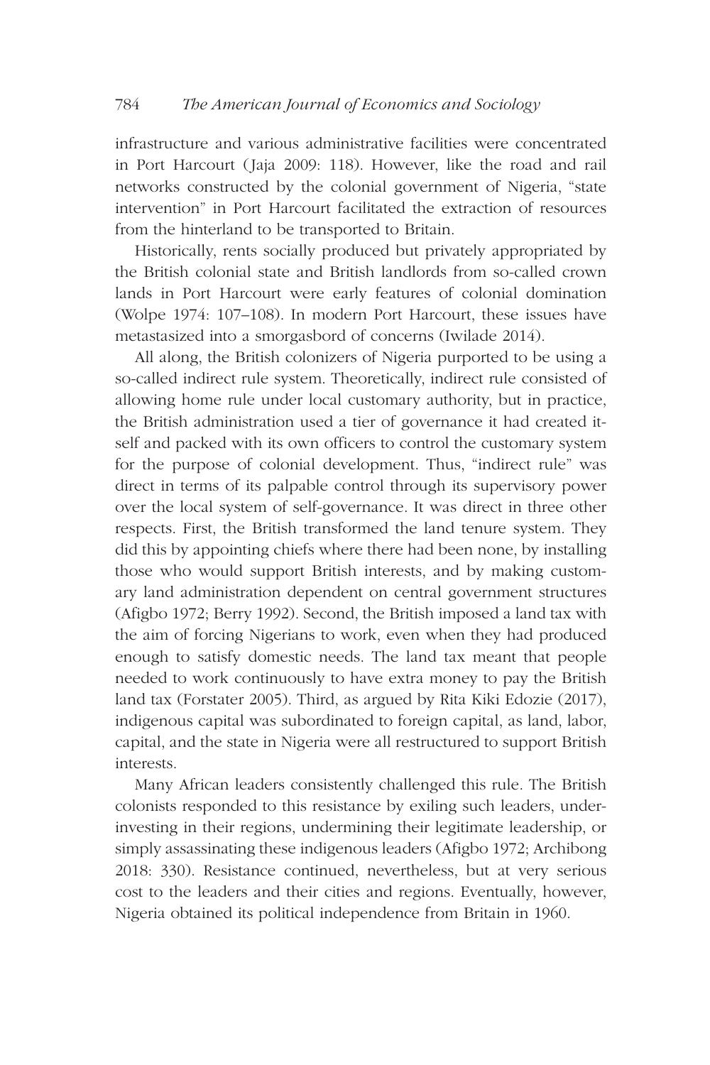infrastructure and various administrative facilities were concentrated in Port Harcourt (Jaja 2009: 118). However, like the road and rail networks constructed by the colonial government of Nigeria, "state intervention" in Port Harcourt facilitated the extraction of resources from the hinterland to be transported to Britain.

Historically, rents socially produced but privately appropriated by the British colonial state and British landlords from so-called crown lands in Port Harcourt were early features of colonial domination (Wolpe 1974: 107–108). In modern Port Harcourt, these issues have metastasized into a smorgasbord of concerns (Iwilade 2014).

All along, the British colonizers of Nigeria purported to be using a so-called indirect rule system. Theoretically, indirect rule consisted of allowing home rule under local customary authority, but in practice, the British administration used a tier of governance it had created itself and packed with its own officers to control the customary system for the purpose of colonial development. Thus, "indirect rule" was direct in terms of its palpable control through its supervisory power over the local system of self-governance. It was direct in three other respects. First, the British transformed the land tenure system. They did this by appointing chiefs where there had been none, by installing those who would support British interests, and by making customary land administration dependent on central government structures (Afigbo 1972; Berry 1992). Second, the British imposed a land tax with the aim of forcing Nigerians to work, even when they had produced enough to satisfy domestic needs. The land tax meant that people needed to work continuously to have extra money to pay the British land tax (Forstater 2005). Third, as argued by Rita Kiki Edozie (2017), indigenous capital was subordinated to foreign capital, as land, labor, capital, and the state in Nigeria were all restructured to support British interests.

Many African leaders consistently challenged this rule. The British colonists responded to this resistance by exiling such leaders, underinvesting in their regions, undermining their legitimate leadership, or simply assassinating these indigenous leaders (Afigbo 1972; Archibong 2018: 330). Resistance continued, nevertheless, but at very serious cost to the leaders and their cities and regions. Eventually, however, Nigeria obtained its political independence from Britain in 1960.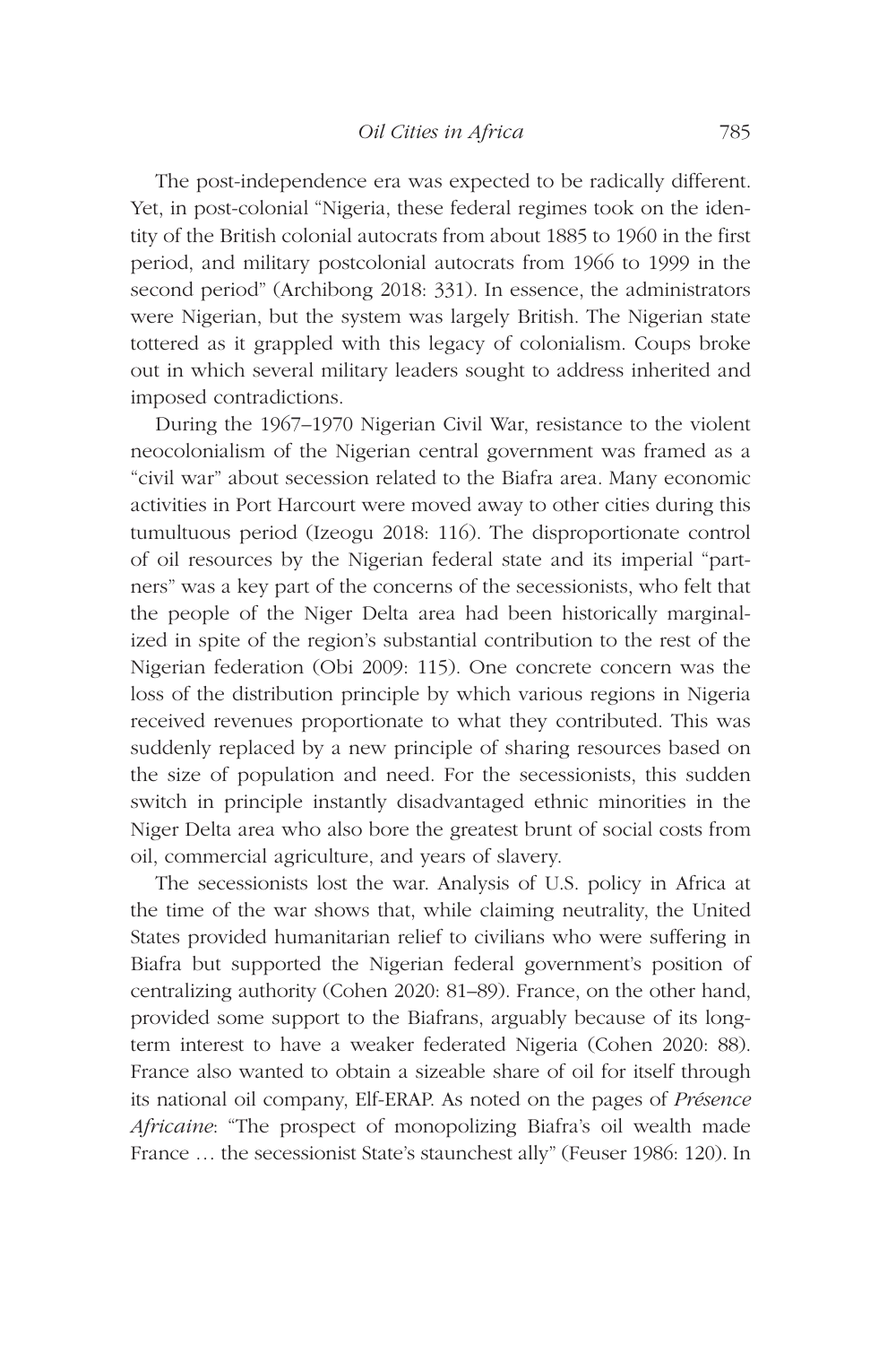The post-independence era was expected to be radically different. Yet, in post-colonial "Nigeria, these federal regimes took on the identity of the British colonial autocrats from about 1885 to 1960 in the first period, and military postcolonial autocrats from 1966 to 1999 in the second period" (Archibong 2018: 331). In essence, the administrators were Nigerian, but the system was largely British. The Nigerian state tottered as it grappled with this legacy of colonialism. Coups broke out in which several military leaders sought to address inherited and imposed contradictions.

During the 1967–1970 Nigerian Civil War, resistance to the violent neocolonialism of the Nigerian central government was framed as a "civil war" about secession related to the Biafra area. Many economic activities in Port Harcourt were moved away to other cities during this tumultuous period (Izeogu 2018: 116). The disproportionate control of oil resources by the Nigerian federal state and its imperial "partners" was a key part of the concerns of the secessionists, who felt that the people of the Niger Delta area had been historically marginalized in spite of the region's substantial contribution to the rest of the Nigerian federation (Obi 2009: 115). One concrete concern was the loss of the distribution principle by which various regions in Nigeria received revenues proportionate to what they contributed. This was suddenly replaced by a new principle of sharing resources based on the size of population and need. For the secessionists, this sudden switch in principle instantly disadvantaged ethnic minorities in the Niger Delta area who also bore the greatest brunt of social costs from oil, commercial agriculture, and years of slavery.

The secessionists lost the war. Analysis of U.S. policy in Africa at the time of the war shows that, while claiming neutrality, the United States provided humanitarian relief to civilians who were suffering in Biafra but supported the Nigerian federal government's position of centralizing authority (Cohen 2020: 81–89). France, on the other hand, provided some support to the Biafrans, arguably because of its long-term interest to have a weaker federated Nigeria (Cohen 2020: 88). France also wanted to obtain a sizeable share of oil for itself through its national oil company, Elf-ERAP. As noted on the pages of *Présence Africaine*: "The prospect of monopolizing Biafra's oil wealth made France … the secessionist State's staunchest ally" (Feuser 1986: 120). In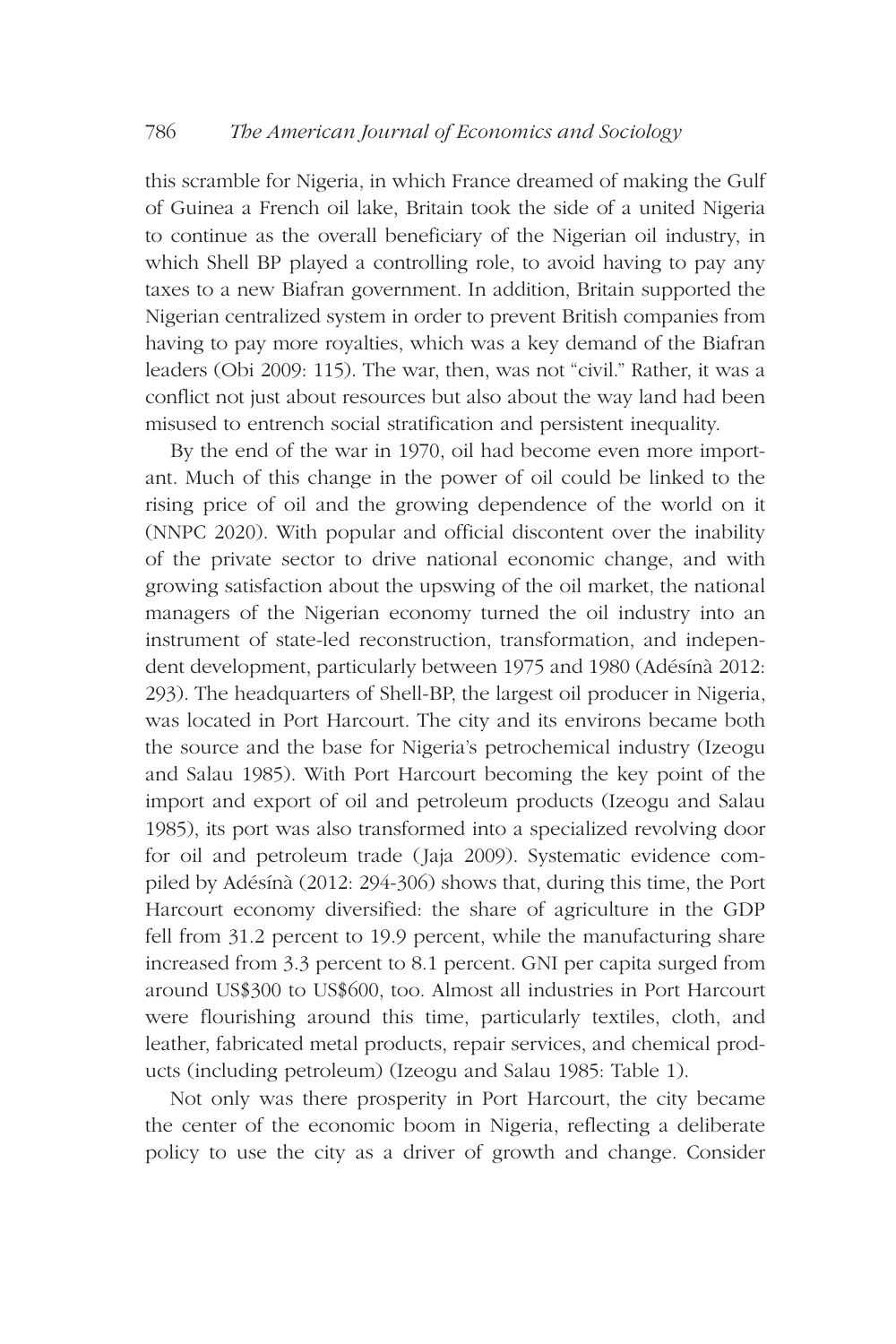this scramble for Nigeria, in which France dreamed of making the Gulf of Guinea a French oil lake, Britain took the side of a united Nigeria to continue as the overall beneficiary of the Nigerian oil industry, in which Shell BP played a controlling role, to avoid having to pay any taxes to a new Biafran government. In addition, Britain supported the Nigerian centralized system in order to prevent British companies from having to pay more royalties, which was a key demand of the Biafran leaders (Obi 2009: 115). The war, then, was not "civil." Rather, it was a conflict not just about resources but also about the way land had been misused to entrench social stratification and persistent inequality.

By the end of the war in 1970, oil had become even more important. Much of this change in the power of oil could be linked to the rising price of oil and the growing dependence of the world on it (NNPC 2020). With popular and official discontent over the inability of the private sector to drive national economic change, and with growing satisfaction about the upswing of the oil market, the national managers of the Nigerian economy turned the oil industry into an instrument of state-led reconstruction, transformation, and independent development, particularly between 1975 and 1980 (Adésínà 2012: 293). The headquarters of Shell-BP, the largest oil producer in Nigeria, was located in Port Harcourt. The city and its environs became both the source and the base for Nigeria's petrochemical industry (Izeogu and Salau 1985). With Port Harcourt becoming the key point of the import and export of oil and petroleum products (Izeogu and Salau 1985), its port was also transformed into a specialized revolving door for oil and petroleum trade (Jaja 2009). Systematic evidence compiled by Adésínà (2012: 294-306) shows that, during this time, the Port Harcourt economy diversified: the share of agriculture in the GDP fell from 31.2 percent to 19.9 percent, while the manufacturing share increased from 3.3 percent to 8.1 percent. GNI per capita surged from around US$300 to US$600, too. Almost all industries in Port Harcourt were flourishing around this time, particularly textiles, cloth, and leather, fabricated metal products, repair services, and chemical products (including petroleum) (Izeogu and Salau 1985: Table 1).

Not only was there prosperity in Port Harcourt, the city became the center of the economic boom in Nigeria, reflecting a deliberate policy to use the city as a driver of growth and change. Consider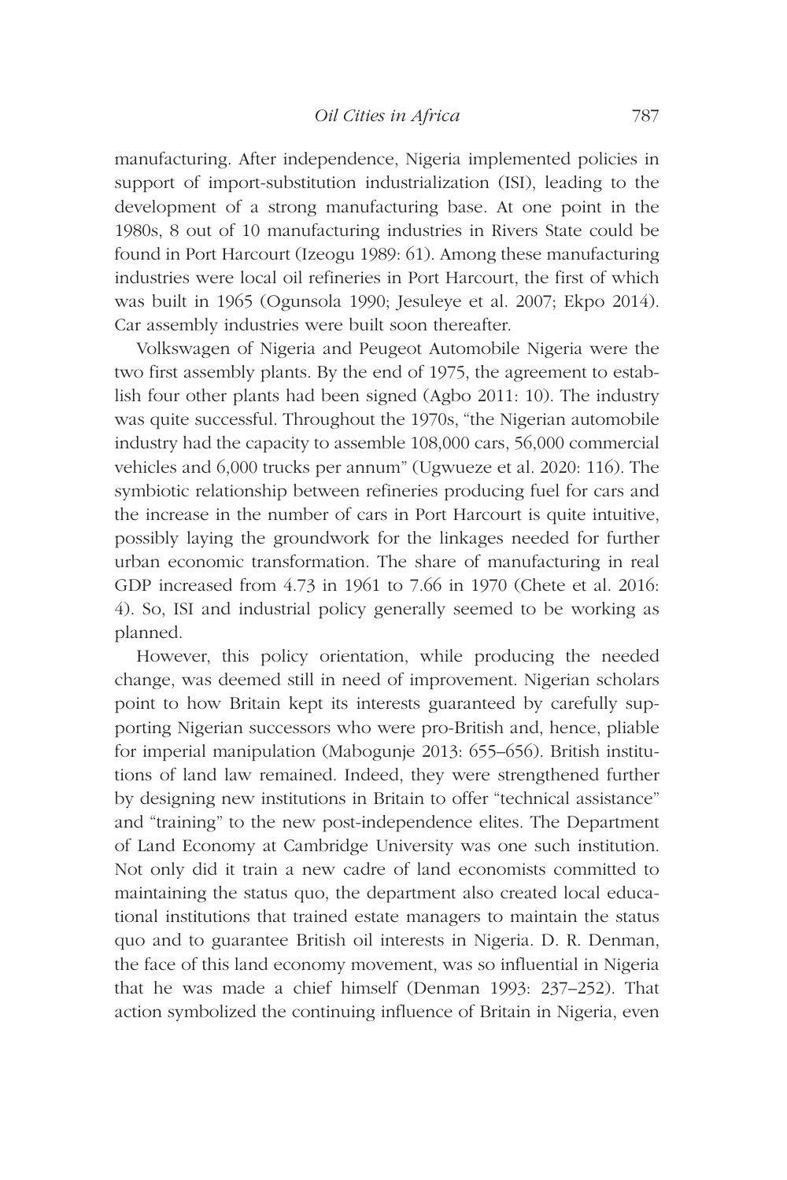manufacturing. After independence, Nigeria implemented policies in support of import-substitution industrialization (ISI), leading to the development of a strong manufacturing base. At one point in the 1980s, 8 out of 10 manufacturing industries in Rivers State could be found in Port Harcourt (Izeogu 1989: 61). Among these manufacturing industries were local oil refineries in Port Harcourt, the first of which was built in 1965 (Ogunsola 1990; Jesuleye et al. 2007; Ekpo 2014). Car assembly industries were built soon thereafter.

Volkswagen of Nigeria and Peugeot Automobile Nigeria were the two first assembly plants. By the end of 1975, the agreement to establish four other plants had been signed (Agbo 2011: 10). The industry was quite successful. Throughout the 1970s, "the Nigerian automobile industry had the capacity to assemble 108,000 cars, 56,000 commercial vehicles and 6,000 trucks per annum" (Ugwueze et al. 2020: 116). The symbiotic relationship between refineries producing fuel for cars and the increase in the number of cars in Port Harcourt is quite intuitive, possibly laying the groundwork for the linkages needed for further urban economic transformation. The share of manufacturing in real GDP increased from 4.73 in 1961 to 7.66 in 1970 (Chete et al. 2016: 4). So, ISI and industrial policy generally seemed to be working as planned.

However, this policy orientation, while producing the needed change, was deemed still in need of improvement. Nigerian scholars point to how Britain kept its interests guaranteed by carefully supporting Nigerian successors who were pro-British and, hence, pliable for imperial manipulation (Mabogunje 2013: 655–656). British institutions of land law remained. Indeed, they were strengthened further by designing new institutions in Britain to offer "technical assistance" and "training" to the new post-independence elites. The Department of Land Economy at Cambridge University was one such institution. Not only did it train a new cadre of land economists committed to maintaining the status quo, the department also created local educational institutions that trained estate managers to maintain the status quo and to guarantee British oil interests in Nigeria. D. R. Denman, the face of this land economy movement, was so influential in Nigeria that he was made a chief himself (Denman 1993: 237–252). That action symbolized the continuing influence of Britain in Nigeria, even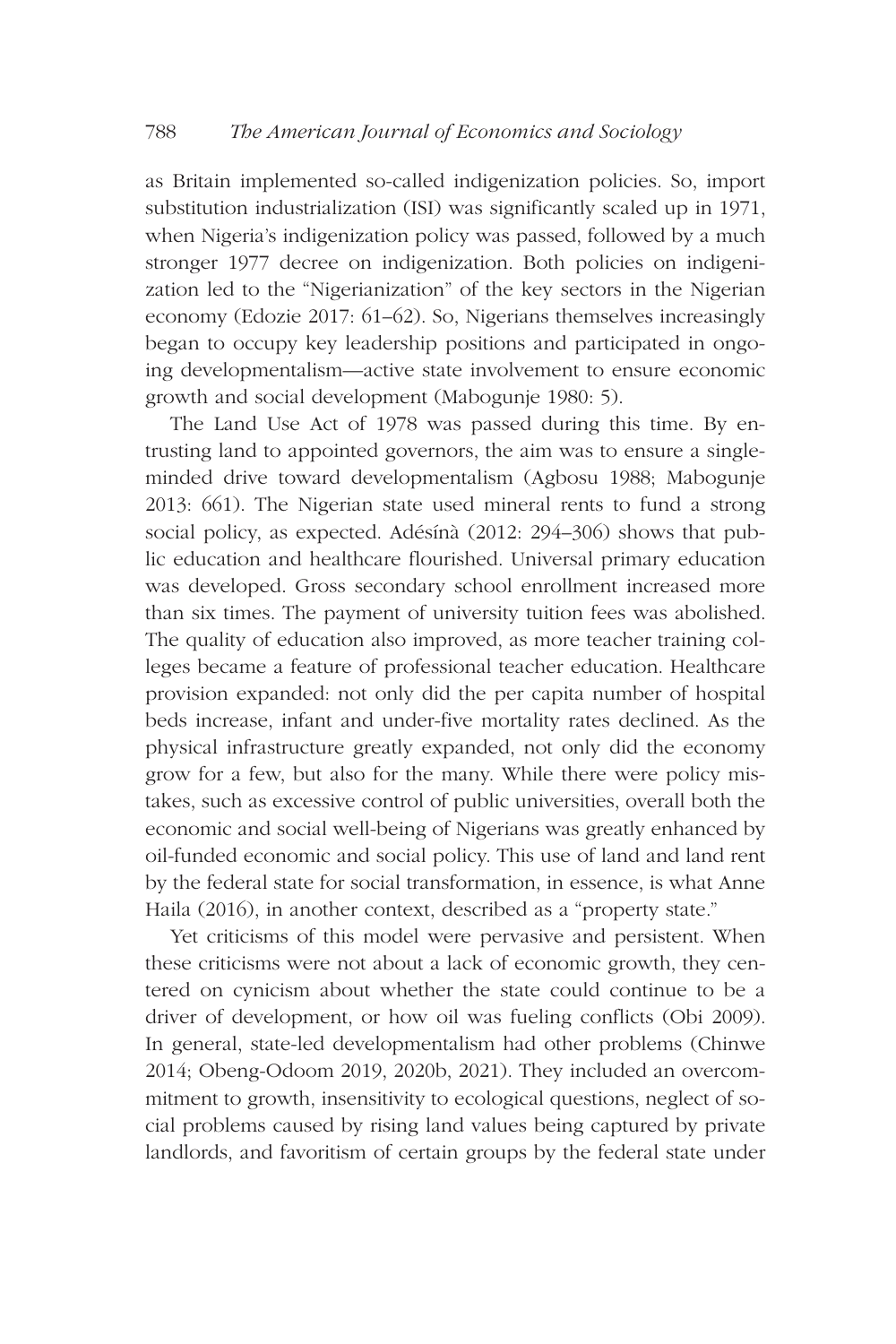as Britain implemented so-called indigenization policies. So, import substitution industrialization (ISI) was significantly scaled up in 1971, when Nigeria's indigenization policy was passed, followed by a much stronger 1977 decree on indigenization. Both policies on indigenization led to the "Nigerianization" of the key sectors in the Nigerian economy (Edozie 2017: 61–62). So, Nigerians themselves increasingly began to occupy key leadership positions and participated in ongoing developmentalism—active state involvement to ensure economic growth and social development (Mabogunje 1980: 5).

The Land Use Act of 1978 was passed during this time. By entrusting land to appointed governors, the aim was to ensure a single-minded drive toward developmentalism (Agbosu 1988; Mabogunje 2013: 661). The Nigerian state used mineral rents to fund a strong social policy, as expected. Adésínà (2012: 294–306) shows that public education and healthcare flourished. Universal primary education was developed. Gross secondary school enrollment increased more than six times. The payment of university tuition fees was abolished. The quality of education also improved, as more teacher training colleges became a feature of professional teacher education. Healthcare provision expanded: not only did the per capita number of hospital beds increase, infant and under-five mortality rates declined. As the physical infrastructure greatly expanded, not only did the economy grow for a few, but also for the many. While there were policy mistakes, such as excessive control of public universities, overall both the economic and social well-being of Nigerians was greatly enhanced by oil-funded economic and social policy. This use of land and land rent by the federal state for social transformation, in essence, is what Anne Haila (2016), in another context, described as a "property state."

Yet criticisms of this model were pervasive and persistent. When these criticisms were not about a lack of economic growth, they centered on cynicism about whether the state could continue to be a driver of development, or how oil was fueling conflicts (Obi 2009). In general, state-led developmentalism had other problems (Chinwe 2014; Obeng-Odoom 2019, 2020b, 2021). They included an overcommitment to growth, insensitivity to ecological questions, neglect of social problems caused by rising land values being captured by private landlords, and favoritism of certain groups by the federal state under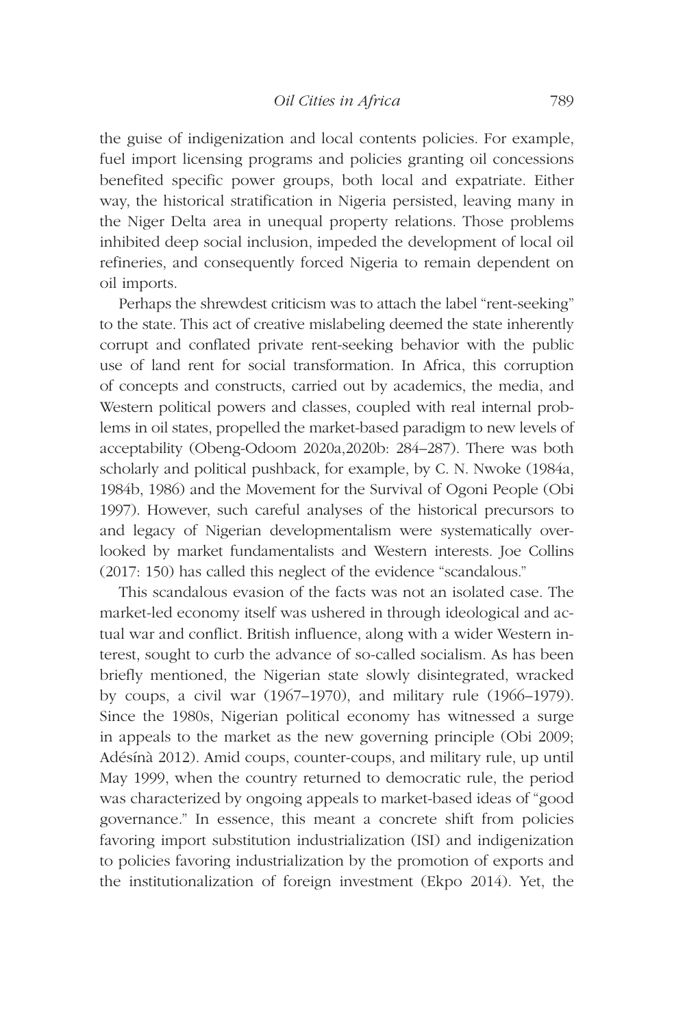the guise of indigenization and local contents policies. For example, fuel import licensing programs and policies granting oil concessions benefited specific power groups, both local and expatriate. Either way, the historical stratification in Nigeria persisted, leaving many in the Niger Delta area in unequal property relations. Those problems inhibited deep social inclusion, impeded the development of local oil refineries, and consequently forced Nigeria to remain dependent on oil imports.

Perhaps the shrewdest criticism was to attach the label "rent-seeking" to the state. This act of creative mislabeling deemed the state inherently corrupt and conflated private rent-seeking behavior with the public use of land rent for social transformation. In Africa, this corruption of concepts and constructs, carried out by academics, the media, and Western political powers and classes, coupled with real internal problems in oil states, propelled the market-based paradigm to new levels of acceptability (Obeng-Odoom 2020a,2020b: 284–287). There was both scholarly and political pushback, for example, by C. N. Nwoke (1984a, 1984b, 1986) and the Movement for the Survival of Ogoni People (Obi 1997). However, such careful analyses of the historical precursors to and legacy of Nigerian developmentalism were systematically overlooked by market fundamentalists and Western interests. Joe Collins (2017: 150) has called this neglect of the evidence "scandalous."

This scandalous evasion of the facts was not an isolated case. The market-led economy itself was ushered in through ideological and actual war and conflict. British influence, along with a wider Western interest, sought to curb the advance of so-called socialism. As has been briefly mentioned, the Nigerian state slowly disintegrated, wracked by coups, a civil war (1967–1970), and military rule (1966–1979). Since the 1980s, Nigerian political economy has witnessed a surge in appeals to the market as the new governing principle (Obi 2009; Adésínà 2012). Amid coups, counter-coups, and military rule, up until May 1999, when the country returned to democratic rule, the period was characterized by ongoing appeals to market-based ideas of "good governance." In essence, this meant a concrete shift from policies favoring import substitution industrialization (ISI) and indigenization to policies favoring industrialization by the promotion of exports and the institutionalization of foreign investment (Ekpo 2014). Yet, the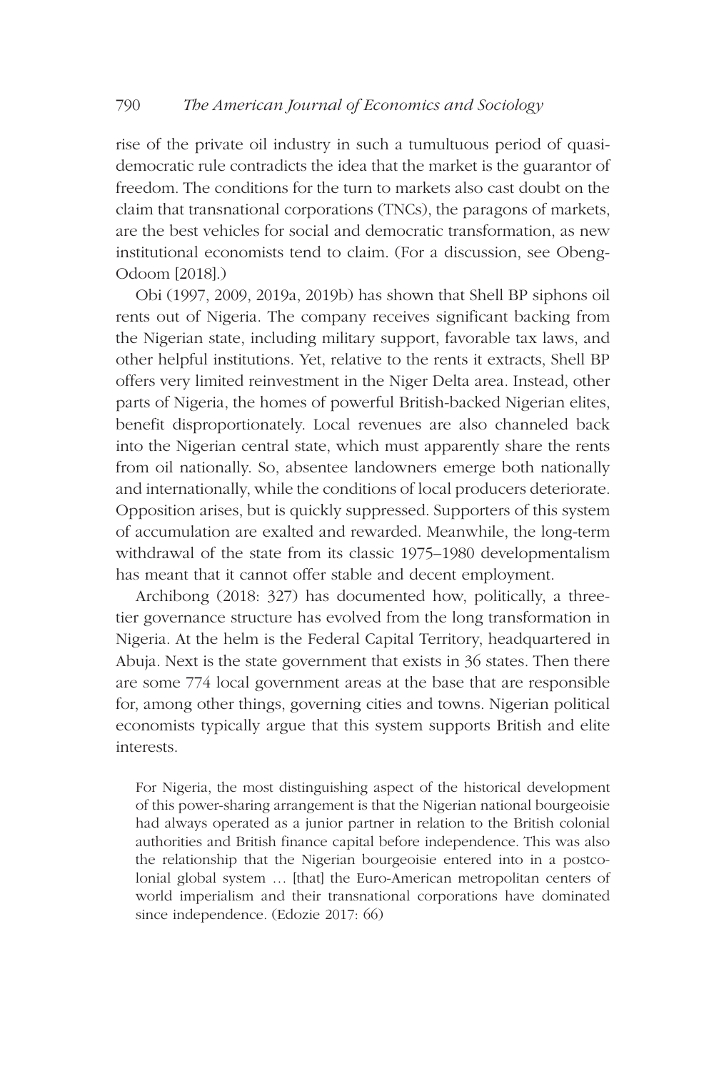rise of the private oil industry in such a tumultuous period of quasi-democratic rule contradicts the idea that the market is the guarantor of freedom. The conditions for the turn to markets also cast doubt on the claim that transnational corporations (TNCs), the paragons of markets, are the best vehicles for social and democratic transformation, as new institutional economists tend to claim. (For a discussion, see Obeng-Odoom [2018].)

Obi (1997, 2009, 2019a, 2019b) has shown that Shell BP siphons oil rents out of Nigeria. The company receives significant backing from the Nigerian state, including military support, favorable tax laws, and other helpful institutions. Yet, relative to the rents it extracts, Shell BP offers very limited reinvestment in the Niger Delta area. Instead, other parts of Nigeria, the homes of powerful British-backed Nigerian elites, benefit disproportionately. Local revenues are also channeled back into the Nigerian central state, which must apparently share the rents from oil nationally. So, absentee landowners emerge both nationally and internationally, while the conditions of local producers deteriorate. Opposition arises, but is quickly suppressed. Supporters of this system of accumulation are exalted and rewarded. Meanwhile, the long-term withdrawal of the state from its classic 1975–1980 developmentalism has meant that it cannot offer stable and decent employment.

Archibong (2018: 327) has documented how, politically, a three-tier governance structure has evolved from the long transformation in Nigeria. At the helm is the Federal Capital Territory, headquartered in Abuja. Next is the state government that exists in 36 states. Then there are some 774 local government areas at the base that are responsible for, among other things, governing cities and towns. Nigerian political economists typically argue that this system supports British and elite interests.

> For Nigeria, the most distinguishing aspect of the historical development of this power-sharing arrangement is that the Nigerian national bourgeoisie had always operated as a junior partner in relation to the British colonial authorities and British finance capital before independence. This was also the relationship that the Nigerian bourgeoisie entered into in a postcolonial global system … [that] the Euro-American metropolitan centers of world imperialism and their transnational corporations have dominated since independence. (Edozie 2017: 66)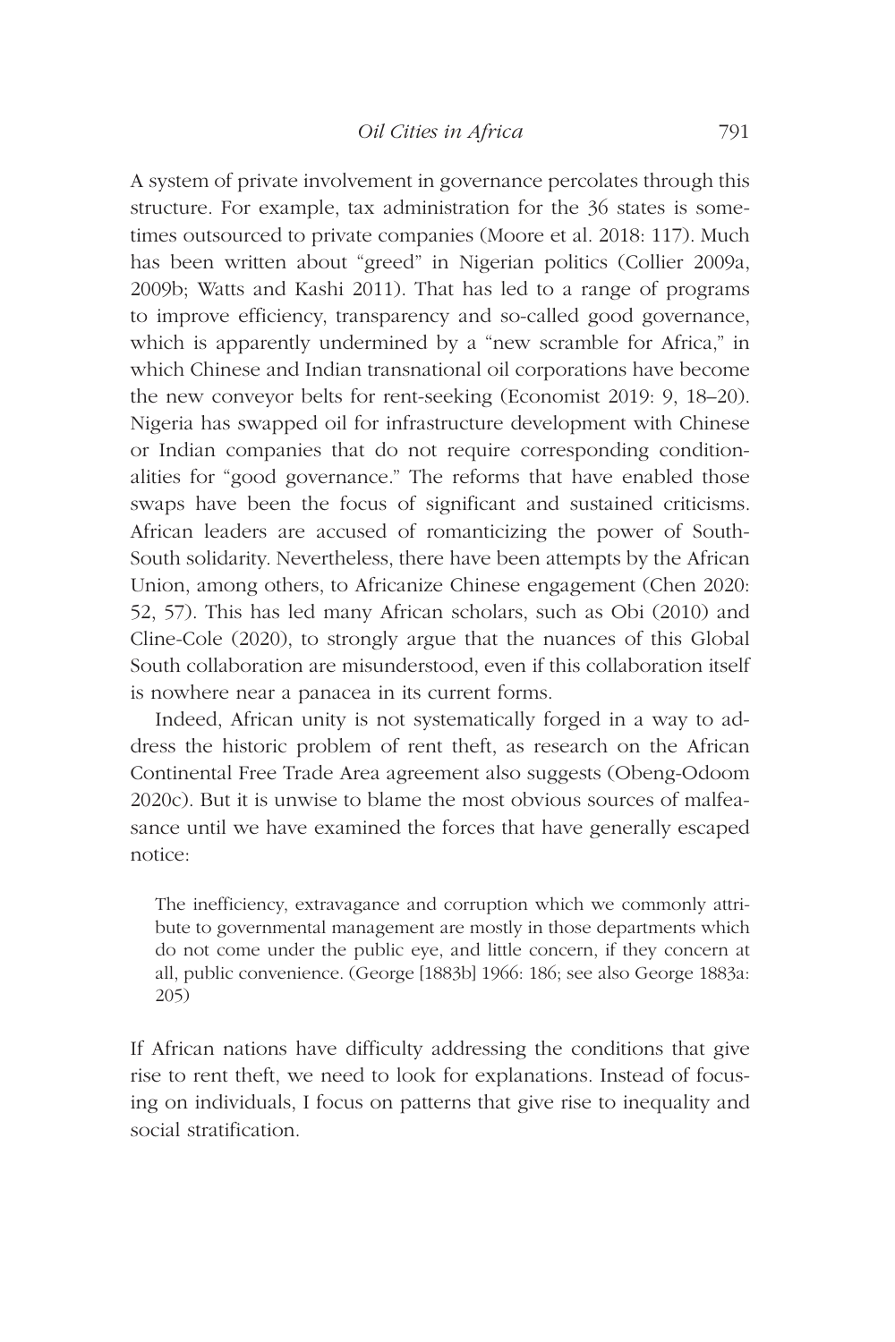A system of private involvement in governance percolates through this structure. For example, tax administration for the 36 states is sometimes outsourced to private companies (Moore et al. 2018: 117). Much has been written about "greed" in Nigerian politics (Collier 2009a, 2009b; Watts and Kashi 2011). That has led to a range of programs to improve efficiency, transparency and so-called good governance, which is apparently undermined by a "new scramble for Africa," in which Chinese and Indian transnational oil corporations have become the new conveyor belts for rent-seeking (Economist 2019: 9, 18–20). Nigeria has swapped oil for infrastructure development with Chinese or Indian companies that do not require corresponding conditionalities for "good governance." The reforms that have enabled those swaps have been the focus of significant and sustained criticisms. African leaders are accused of romanticizing the power of South-South solidarity. Nevertheless, there have been attempts by the African Union, among others, to Africanize Chinese engagement (Chen 2020: 52, 57). This has led many African scholars, such as Obi (2010) and Cline-Cole (2020), to strongly argue that the nuances of this Global South collaboration are misunderstood, even if this collaboration itself is nowhere near a panacea in its current forms.

Indeed, African unity is not systematically forged in a way to address the historic problem of rent theft, as research on the African Continental Free Trade Area agreement also suggests (Obeng-Odoom 2020c). But it is unwise to blame the most obvious sources of malfeasance until we have examined the forces that have generally escaped notice:

> The inefficiency, extravagance and corruption which we commonly attribute to governmental management are mostly in those departments which do not come under the public eye, and little concern, if they concern at all, public convenience. (George [1883b] 1966: 186; see also George 1883a: 205)

If African nations have difficulty addressing the conditions that give rise to rent theft, we need to look for explanations. Instead of focusing on individuals, I focus on patterns that give rise to inequality and social stratification.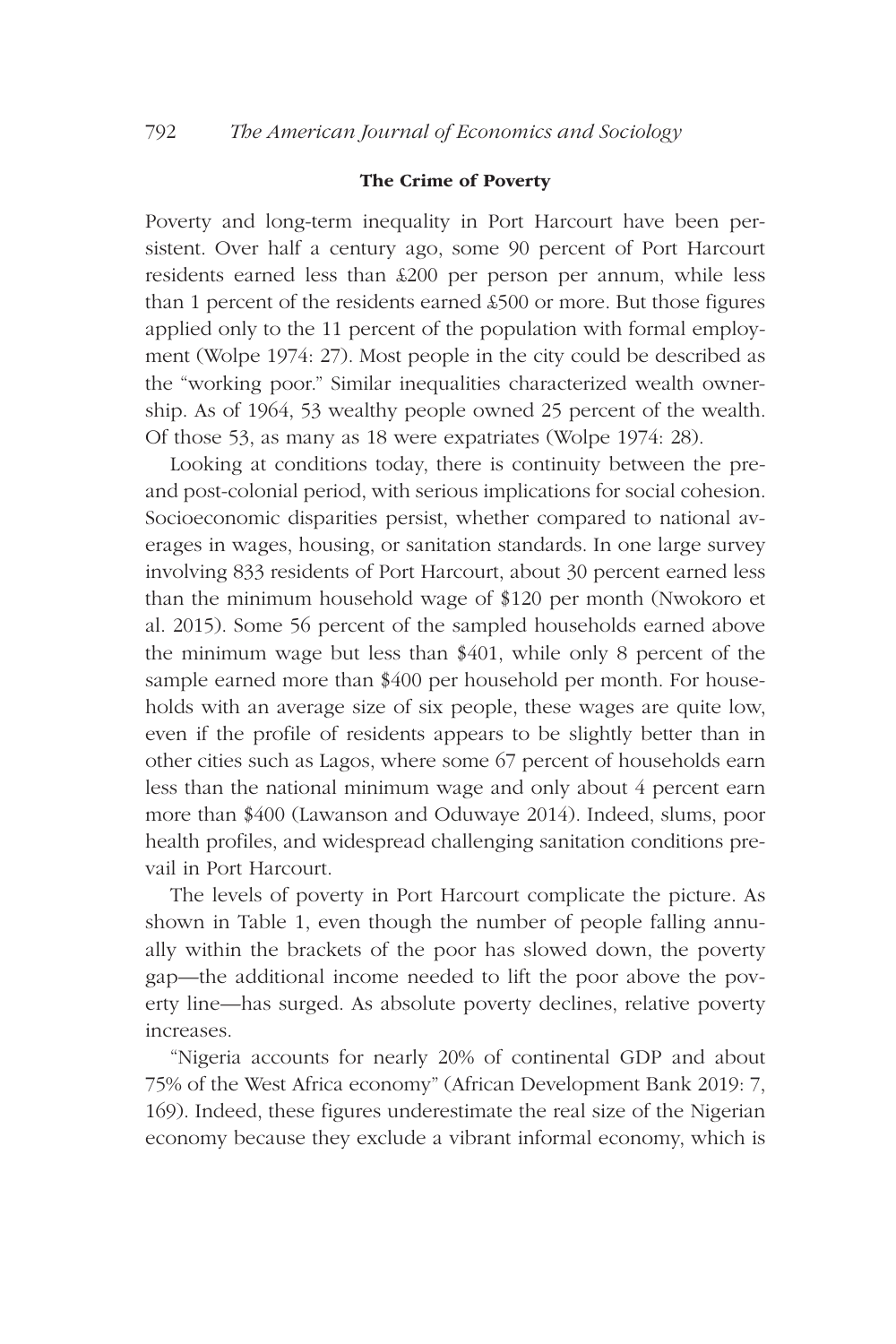### The Crime of Poverty

Poverty and long-term inequality in Port Harcourt have been persistent. Over half a century ago, some 90 percent of Port Harcourt residents earned less than £200 per person per annum, while less than 1 percent of the residents earned £500 or more. But those figures applied only to the 11 percent of the population with formal employment (Wolpe 1974: 27). Most people in the city could be described as the "working poor." Similar inequalities characterized wealth ownership. As of 1964, 53 wealthy people owned 25 percent of the wealth. Of those 53, as many as 18 were expatriates (Wolpe 1974: 28).

Looking at conditions today, there is continuity between the pre- and post-colonial period, with serious implications for social cohesion. Socioeconomic disparities persist, whether compared to national averages in wages, housing, or sanitation standards. In one large survey involving 833 residents of Port Harcourt, about 30 percent earned less than the minimum household wage of $120 per month (Nwokoro et al. 2015). Some 56 percent of the sampled households earned above the minimum wage but less than $401, while only 8 percent of the sample earned more than $400 per household per month. For households with an average size of six people, these wages are quite low, even if the profile of residents appears to be slightly better than in other cities such as Lagos, where some 67 percent of households earn less than the national minimum wage and only about 4 percent earn more than $400 (Lawanson and Oduwaye 2014). Indeed, slums, poor health profiles, and widespread challenging sanitation conditions prevail in Port Harcourt.

The levels of poverty in Port Harcourt complicate the picture. As shown in Table 1, even though the number of people falling annually within the brackets of the poor has slowed down, the poverty gap—the additional income needed to lift the poor above the poverty line—has surged. As absolute poverty declines, relative poverty increases.

"Nigeria accounts for nearly 20% of continental GDP and about 75% of the West Africa economy" (African Development Bank 2019: 7, 169). Indeed, these figures underestimate the real size of the Nigerian economy because they exclude a vibrant informal economy, which is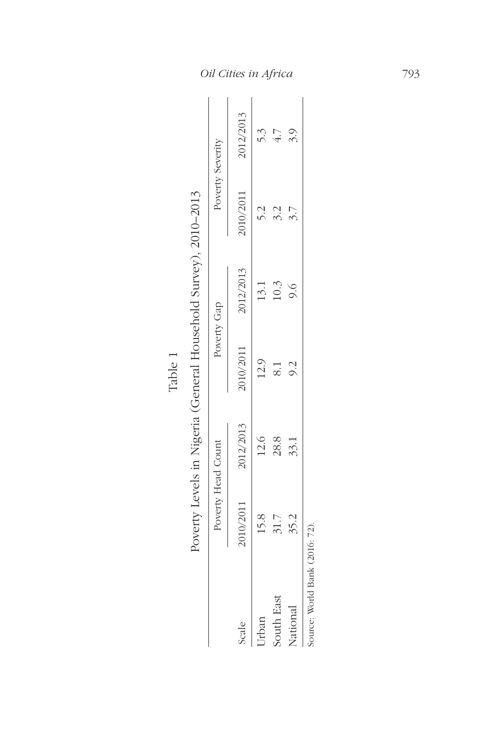Table 1

Poverty Levels in Nigeria (General Household Survey), 2010–2013

| Scale | Poverty Head Count | | Poverty Gap | | Poverty Severity | |
|---|---|---|---|---|---|---|
| | 2010/2011 | 2012/2013 | 2010/2011 | 2012/2013 | 2010/2011 | 2012/2013 |
| Urban | 15.8 | 12.6 | 12.9 | 13.1 | 5.2 | 5.3 |
| South East | 31.7 | 28.8 | 8.1 | 10.3 | 3.2 | 4.7 |
| National | 35.2 | 33.1 | 9.2 | 9.6 | 3.7 | 3.9 |

Source: World Bank (2016: 72).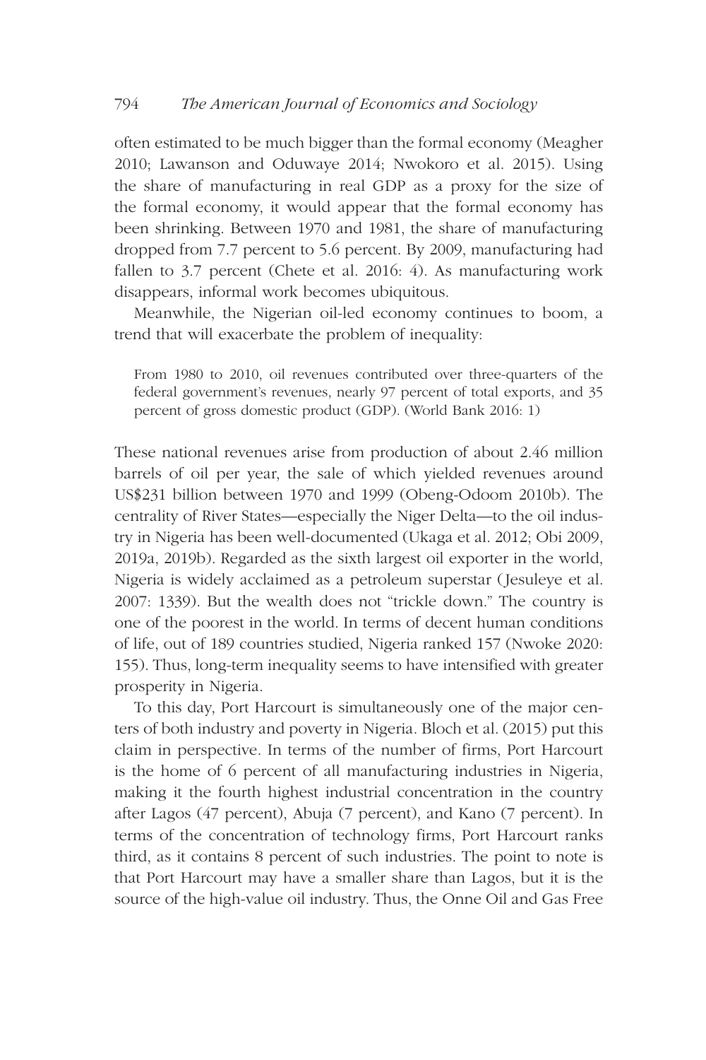often estimated to be much bigger than the formal economy (Meagher 2010; Lawanson and Oduwaye 2014; Nwokoro et al. 2015). Using the share of manufacturing in real GDP as a proxy for the size of the formal economy, it would appear that the formal economy has been shrinking. Between 1970 and 1981, the share of manufacturing dropped from 7.7 percent to 5.6 percent. By 2009, manufacturing had fallen to 3.7 percent (Chete et al. 2016: 4). As manufacturing work disappears, informal work becomes ubiquitous.

Meanwhile, the Nigerian oil-led economy continues to boom, a trend that will exacerbate the problem of inequality:

> From 1980 to 2010, oil revenues contributed over three-quarters of the federal government's revenues, nearly 97 percent of total exports, and 35 percent of gross domestic product (GDP). (World Bank 2016: 1)

These national revenues arise from production of about 2.46 million barrels of oil per year, the sale of which yielded revenues around US$231 billion between 1970 and 1999 (Obeng-Odoom 2010b). The centrality of River States—especially the Niger Delta—to the oil industry in Nigeria has been well-documented (Ukaga et al. 2012; Obi 2009, 2019a, 2019b). Regarded as the sixth largest oil exporter in the world, Nigeria is widely acclaimed as a petroleum superstar (Jesuleye et al. 2007: 1339). But the wealth does not "trickle down." The country is one of the poorest in the world. In terms of decent human conditions of life, out of 189 countries studied, Nigeria ranked 157 (Nwoke 2020: 155). Thus, long-term inequality seems to have intensified with greater prosperity in Nigeria.

To this day, Port Harcourt is simultaneously one of the major centers of both industry and poverty in Nigeria. Bloch et al. (2015) put this claim in perspective. In terms of the number of firms, Port Harcourt is the home of 6 percent of all manufacturing industries in Nigeria, making it the fourth highest industrial concentration in the country after Lagos (47 percent), Abuja (7 percent), and Kano (7 percent). In terms of the concentration of technology firms, Port Harcourt ranks third, as it contains 8 percent of such industries. The point to note is that Port Harcourt may have a smaller share than Lagos, but it is the source of the high-value oil industry. Thus, the Onne Oil and Gas Free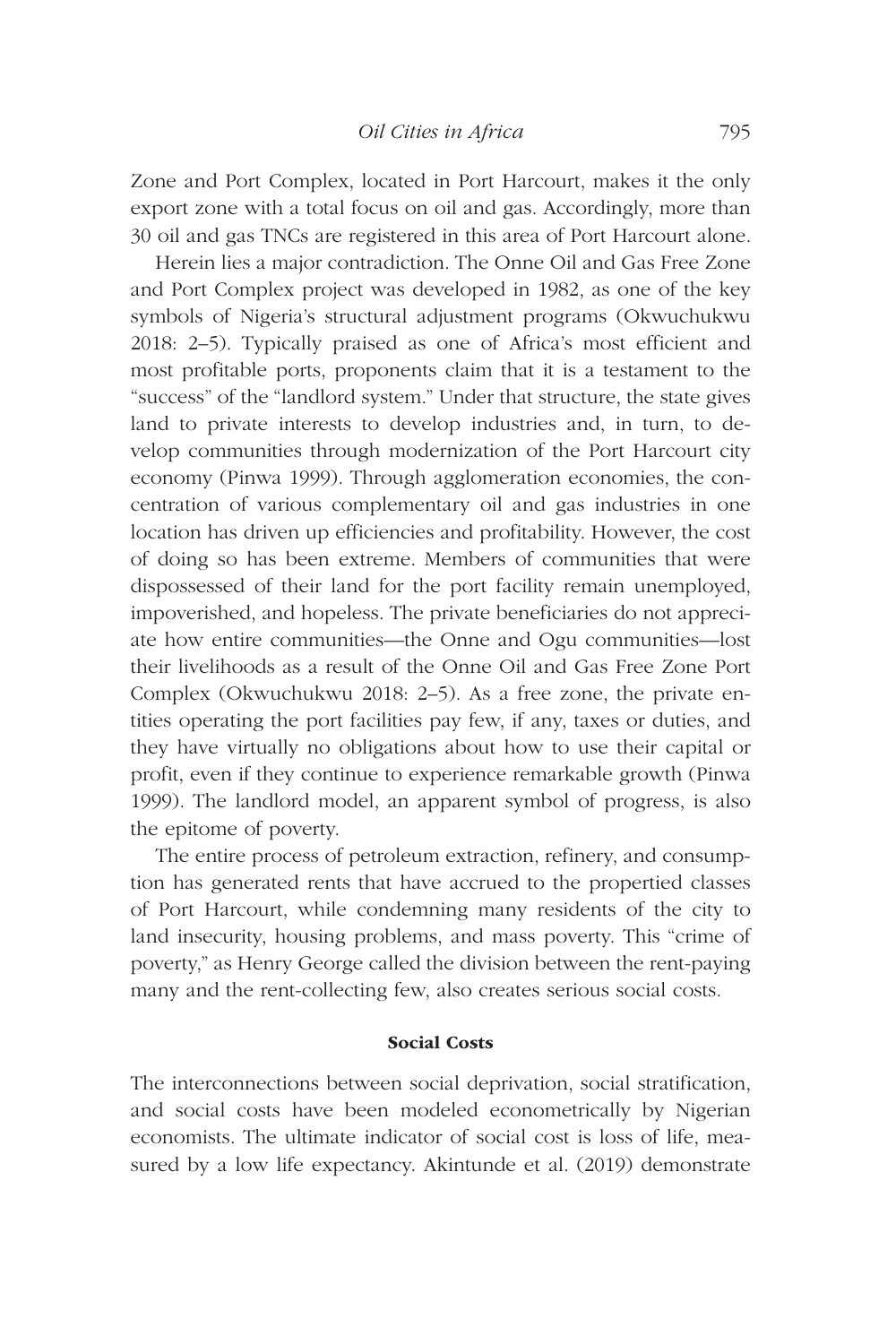Zone and Port Complex, located in Port Harcourt, makes it the only export zone with a total focus on oil and gas. Accordingly, more than 30 oil and gas TNCs are registered in this area of Port Harcourt alone.

Herein lies a major contradiction. The Onne Oil and Gas Free Zone and Port Complex project was developed in 1982, as one of the key symbols of Nigeria's structural adjustment programs (Okwuchukwu 2018: 2–5). Typically praised as one of Africa's most efficient and most profitable ports, proponents claim that it is a testament to the "success" of the "landlord system." Under that structure, the state gives land to private interests to develop industries and, in turn, to develop communities through modernization of the Port Harcourt city economy (Pinwa 1999). Through agglomeration economies, the concentration of various complementary oil and gas industries in one location has driven up efficiencies and profitability. However, the cost of doing so has been extreme. Members of communities that were dispossessed of their land for the port facility remain unemployed, impoverished, and hopeless. The private beneficiaries do not appreciate how entire communities—the Onne and Ogu communities—lost their livelihoods as a result of the Onne Oil and Gas Free Zone Port Complex (Okwuchukwu 2018: 2–5). As a free zone, the private entities operating the port facilities pay few, if any, taxes or duties, and they have virtually no obligations about how to use their capital or profit, even if they continue to experience remarkable growth (Pinwa 1999). The landlord model, an apparent symbol of progress, is also the epitome of poverty.

The entire process of petroleum extraction, refinery, and consumption has generated rents that have accrued to the propertied classes of Port Harcourt, while condemning many residents of the city to land insecurity, housing problems, and mass poverty. This "crime of poverty," as Henry George called the division between the rent-paying many and the rent-collecting few, also creates serious social costs.

### Social Costs

The interconnections between social deprivation, social stratification, and social costs have been modeled econometrically by Nigerian economists. The ultimate indicator of social cost is loss of life, measured by a low life expectancy. Akintunde et al. (2019) demonstrate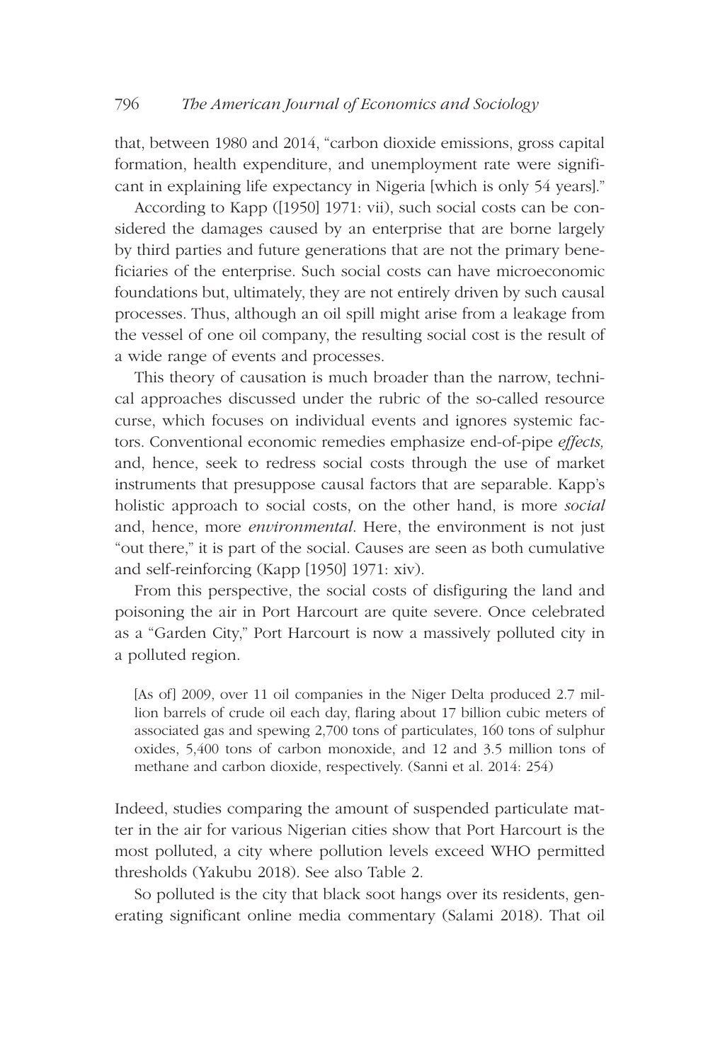that, between 1980 and 2014, "carbon dioxide emissions, gross capital formation, health expenditure, and unemployment rate were significant in explaining life expectancy in Nigeria [which is only 54 years]."

According to Kapp ([1950] 1971: vii), such social costs can be considered the damages caused by an enterprise that are borne largely by third parties and future generations that are not the primary beneficiaries of the enterprise. Such social costs can have microeconomic foundations but, ultimately, they are not entirely driven by such causal processes. Thus, although an oil spill might arise from a leakage from the vessel of one oil company, the resulting social cost is the result of a wide range of events and processes.

This theory of causation is much broader than the narrow, technical approaches discussed under the rubric of the so-called resource curse, which focuses on individual events and ignores systemic factors. Conventional economic remedies emphasize end-of-pipe *effects,* and, hence, seek to redress social costs through the use of market instruments that presuppose causal factors that are separable. Kapp's holistic approach to social costs, on the other hand, is more *social* and, hence, more *environmental*. Here, the environment is not just "out there," it is part of the social. Causes are seen as both cumulative and self-reinforcing (Kapp [1950] 1971: xiv).

From this perspective, the social costs of disfiguring the land and poisoning the air in Port Harcourt are quite severe. Once celebrated as a "Garden City," Port Harcourt is now a massively polluted city in a polluted region.

> [As of] 2009, over 11 oil companies in the Niger Delta produced 2.7 million barrels of crude oil each day, flaring about 17 billion cubic meters of associated gas and spewing 2,700 tons of particulates, 160 tons of sulphur oxides, 5,400 tons of carbon monoxide, and 12 and 3.5 million tons of methane and carbon dioxide, respectively. (Sanni et al. 2014: 254)

Indeed, studies comparing the amount of suspended particulate matter in the air for various Nigerian cities show that Port Harcourt is the most polluted, a city where pollution levels exceed WHO permitted thresholds (Yakubu 2018). See also Table 2.

So polluted is the city that black soot hangs over its residents, generating significant online media commentary (Salami 2018). That oil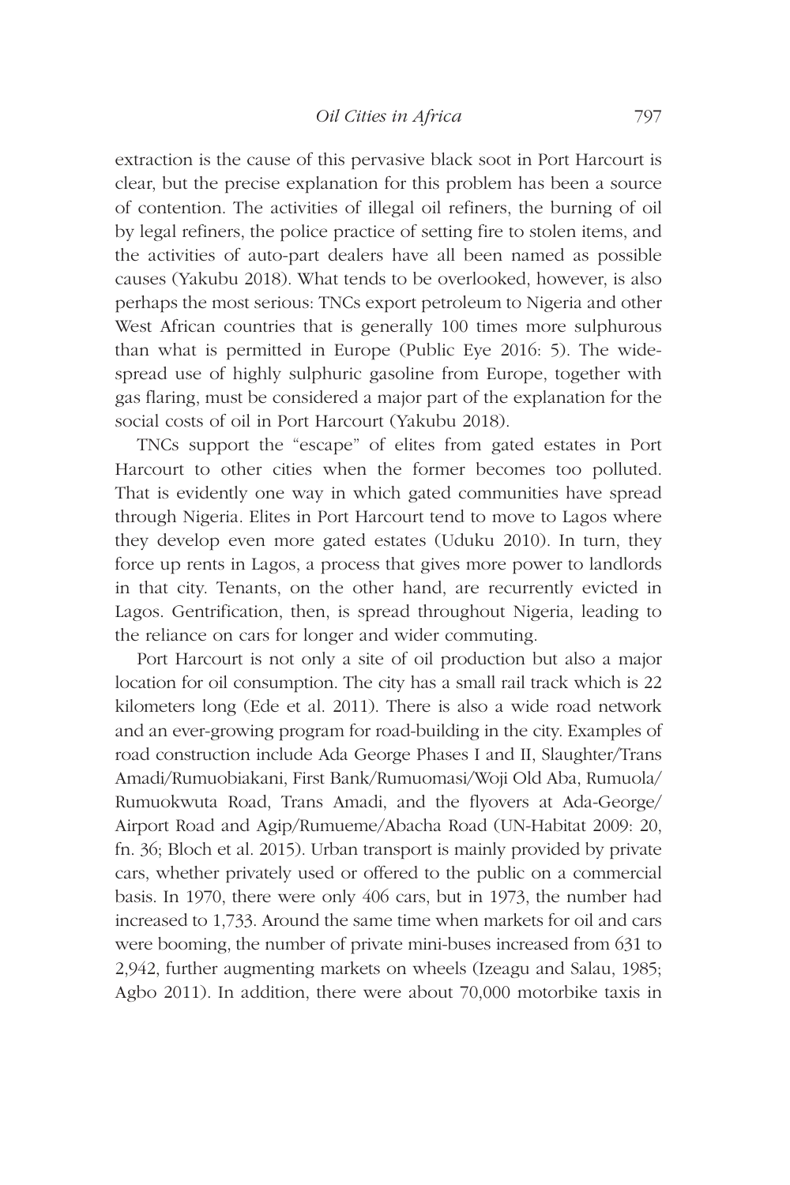extraction is the cause of this pervasive black soot in Port Harcourt is clear, but the precise explanation for this problem has been a source of contention. The activities of illegal oil refiners, the burning of oil by legal refiners, the police practice of setting fire to stolen items, and the activities of auto-part dealers have all been named as possible causes (Yakubu 2018). What tends to be overlooked, however, is also perhaps the most serious: TNCs export petroleum to Nigeria and other West African countries that is generally 100 times more sulphurous than what is permitted in Europe (Public Eye 2016: 5). The widespread use of highly sulphuric gasoline from Europe, together with gas flaring, must be considered a major part of the explanation for the social costs of oil in Port Harcourt (Yakubu 2018).

TNCs support the "escape" of elites from gated estates in Port Harcourt to other cities when the former becomes too polluted. That is evidently one way in which gated communities have spread through Nigeria. Elites in Port Harcourt tend to move to Lagos where they develop even more gated estates (Uduku 2010). In turn, they force up rents in Lagos, a process that gives more power to landlords in that city. Tenants, on the other hand, are recurrently evicted in Lagos. Gentrification, then, is spread throughout Nigeria, leading to the reliance on cars for longer and wider commuting.

Port Harcourt is not only a site of oil production but also a major location for oil consumption. The city has a small rail track which is 22 kilometers long (Ede et al. 2011). There is also a wide road network and an ever-growing program for road-building in the city. Examples of road construction include Ada George Phases I and II, Slaughter/Trans Amadi/Rumuobiakani, First Bank/Rumuomasi/Woji Old Aba, Rumuola/Rumuokwuta Road, Trans Amadi, and the flyovers at Ada-George/Airport Road and Agip/Rumueme/Abacha Road (UN-Habitat 2009: 20, fn. 36; Bloch et al. 2015). Urban transport is mainly provided by private cars, whether privately used or offered to the public on a commercial basis. In 1970, there were only 406 cars, but in 1973, the number had increased to 1,733. Around the same time when markets for oil and cars were booming, the number of private mini-buses increased from 631 to 2,942, further augmenting markets on wheels (Izeagu and Salau, 1985; Agbo 2011). In addition, there were about 70,000 motorbike taxis in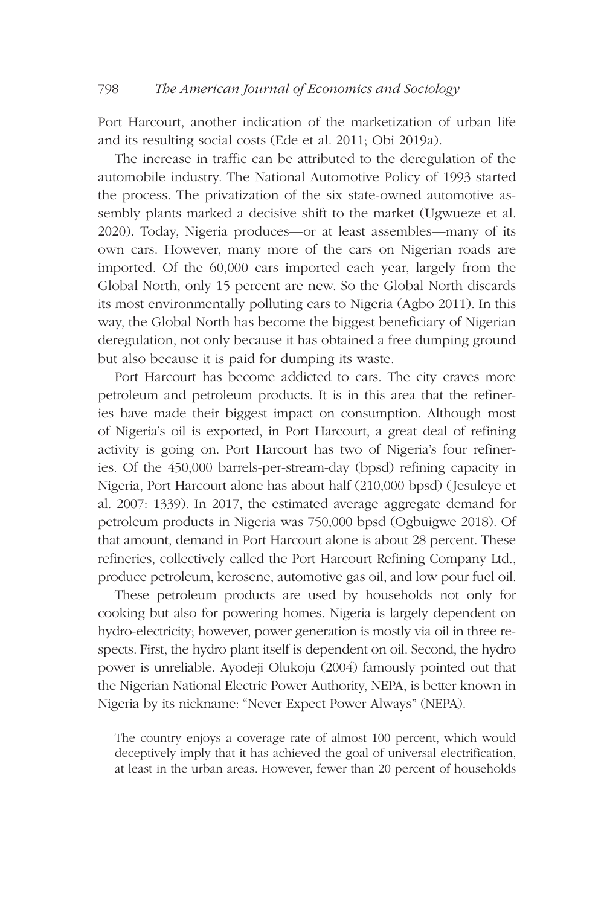Port Harcourt, another indication of the marketization of urban life and its resulting social costs (Ede et al. 2011; Obi 2019a).

The increase in traffic can be attributed to the deregulation of the automobile industry. The National Automotive Policy of 1993 started the process. The privatization of the six state-owned automotive assembly plants marked a decisive shift to the market (Ugwueze et al. 2020). Today, Nigeria produces—or at least assembles—many of its own cars. However, many more of the cars on Nigerian roads are imported. Of the 60,000 cars imported each year, largely from the Global North, only 15 percent are new. So the Global North discards its most environmentally polluting cars to Nigeria (Agbo 2011). In this way, the Global North has become the biggest beneficiary of Nigerian deregulation, not only because it has obtained a free dumping ground but also because it is paid for dumping its waste.

Port Harcourt has become addicted to cars. The city craves more petroleum and petroleum products. It is in this area that the refineries have made their biggest impact on consumption. Although most of Nigeria's oil is exported, in Port Harcourt, a great deal of refining activity is going on. Port Harcourt has two of Nigeria's four refineries. Of the 450,000 barrels-per-stream-day (bpsd) refining capacity in Nigeria, Port Harcourt alone has about half (210,000 bpsd) (Jesuleye et al. 2007: 1339). In 2017, the estimated average aggregate demand for petroleum products in Nigeria was 750,000 bpsd (Ogbuigwe 2018). Of that amount, demand in Port Harcourt alone is about 28 percent. These refineries, collectively called the Port Harcourt Refining Company Ltd., produce petroleum, kerosene, automotive gas oil, and low pour fuel oil.

These petroleum products are used by households not only for cooking but also for powering homes. Nigeria is largely dependent on hydro-electricity; however, power generation is mostly via oil in three respects. First, the hydro plant itself is dependent on oil. Second, the hydro power is unreliable. Ayodeji Olukoju (2004) famously pointed out that the Nigerian National Electric Power Authority, NEPA, is better known in Nigeria by its nickname: "Never Expect Power Always" (NEPA).

> The country enjoys a coverage rate of almost 100 percent, which would deceptively imply that it has achieved the goal of universal electrification, at least in the urban areas. However, fewer than 20 percent of households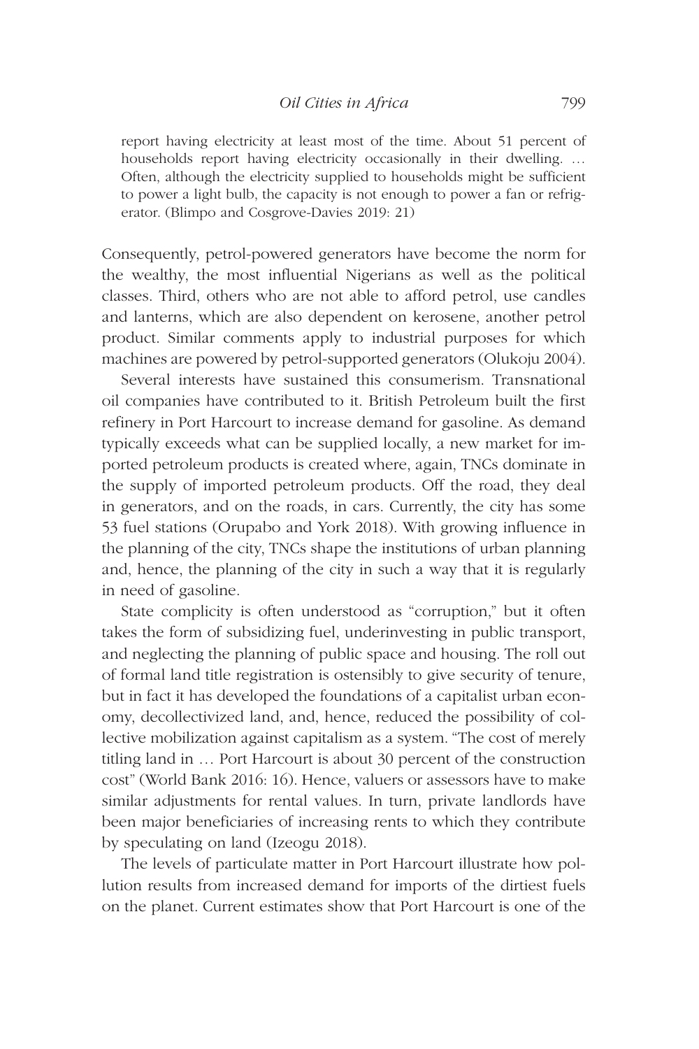> report having electricity at least most of the time. About 51 percent of households report having electricity occasionally in their dwelling. … Often, although the electricity supplied to households might be sufficient to power a light bulb, the capacity is not enough to power a fan or refrigerator. (Blimpo and Cosgrove-Davies 2019: 21)

Consequently, petrol-powered generators have become the norm for the wealthy, the most influential Nigerians as well as the political classes. Third, others who are not able to afford petrol, use candles and lanterns, which are also dependent on kerosene, another petrol product. Similar comments apply to industrial purposes for which machines are powered by petrol-supported generators (Olukoju 2004).

Several interests have sustained this consumerism. Transnational oil companies have contributed to it. British Petroleum built the first refinery in Port Harcourt to increase demand for gasoline. As demand typically exceeds what can be supplied locally, a new market for imported petroleum products is created where, again, TNCs dominate in the supply of imported petroleum products. Off the road, they deal in generators, and on the roads, in cars. Currently, the city has some 53 fuel stations (Orupabo and York 2018). With growing influence in the planning of the city, TNCs shape the institutions of urban planning and, hence, the planning of the city in such a way that it is regularly in need of gasoline.

State complicity is often understood as "corruption," but it often takes the form of subsidizing fuel, underinvesting in public transport, and neglecting the planning of public space and housing. The roll out of formal land title registration is ostensibly to give security of tenure, but in fact it has developed the foundations of a capitalist urban economy, decollectivized land, and, hence, reduced the possibility of collective mobilization against capitalism as a system. "The cost of merely titling land in … Port Harcourt is about 30 percent of the construction cost" (World Bank 2016: 16). Hence, valuers or assessors have to make similar adjustments for rental values. In turn, private landlords have been major beneficiaries of increasing rents to which they contribute by speculating on land (Izeogu 2018).

The levels of particulate matter in Port Harcourt illustrate how pollution results from increased demand for imports of the dirtiest fuels on the planet. Current estimates show that Port Harcourt is one of the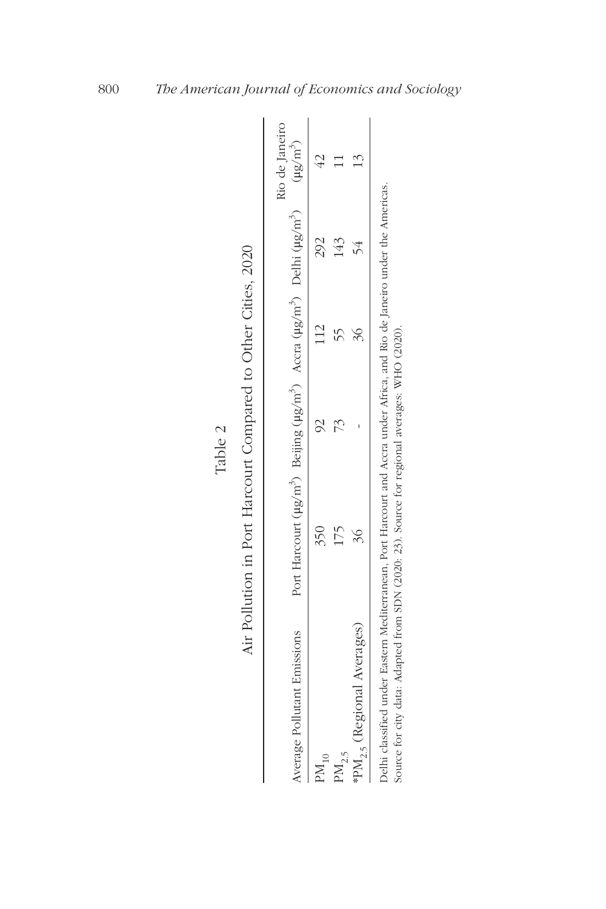Table 2

Air Pollution in Port Harcourt Compared to Other Cities, 2020

| Average Pollutant Emissions | Port Harcourt (μg/m$^3$) | Beijing (μg/m$^3$) | Accra (μg/m$^3$) | Delhi (μg/m$^3$) | Rio de Janeiro (μg/m$^3$) |
|---|---|---|---|---|---|
| $PM_{10}$ | 350 | 92 | 112 | 292 | 42 |
| $PM_{2.5}$ | 175 | 73 | 55 | 143 | 11 |
| *$PM_{2.5}$ (Regional Averages) | 36 | - | 36 | 54 | 13 |

Delhi classified under Eastern Mediterranean, Port Harcourt and Accra under Africa, and Rio de Janeiro under the Americas.
Source for city data: Adapted from SDN (2020: 23). Source for regional averages: WHO (2020).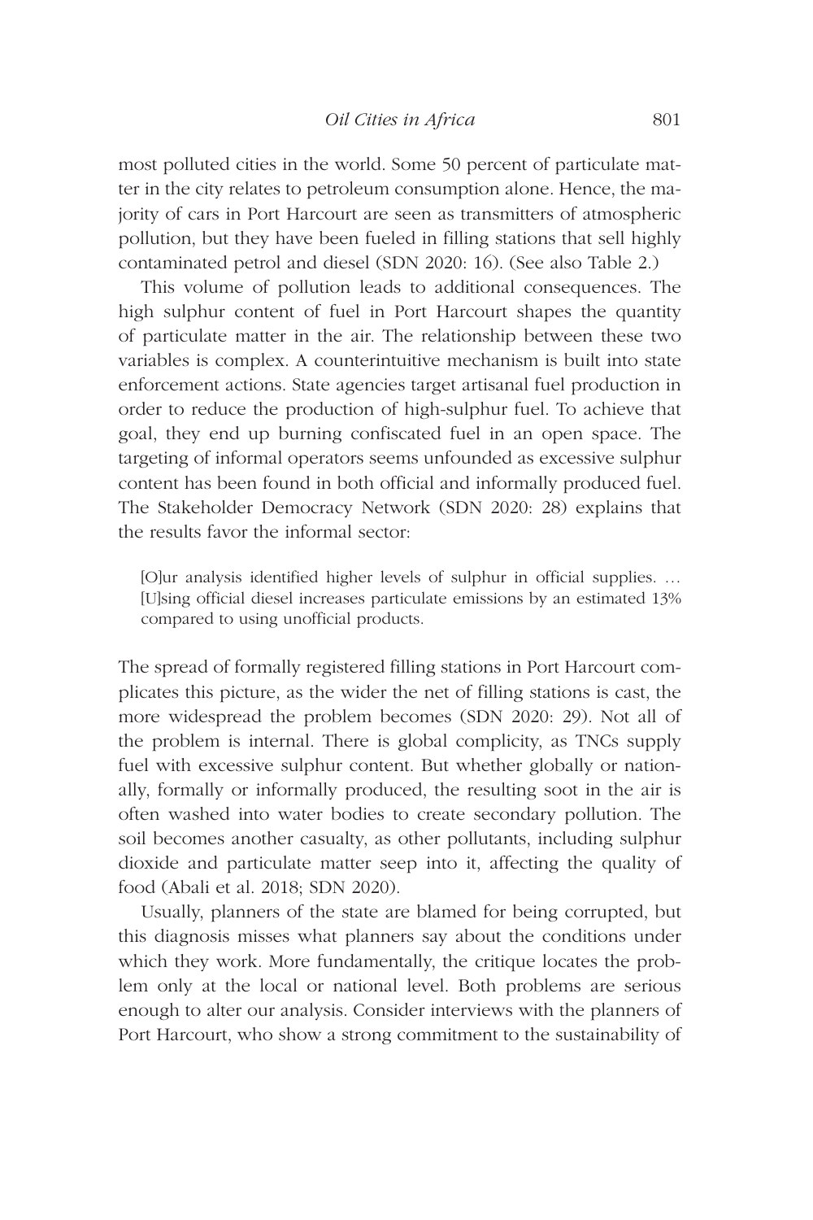most polluted cities in the world. Some 50 percent of particulate matter in the city relates to petroleum consumption alone. Hence, the majority of cars in Port Harcourt are seen as transmitters of atmospheric pollution, but they have been fueled in filling stations that sell highly contaminated petrol and diesel (SDN 2020: 16). (See also Table 2.)

This volume of pollution leads to additional consequences. The high sulphur content of fuel in Port Harcourt shapes the quantity of particulate matter in the air. The relationship between these two variables is complex. A counterintuitive mechanism is built into state enforcement actions. State agencies target artisanal fuel production in order to reduce the production of high-sulphur fuel. To achieve that goal, they end up burning confiscated fuel in an open space. The targeting of informal operators seems unfounded as excessive sulphur content has been found in both official and informally produced fuel. The Stakeholder Democracy Network (SDN 2020: 28) explains that the results favor the informal sector:

> [O]ur analysis identified higher levels of sulphur in official supplies. … [U]sing official diesel increases particulate emissions by an estimated 13% compared to using unofficial products.

The spread of formally registered filling stations in Port Harcourt complicates this picture, as the wider the net of filling stations is cast, the more widespread the problem becomes (SDN 2020: 29). Not all of the problem is internal. There is global complicity, as TNCs supply fuel with excessive sulphur content. But whether globally or nationally, formally or informally produced, the resulting soot in the air is often washed into water bodies to create secondary pollution. The soil becomes another casualty, as other pollutants, including sulphur dioxide and particulate matter seep into it, affecting the quality of food (Abali et al. 2018; SDN 2020).

Usually, planners of the state are blamed for being corrupted, but this diagnosis misses what planners say about the conditions under which they work. More fundamentally, the critique locates the problem only at the local or national level. Both problems are serious enough to alter our analysis. Consider interviews with the planners of Port Harcourt, who show a strong commitment to the sustainability of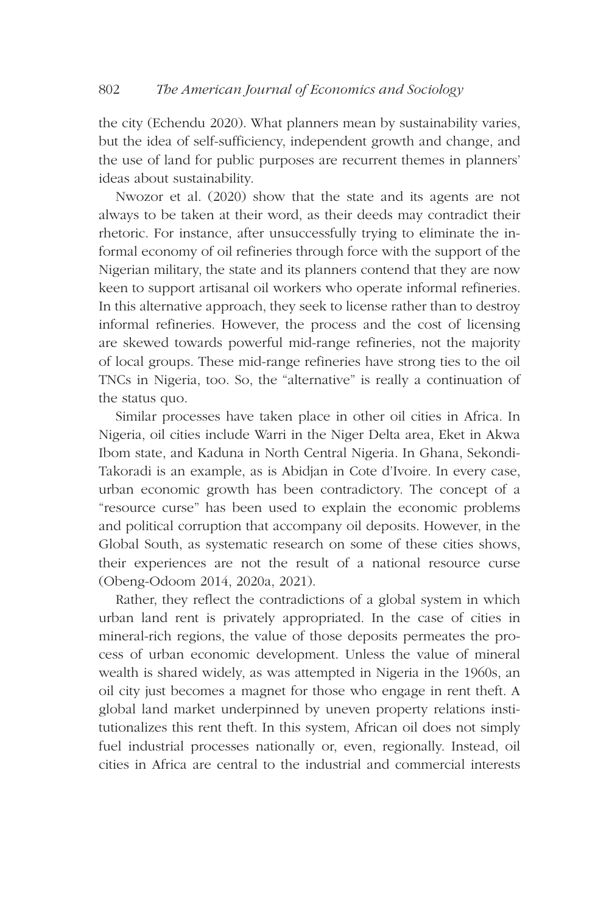the city (Echendu 2020). What planners mean by sustainability varies, but the idea of self-sufficiency, independent growth and change, and the use of land for public purposes are recurrent themes in planners' ideas about sustainability.

Nwozor et al. (2020) show that the state and its agents are not always to be taken at their word, as their deeds may contradict their rhetoric. For instance, after unsuccessfully trying to eliminate the informal economy of oil refineries through force with the support of the Nigerian military, the state and its planners contend that they are now keen to support artisanal oil workers who operate informal refineries. In this alternative approach, they seek to license rather than to destroy informal refineries. However, the process and the cost of licensing are skewed towards powerful mid-range refineries, not the majority of local groups. These mid-range refineries have strong ties to the oil TNCs in Nigeria, too. So, the "alternative" is really a continuation of the status quo.

Similar processes have taken place in other oil cities in Africa. In Nigeria, oil cities include Warri in the Niger Delta area, Eket in Akwa Ibom state, and Kaduna in North Central Nigeria. In Ghana, Sekondi-Takoradi is an example, as is Abidjan in Cote d'Ivoire. In every case, urban economic growth has been contradictory. The concept of a "resource curse" has been used to explain the economic problems and political corruption that accompany oil deposits. However, in the Global South, as systematic research on some of these cities shows, their experiences are not the result of a national resource curse (Obeng-Odoom 2014, 2020a, 2021).

Rather, they reflect the contradictions of a global system in which urban land rent is privately appropriated. In the case of cities in mineral-rich regions, the value of those deposits permeates the process of urban economic development. Unless the value of mineral wealth is shared widely, as was attempted in Nigeria in the 1960s, an oil city just becomes a magnet for those who engage in rent theft. A global land market underpinned by uneven property relations institutionalizes this rent theft. In this system, African oil does not simply fuel industrial processes nationally or, even, regionally. Instead, oil cities in Africa are central to the industrial and commercial interests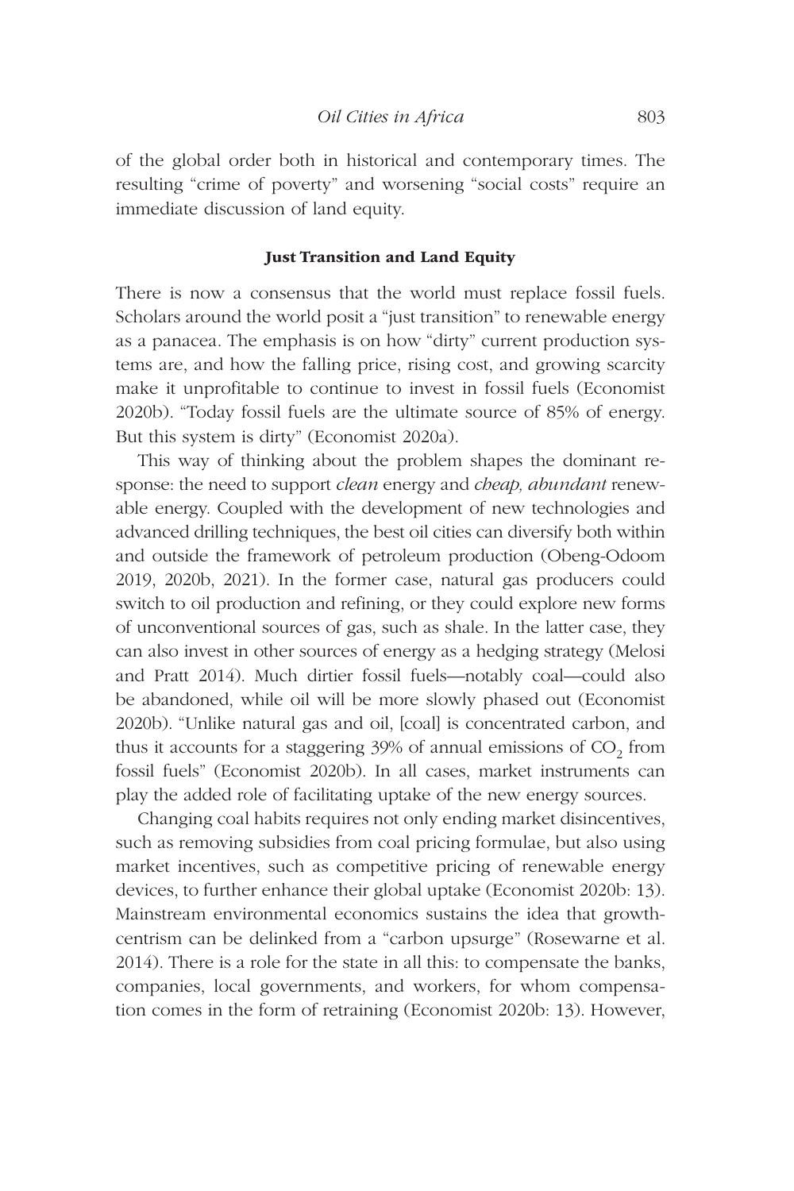of the global order both in historical and contemporary times. The resulting "crime of poverty" and worsening "social costs" require an immediate discussion of land equity.

### Just Transition and Land Equity

There is now a consensus that the world must replace fossil fuels. Scholars around the world posit a "just transition" to renewable energy as a panacea. The emphasis is on how "dirty" current production systems are, and how the falling price, rising cost, and growing scarcity make it unprofitable to continue to invest in fossil fuels (Economist 2020b). "Today fossil fuels are the ultimate source of 85% of energy. But this system is dirty" (Economist 2020a).

This way of thinking about the problem shapes the dominant response: the need to support *clean* energy and *cheap, abundant* renewable energy. Coupled with the development of new technologies and advanced drilling techniques, the best oil cities can diversify both within and outside the framework of petroleum production (Obeng-Odoom 2019, 2020b, 2021). In the former case, natural gas producers could switch to oil production and refining, or they could explore new forms of unconventional sources of gas, such as shale. In the latter case, they can also invest in other sources of energy as a hedging strategy (Melosi and Pratt 2014). Much dirtier fossil fuels—notably coal—could also be abandoned, while oil will be more slowly phased out (Economist 2020b). "Unlike natural gas and oil, [coal] is concentrated carbon, and thus it accounts for a staggering 39% of annual emissions of $CO_2$ from fossil fuels" (Economist 2020b). In all cases, market instruments can play the added role of facilitating uptake of the new energy sources.

Changing coal habits requires not only ending market disincentives, such as removing subsidies from coal pricing formulae, but also using market incentives, such as competitive pricing of renewable energy devices, to further enhance their global uptake (Economist 2020b: 13). Mainstream environmental economics sustains the idea that growth-centrism can be delinked from a "carbon upsurge" (Rosewarne et al. 2014). There is a role for the state in all this: to compensate the banks, companies, local governments, and workers, for whom compensation comes in the form of retraining (Economist 2020b: 13). However,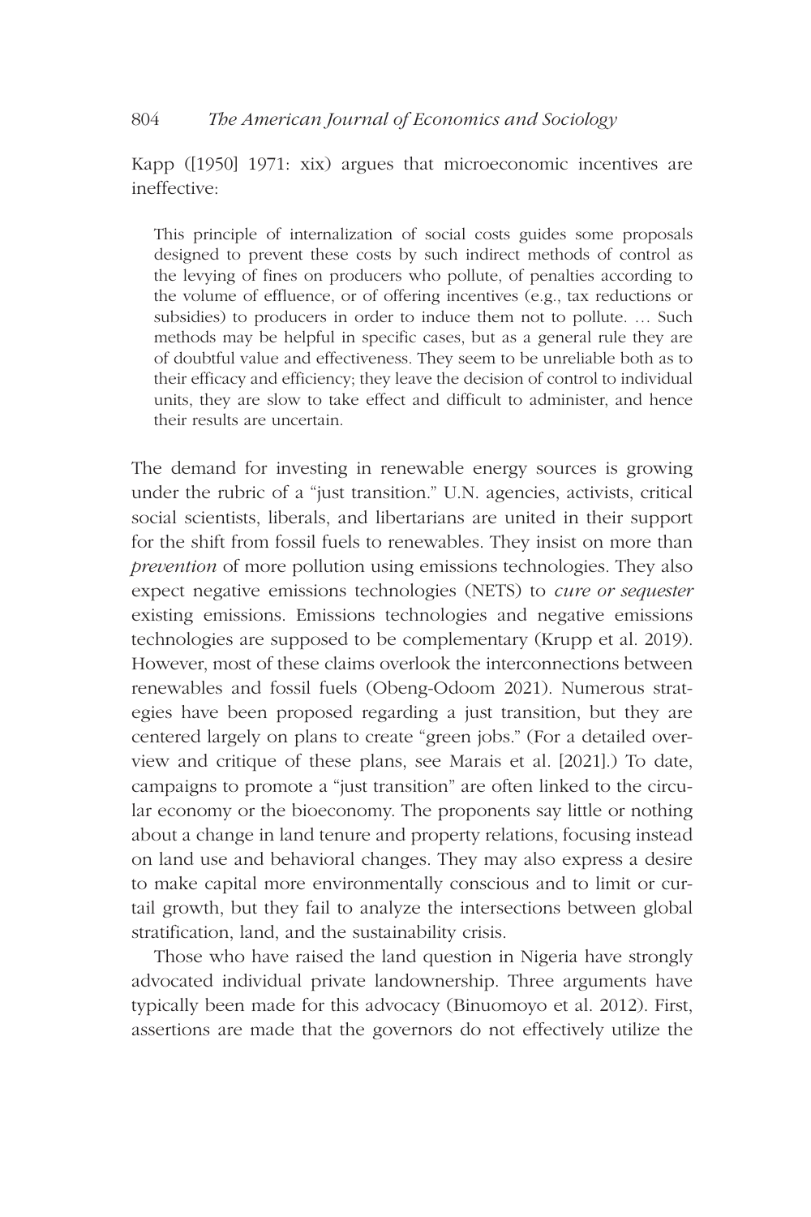Kapp ([1950] 1971: xix) argues that microeconomic incentives are ineffective:

> This principle of internalization of social costs guides some proposals designed to prevent these costs by such indirect methods of control as the levying of fines on producers who pollute, of penalties according to the volume of effluence, or of offering incentives (e.g., tax reductions or subsidies) to producers in order to induce them not to pollute. … Such methods may be helpful in specific cases, but as a general rule they are of doubtful value and effectiveness. They seem to be unreliable both as to their efficacy and efficiency; they leave the decision of control to individual units, they are slow to take effect and difficult to administer, and hence their results are uncertain.

The demand for investing in renewable energy sources is growing under the rubric of a "just transition." U.N. agencies, activists, critical social scientists, liberals, and libertarians are united in their support for the shift from fossil fuels to renewables. They insist on more than *prevention* of more pollution using emissions technologies. They also expect negative emissions technologies (NETS) to *cure or sequester* existing emissions. Emissions technologies and negative emissions technologies are supposed to be complementary (Krupp et al. 2019). However, most of these claims overlook the interconnections between renewables and fossil fuels (Obeng-Odoom 2021). Numerous strategies have been proposed regarding a just transition, but they are centered largely on plans to create "green jobs." (For a detailed overview and critique of these plans, see Marais et al. [2021].) To date, campaigns to promote a "just transition" are often linked to the circular economy or the bioeconomy. The proponents say little or nothing about a change in land tenure and property relations, focusing instead on land use and behavioral changes. They may also express a desire to make capital more environmentally conscious and to limit or curtail growth, but they fail to analyze the intersections between global stratification, land, and the sustainability crisis.

Those who have raised the land question in Nigeria have strongly advocated individual private landownership. Three arguments have typically been made for this advocacy (Binuomoyo et al. 2012). First, assertions are made that the governors do not effectively utilize the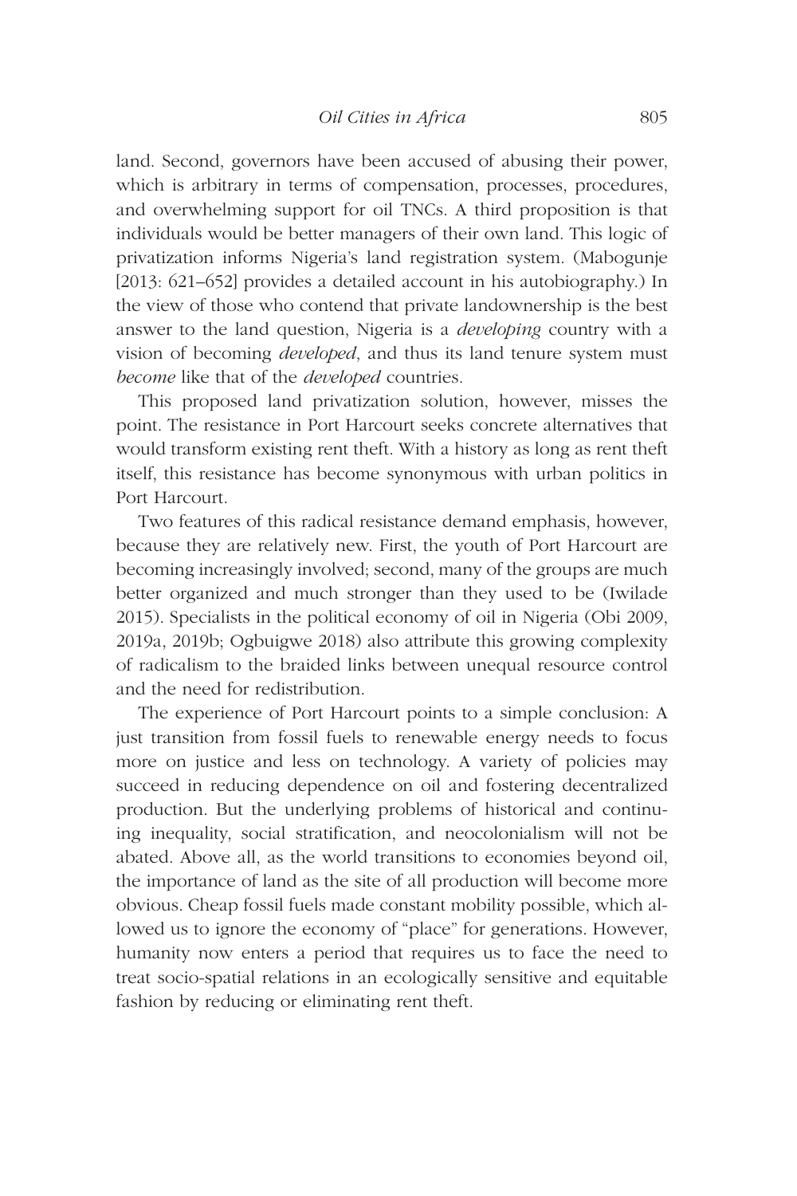land. Second, governors have been accused of abusing their power, which is arbitrary in terms of compensation, processes, procedures, and overwhelming support for oil TNCs. A third proposition is that individuals would be better managers of their own land. This logic of privatization informs Nigeria's land registration system. (Mabogunje [2013: 621–652] provides a detailed account in his autobiography.) In the view of those who contend that private landownership is the best answer to the land question, Nigeria is a *developing* country with a vision of becoming *developed*, and thus its land tenure system must *become* like that of the *developed* countries.

This proposed land privatization solution, however, misses the point. The resistance in Port Harcourt seeks concrete alternatives that would transform existing rent theft. With a history as long as rent theft itself, this resistance has become synonymous with urban politics in Port Harcourt.

Two features of this radical resistance demand emphasis, however, because they are relatively new. First, the youth of Port Harcourt are becoming increasingly involved; second, many of the groups are much better organized and much stronger than they used to be (Iwilade 2015). Specialists in the political economy of oil in Nigeria (Obi 2009, 2019a, 2019b; Ogbuigwe 2018) also attribute this growing complexity of radicalism to the braided links between unequal resource control and the need for redistribution.

The experience of Port Harcourt points to a simple conclusion: A just transition from fossil fuels to renewable energy needs to focus more on justice and less on technology. A variety of policies may succeed in reducing dependence on oil and fostering decentralized production. But the underlying problems of historical and continuing inequality, social stratification, and neocolonialism will not be abated. Above all, as the world transitions to economies beyond oil, the importance of land as the site of all production will become more obvious. Cheap fossil fuels made constant mobility possible, which allowed us to ignore the economy of "place" for generations. However, humanity now enters a period that requires us to face the need to treat socio-spatial relations in an ecologically sensitive and equitable fashion by reducing or eliminating rent theft.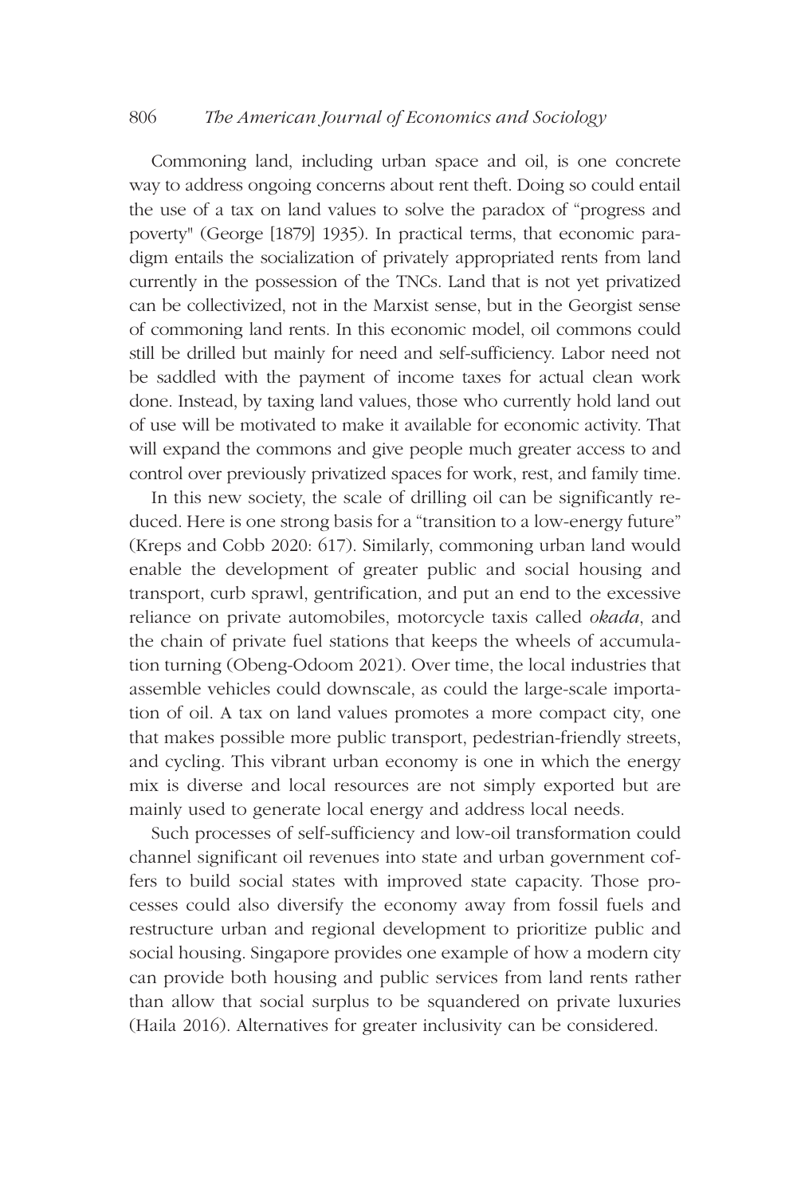Commoning land, including urban space and oil, is one concrete way to address ongoing concerns about rent theft. Doing so could entail the use of a tax on land values to solve the paradox of "progress and poverty" (George [1879] 1935). In practical terms, that economic paradigm entails the socialization of privately appropriated rents from land currently in the possession of the TNCs. Land that is not yet privatized can be collectivized, not in the Marxist sense, but in the Georgist sense of commoning land rents. In this economic model, oil commons could still be drilled but mainly for need and self-sufficiency. Labor need not be saddled with the payment of income taxes for actual clean work done. Instead, by taxing land values, those who currently hold land out of use will be motivated to make it available for economic activity. That will expand the commons and give people much greater access to and control over previously privatized spaces for work, rest, and family time.

In this new society, the scale of drilling oil can be significantly reduced. Here is one strong basis for a "transition to a low-energy future" (Kreps and Cobb 2020: 617). Similarly, commoning urban land would enable the development of greater public and social housing and transport, curb sprawl, gentrification, and put an end to the excessive reliance on private automobiles, motorcycle taxis called *okada*, and the chain of private fuel stations that keeps the wheels of accumulation turning (Obeng-Odoom 2021). Over time, the local industries that assemble vehicles could downscale, as could the large-scale importation of oil. A tax on land values promotes a more compact city, one that makes possible more public transport, pedestrian-friendly streets, and cycling. This vibrant urban economy is one in which the energy mix is diverse and local resources are not simply exported but are mainly used to generate local energy and address local needs.

Such processes of self-sufficiency and low-oil transformation could channel significant oil revenues into state and urban government coffers to build social states with improved state capacity. Those processes could also diversify the economy away from fossil fuels and restructure urban and regional development to prioritize public and social housing. Singapore provides one example of how a modern city can provide both housing and public services from land rents rather than allow that social surplus to be squandered on private luxuries (Haila 2016). Alternatives for greater inclusivity can be considered.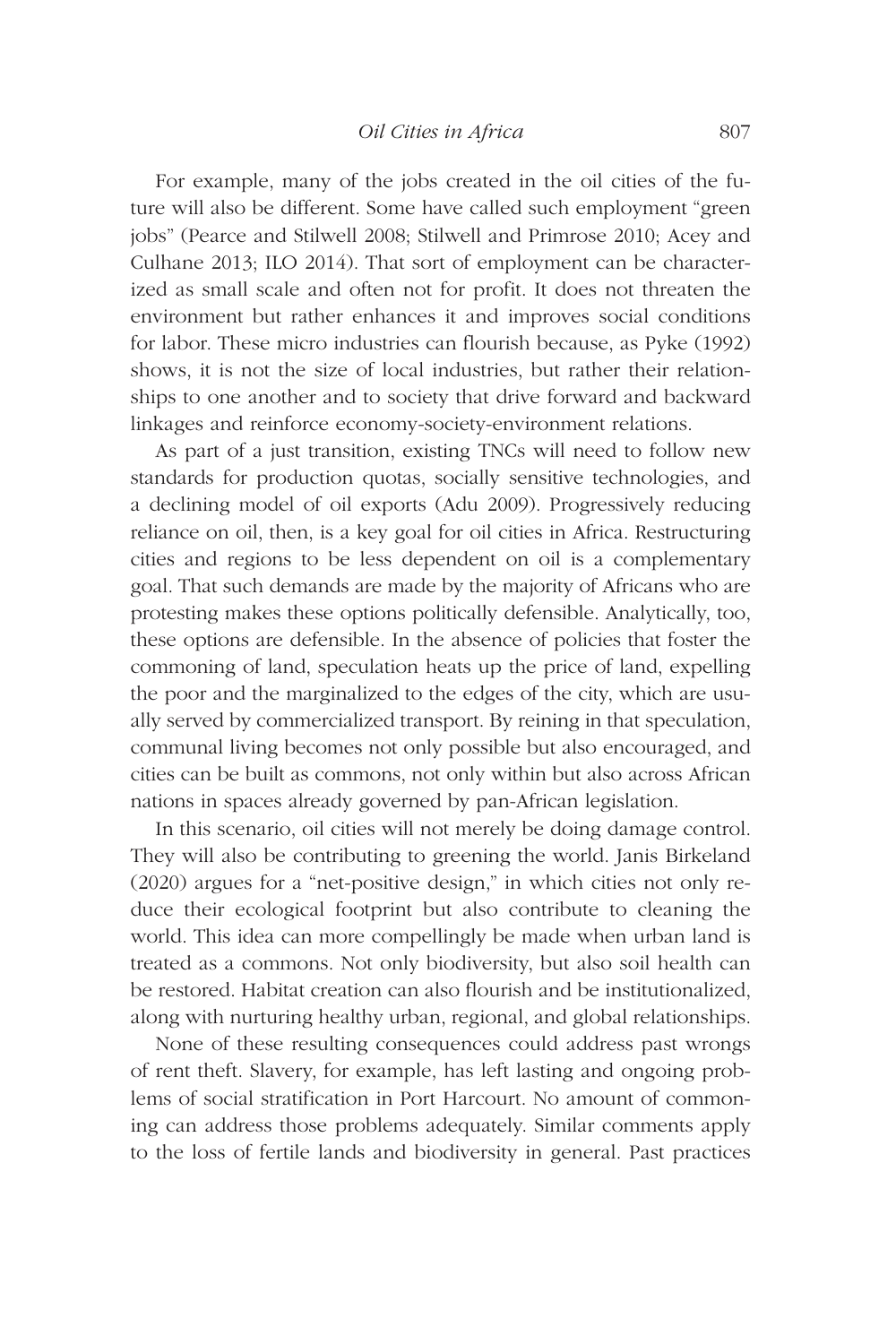For example, many of the jobs created in the oil cities of the future will also be different. Some have called such employment "green jobs" (Pearce and Stilwell 2008; Stilwell and Primrose 2010; Acey and Culhane 2013; ILO 2014). That sort of employment can be characterized as small scale and often not for profit. It does not threaten the environment but rather enhances it and improves social conditions for labor. These micro industries can flourish because, as Pyke (1992) shows, it is not the size of local industries, but rather their relationships to one another and to society that drive forward and backward linkages and reinforce economy-society-environment relations.

As part of a just transition, existing TNCs will need to follow new standards for production quotas, socially sensitive technologies, and a declining model of oil exports (Adu 2009). Progressively reducing reliance on oil, then, is a key goal for oil cities in Africa. Restructuring cities and regions to be less dependent on oil is a complementary goal. That such demands are made by the majority of Africans who are protesting makes these options politically defensible. Analytically, too, these options are defensible. In the absence of policies that foster the commoning of land, speculation heats up the price of land, expelling the poor and the marginalized to the edges of the city, which are usually served by commercialized transport. By reining in that speculation, communal living becomes not only possible but also encouraged, and cities can be built as commons, not only within but also across African nations in spaces already governed by pan-African legislation.

In this scenario, oil cities will not merely be doing damage control. They will also be contributing to greening the world. Janis Birkeland (2020) argues for a "net-positive design," in which cities not only reduce their ecological footprint but also contribute to cleaning the world. This idea can more compellingly be made when urban land is treated as a commons. Not only biodiversity, but also soil health can be restored. Habitat creation can also flourish and be institutionalized, along with nurturing healthy urban, regional, and global relationships.

None of these resulting consequences could address past wrongs of rent theft. Slavery, for example, has left lasting and ongoing problems of social stratification in Port Harcourt. No amount of commoning can address those problems adequately. Similar comments apply to the loss of fertile lands and biodiversity in general. Past practices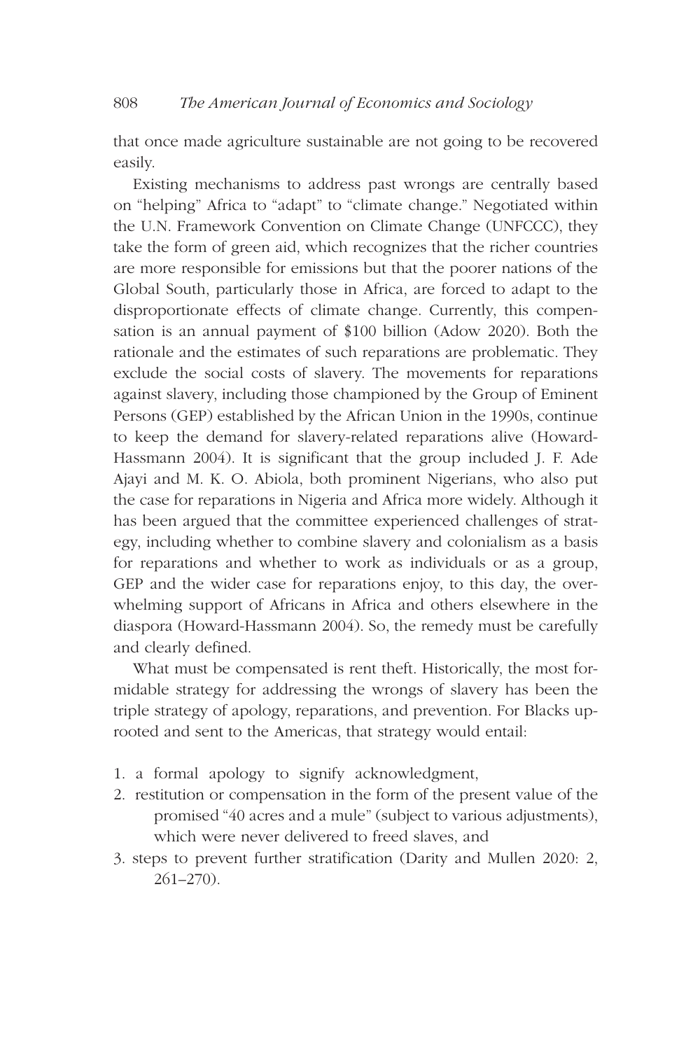that once made agriculture sustainable are not going to be recovered easily.

Existing mechanisms to address past wrongs are centrally based on "helping" Africa to "adapt" to "climate change." Negotiated within the U.N. Framework Convention on Climate Change (UNFCCC), they take the form of green aid, which recognizes that the richer countries are more responsible for emissions but that the poorer nations of the Global South, particularly those in Africa, are forced to adapt to the disproportionate effects of climate change. Currently, this compensation is an annual payment of $100 billion (Adow 2020). Both the rationale and the estimates of such reparations are problematic. They exclude the social costs of slavery. The movements for reparations against slavery, including those championed by the Group of Eminent Persons (GEP) established by the African Union in the 1990s, continue to keep the demand for slavery-related reparations alive (Howard-Hassmann 2004). It is significant that the group included J. F. Ade Ajayi and M. K. O. Abiola, both prominent Nigerians, who also put the case for reparations in Nigeria and Africa more widely. Although it has been argued that the committee experienced challenges of strategy, including whether to combine slavery and colonialism as a basis for reparations and whether to work as individuals or as a group, GEP and the wider case for reparations enjoy, to this day, the overwhelming support of Africans in Africa and others elsewhere in the diaspora (Howard-Hassmann 2004). So, the remedy must be carefully and clearly defined.

What must be compensated is rent theft. Historically, the most formidable strategy for addressing the wrongs of slavery has been the triple strategy of apology, reparations, and prevention. For Blacks uprooted and sent to the Americas, that strategy would entail:

1. a formal apology to signify acknowledgment,
2. restitution or compensation in the form of the present value of the promised "40 acres and a mule" (subject to various adjustments), which were never delivered to freed slaves, and
3. steps to prevent further stratification (Darity and Mullen 2020: 2, 261–270).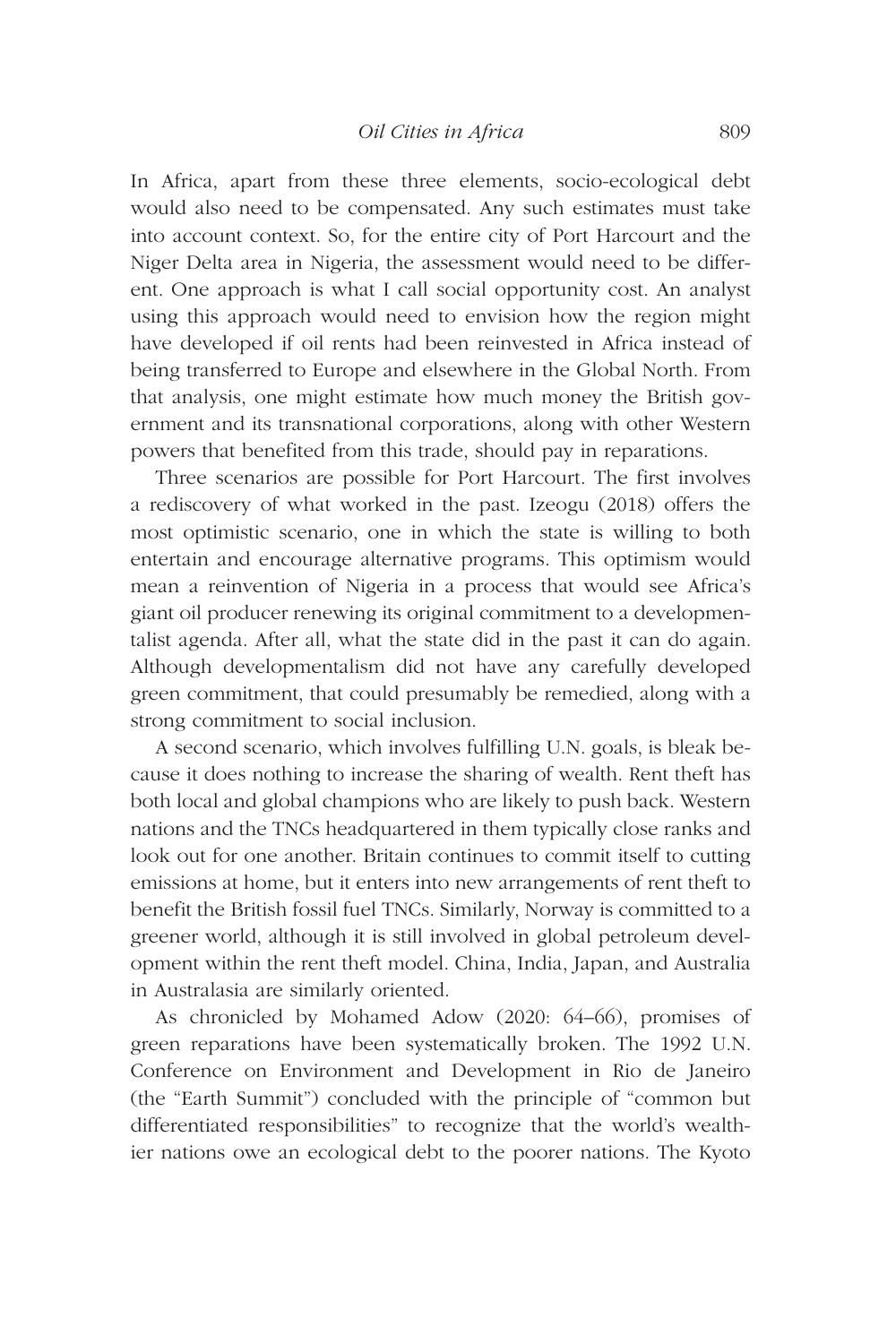In Africa, apart from these three elements, socio-ecological debt would also need to be compensated. Any such estimates must take into account context. So, for the entire city of Port Harcourt and the Niger Delta area in Nigeria, the assessment would need to be different. One approach is what I call social opportunity cost. An analyst using this approach would need to envision how the region might have developed if oil rents had been reinvested in Africa instead of being transferred to Europe and elsewhere in the Global North. From that analysis, one might estimate how much money the British government and its transnational corporations, along with other Western powers that benefited from this trade, should pay in reparations.

Three scenarios are possible for Port Harcourt. The first involves a rediscovery of what worked in the past. Izeogu (2018) offers the most optimistic scenario, one in which the state is willing to both entertain and encourage alternative programs. This optimism would mean a reinvention of Nigeria in a process that would see Africa's giant oil producer renewing its original commitment to a developmentalist agenda. After all, what the state did in the past it can do again. Although developmentalism did not have any carefully developed green commitment, that could presumably be remedied, along with a strong commitment to social inclusion.

A second scenario, which involves fulfilling U.N. goals, is bleak because it does nothing to increase the sharing of wealth. Rent theft has both local and global champions who are likely to push back. Western nations and the TNCs headquartered in them typically close ranks and look out for one another. Britain continues to commit itself to cutting emissions at home, but it enters into new arrangements of rent theft to benefit the British fossil fuel TNCs. Similarly, Norway is committed to a greener world, although it is still involved in global petroleum development within the rent theft model. China, India, Japan, and Australia in Australasia are similarly oriented.

As chronicled by Mohamed Adow (2020: 64–66), promises of green reparations have been systematically broken. The 1992 U.N. Conference on Environment and Development in Rio de Janeiro (the "Earth Summit") concluded with the principle of "common but differentiated responsibilities" to recognize that the world's wealthier nations owe an ecological debt to the poorer nations. The Kyoto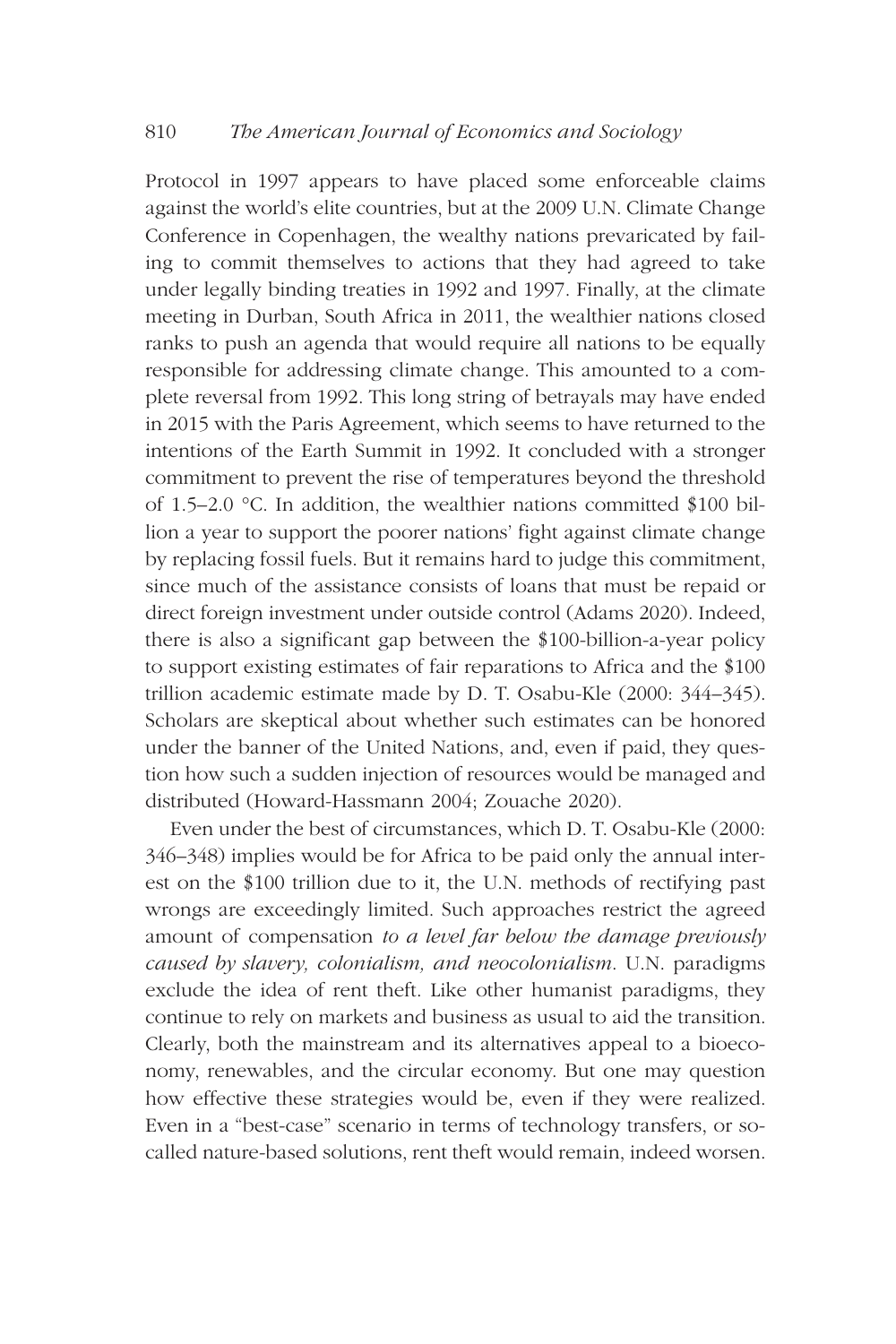Protocol in 1997 appears to have placed some enforceable claims against the world's elite countries, but at the 2009 U.N. Climate Change Conference in Copenhagen, the wealthy nations prevaricated by failing to commit themselves to actions that they had agreed to take under legally binding treaties in 1992 and 1997. Finally, at the climate meeting in Durban, South Africa in 2011, the wealthier nations closed ranks to push an agenda that would require all nations to be equally responsible for addressing climate change. This amounted to a complete reversal from 1992. This long string of betrayals may have ended in 2015 with the Paris Agreement, which seems to have returned to the intentions of the Earth Summit in 1992. It concluded with a stronger commitment to prevent the rise of temperatures beyond the threshold of 1.5–2.0 °C. In addition, the wealthier nations committed \$100 billion a year to support the poorer nations' fight against climate change by replacing fossil fuels. But it remains hard to judge this commitment, since much of the assistance consists of loans that must be repaid or direct foreign investment under outside control (Adams 2020). Indeed, there is also a significant gap between the \$100-billion-a-year policy to support existing estimates of fair reparations to Africa and the \$100 trillion academic estimate made by D. T. Osabu-Kle (2000: 344–345). Scholars are skeptical about whether such estimates can be honored under the banner of the United Nations, and, even if paid, they question how such a sudden injection of resources would be managed and distributed (Howard-Hassmann 2004; Zouache 2020).

Even under the best of circumstances, which D. T. Osabu-Kle (2000: 346–348) implies would be for Africa to be paid only the annual interest on the \$100 trillion due to it, the U.N. methods of rectifying past wrongs are exceedingly limited. Such approaches restrict the agreed amount of compensation *to a level far below the damage previously caused by slavery, colonialism, and neocolonialism*. U.N. paradigms exclude the idea of rent theft. Like other humanist paradigms, they continue to rely on markets and business as usual to aid the transition. Clearly, both the mainstream and its alternatives appeal to a bioeconomy, renewables, and the circular economy. But one may question how effective these strategies would be, even if they were realized. Even in a "best-case" scenario in terms of technology transfers, or so-called nature-based solutions, rent theft would remain, indeed worsen.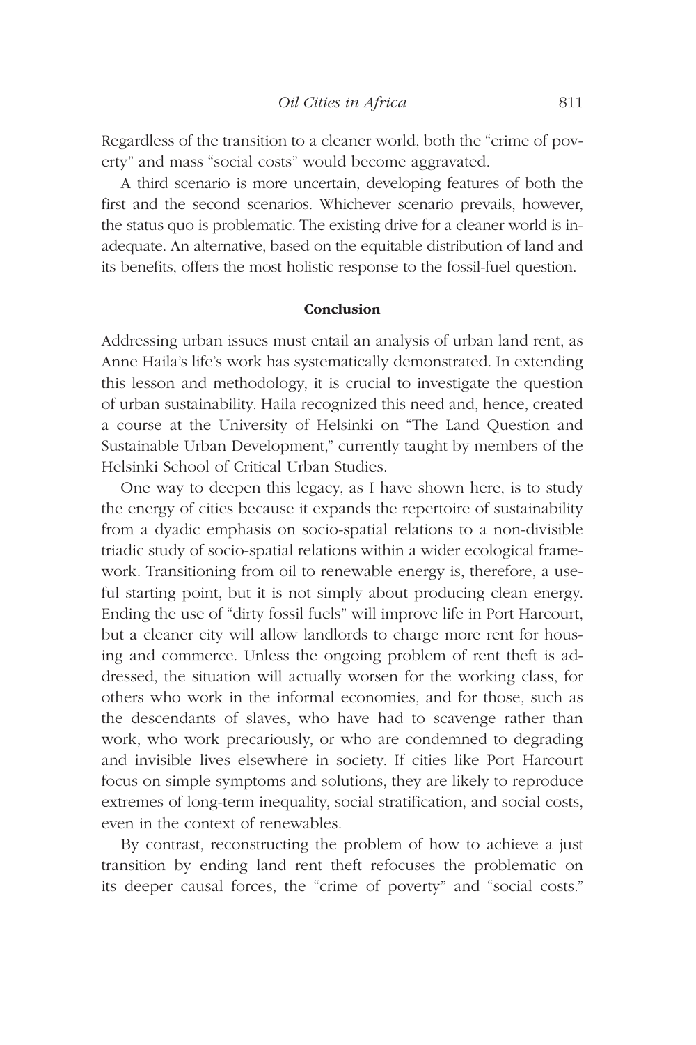Regardless of the transition to a cleaner world, both the "crime of poverty" and mass "social costs" would become aggravated.

A third scenario is more uncertain, developing features of both the first and the second scenarios. Whichever scenario prevails, however, the status quo is problematic. The existing drive for a cleaner world is inadequate. An alternative, based on the equitable distribution of land and its benefits, offers the most holistic response to the fossil-fuel question.

## Conclusion

Addressing urban issues must entail an analysis of urban land rent, as Anne Haila's life's work has systematically demonstrated. In extending this lesson and methodology, it is crucial to investigate the question of urban sustainability. Haila recognized this need and, hence, created a course at the University of Helsinki on "The Land Question and Sustainable Urban Development," currently taught by members of the Helsinki School of Critical Urban Studies.

One way to deepen this legacy, as I have shown here, is to study the energy of cities because it expands the repertoire of sustainability from a dyadic emphasis on socio-spatial relations to a non-divisible triadic study of socio-spatial relations within a wider ecological framework. Transitioning from oil to renewable energy is, therefore, a useful starting point, but it is not simply about producing clean energy. Ending the use of "dirty fossil fuels" will improve life in Port Harcourt, but a cleaner city will allow landlords to charge more rent for housing and commerce. Unless the ongoing problem of rent theft is addressed, the situation will actually worsen for the working class, for others who work in the informal economies, and for those, such as the descendants of slaves, who have had to scavenge rather than work, who work precariously, or who are condemned to degrading and invisible lives elsewhere in society. If cities like Port Harcourt focus on simple symptoms and solutions, they are likely to reproduce extremes of long-term inequality, social stratification, and social costs, even in the context of renewables.

By contrast, reconstructing the problem of how to achieve a just transition by ending land rent theft refocuses the problematic on its deeper causal forces, the "crime of poverty" and "social costs."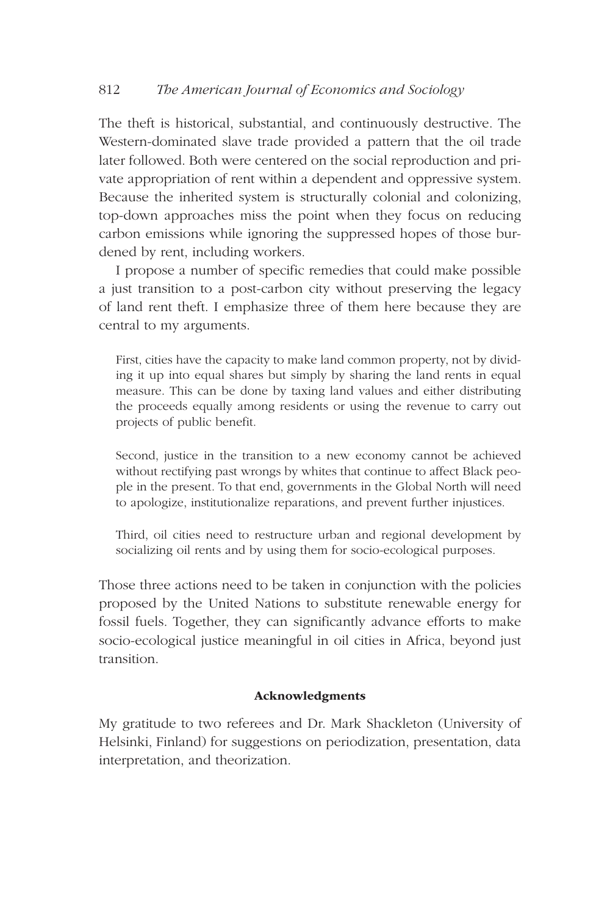The theft is historical, substantial, and continuously destructive. The Western-dominated slave trade provided a pattern that the oil trade later followed. Both were centered on the social reproduction and private appropriation of rent within a dependent and oppressive system. Because the inherited system is structurally colonial and colonizing, top-down approaches miss the point when they focus on reducing carbon emissions while ignoring the suppressed hopes of those burdened by rent, including workers.

I propose a number of specific remedies that could make possible a just transition to a post-carbon city without preserving the legacy of land rent theft. I emphasize three of them here because they are central to my arguments.

> First, cities have the capacity to make land common property, not by dividing it up into equal shares but simply by sharing the land rents in equal measure. This can be done by taxing land values and either distributing the proceeds equally among residents or using the revenue to carry out projects of public benefit.
>
> Second, justice in the transition to a new economy cannot be achieved without rectifying past wrongs by whites that continue to affect Black people in the present. To that end, governments in the Global North will need to apologize, institutionalize reparations, and prevent further injustices.
>
> Third, oil cities need to restructure urban and regional development by socializing oil rents and by using them for socio-ecological purposes.

Those three actions need to be taken in conjunction with the policies proposed by the United Nations to substitute renewable energy for fossil fuels. Together, they can significantly advance efforts to make socio-ecological justice meaningful in oil cities in Africa, beyond just transition.

## Acknowledgments

My gratitude to two referees and Dr. Mark Shackleton (University of Helsinki, Finland) for suggestions on periodization, presentation, data interpretation, and theorization.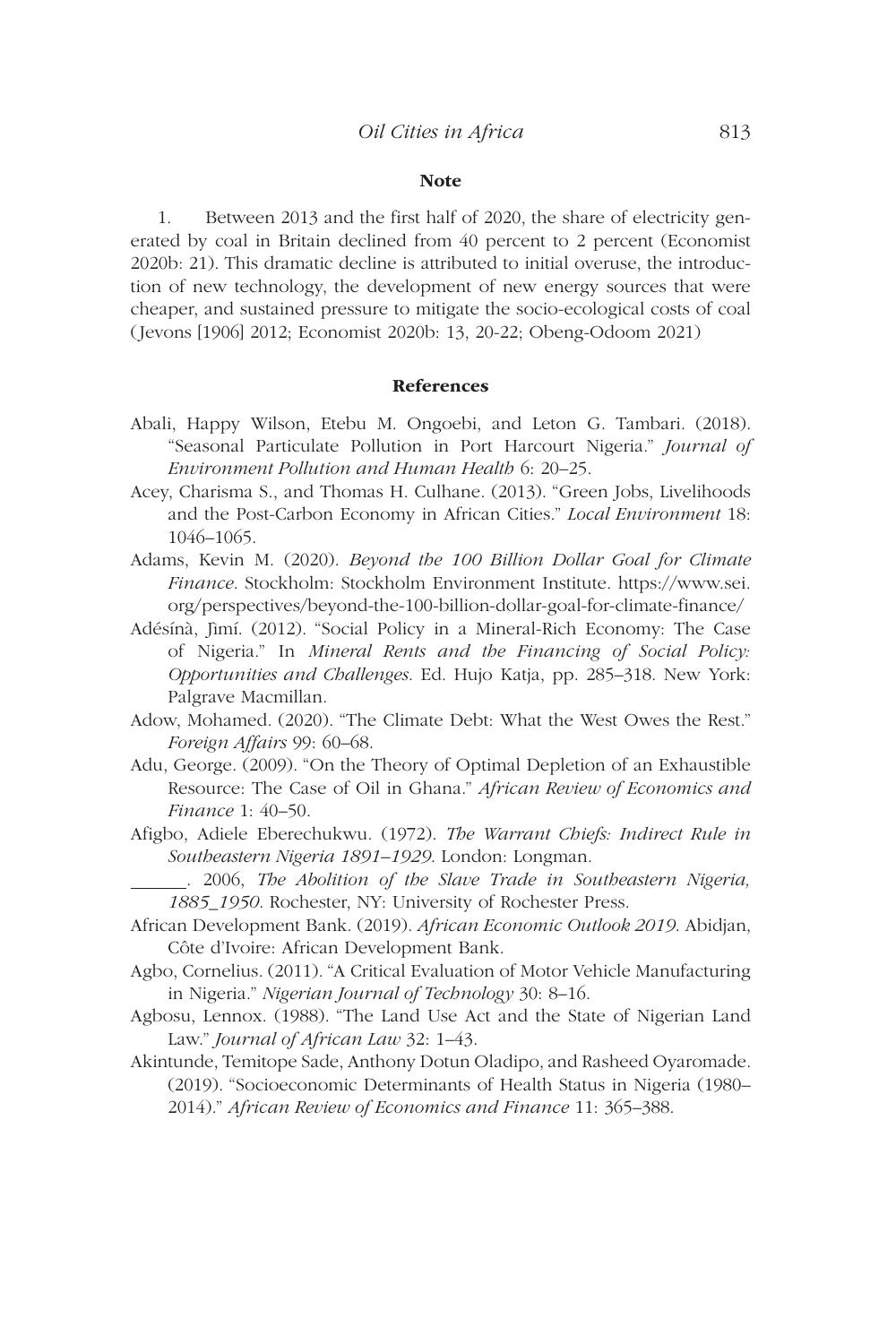## Note

1. Between 2013 and the first half of 2020, the share of electricity generated by coal in Britain declined from 40 percent to 2 percent (Economist 2020b: 21). This dramatic decline is attributed to initial overuse, the introduction of new technology, the development of new energy sources that were cheaper, and sustained pressure to mitigate the socio-ecological costs of coal (Jevons [1906] 2012; Economist 2020b: 13, 20-22; Obeng-Odoom 2021)

## References

Abali, Happy Wilson, Etebu M. Ongoebi, and Leton G. Tambari. (2018). "Seasonal Particulate Pollution in Port Harcourt Nigeria." *Journal of Environment Pollution and Human Health* 6: 20–25.

Acey, Charisma S., and Thomas H. Culhane. (2013). "Green Jobs, Livelihoods and the Post-Carbon Economy in African Cities." *Local Environment* 18: 1046–1065.

Adams, Kevin M. (2020). *Beyond the 100 Billion Dollar Goal for Climate Finance*. Stockholm: Stockholm Environment Institute. https://www.sei.org/perspectives/beyond-the-100-billion-dollar-goal-for-climate-finance/

Adésínà, Jìmí. (2012). "Social Policy in a Mineral-Rich Economy: The Case of Nigeria." In *Mineral Rents and the Financing of Social Policy: Opportunities and Challenges*. Ed. Hujo Katja, pp. 285–318. New York: Palgrave Macmillan.

Adow, Mohamed. (2020). "The Climate Debt: What the West Owes the Rest." *Foreign Affairs* 99: 60–68.

Adu, George. (2009). "On the Theory of Optimal Depletion of an Exhaustible Resource: The Case of Oil in Ghana." *African Review of Economics and Finance* 1: 40–50.

Afigbo, Adiele Eberechukwu. (1972). *The Warrant Chiefs: Indirect Rule in Southeastern Nigeria 1891–1929*. London: Longman.

______. 2006, *The Abolition of the Slave Trade in Southeastern Nigeria, 1885_1950*. Rochester, NY: University of Rochester Press.

African Development Bank. (2019). *African Economic Outlook 2019*. Abidjan, Côte d'Ivoire: African Development Bank.

Agbo, Cornelius. (2011). "A Critical Evaluation of Motor Vehicle Manufacturing in Nigeria." *Nigerian Journal of Technology* 30: 8–16.

Agbosu, Lennox. (1988). "The Land Use Act and the State of Nigerian Land Law." *Journal of African Law* 32: 1–43.

Akintunde, Temitope Sade, Anthony Dotun Oladipo, and Rasheed Oyaromade. (2019). "Socioeconomic Determinants of Health Status in Nigeria (1980–2014)." *African Review of Economics and Finance* 11: 365–388.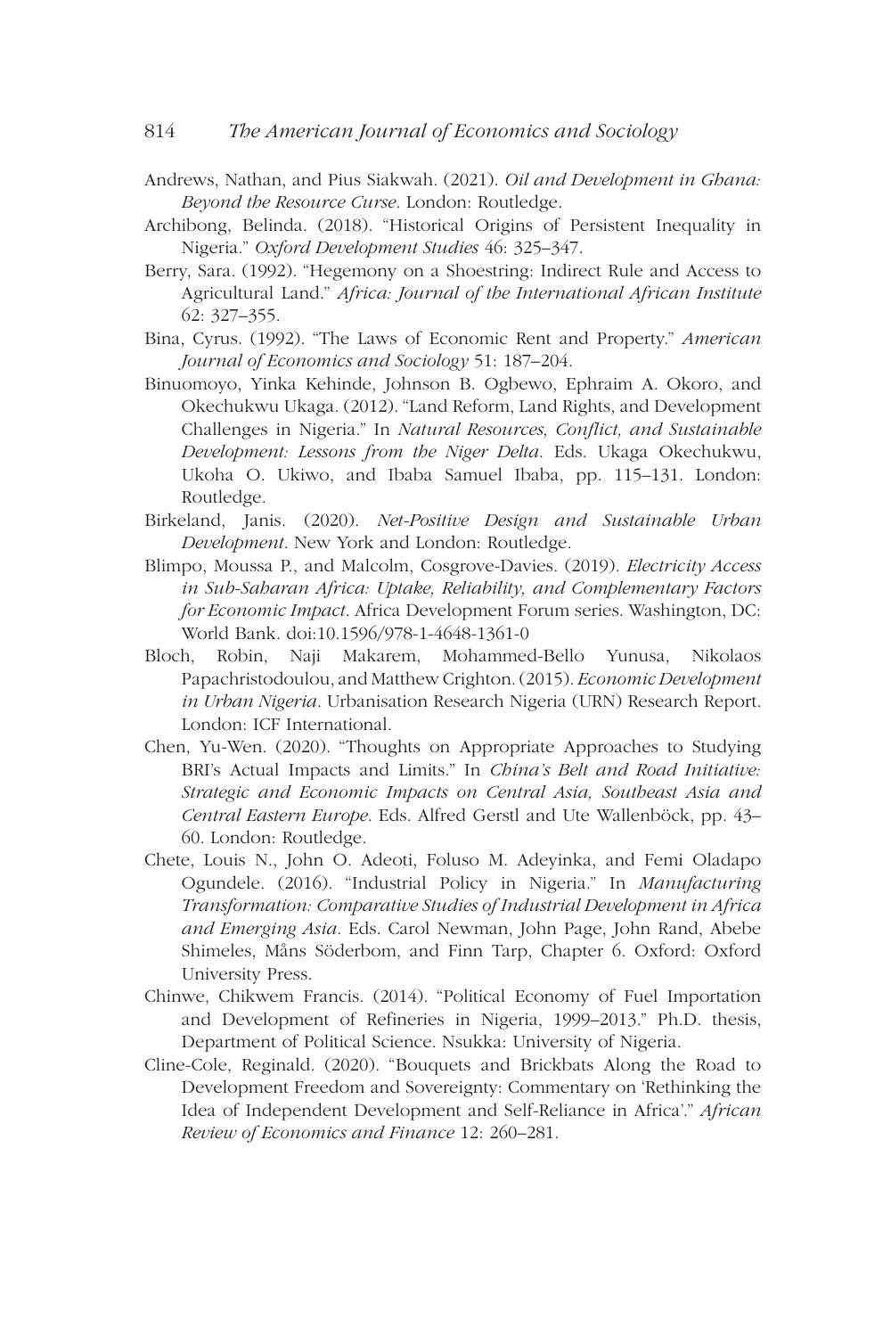Andrews, Nathan, and Pius Siakwah. (2021). *Oil and Development in Ghana: Beyond the Resource Curse*. London: Routledge.

Archibong, Belinda. (2018). "Historical Origins of Persistent Inequality in Nigeria." *Oxford Development Studies* 46: 325–347.

Berry, Sara. (1992). "Hegemony on a Shoestring: Indirect Rule and Access to Agricultural Land." *Africa: Journal of the International African Institute* 62: 327–355.

Bina, Cyrus. (1992). "The Laws of Economic Rent and Property." *American Journal of Economics and Sociology* 51: 187–204.

Binuomoyo, Yinka Kehinde, Johnson B. Ogbewo, Ephraim A. Okoro, and Okechukwu Ukaga. (2012). "Land Reform, Land Rights, and Development Challenges in Nigeria." In *Natural Resources, Conflict, and Sustainable Development: Lessons from the Niger Delta*. Eds. Ukaga Okechukwu, Ukoha O. Ukiwo, and Ibaba Samuel Ibaba, pp. 115–131. London: Routledge.

Birkeland, Janis. (2020). *Net-Positive Design and Sustainable Urban Development*. New York and London: Routledge.

Blimpo, Moussa P., and Malcolm, Cosgrove-Davies. (2019). *Electricity Access in Sub-Saharan Africa: Uptake, Reliability, and Complementary Factors for Economic Impact*. Africa Development Forum series. Washington, DC: World Bank. doi:10.1596/978-1-4648-1361-0

Bloch, Robin, Naji Makarem, Mohammed-Bello Yunusa, Nikolaos Papachristodoulou, and Matthew Crighton. (2015). *Economic Development in Urban Nigeria*. Urbanisation Research Nigeria (URN) Research Report. London: ICF International.

Chen, Yu-Wen. (2020). "Thoughts on Appropriate Approaches to Studying BRI's Actual Impacts and Limits." In *China's Belt and Road Initiative: Strategic and Economic Impacts on Central Asia, Southeast Asia and Central Eastern Europe*. Eds. Alfred Gerstl and Ute Wallenböck, pp. 43–60. London: Routledge.

Chete, Louis N., John O. Adeoti, Foluso M. Adeyinka, and Femi Oladapo Ogundele. (2016). "Industrial Policy in Nigeria." In *Manufacturing Transformation: Comparative Studies of Industrial Development in Africa and Emerging Asia*. Eds. Carol Newman, John Page, John Rand, Abebe Shimeles, Måns Söderbom, and Finn Tarp, Chapter 6. Oxford: Oxford University Press.

Chinwe, Chikwem Francis. (2014). "Political Economy of Fuel Importation and Development of Refineries in Nigeria, 1999–2013." Ph.D. thesis, Department of Political Science. Nsukka: University of Nigeria.

Cline-Cole, Reginald. (2020). "Bouquets and Brickbats Along the Road to Development Freedom and Sovereignty: Commentary on 'Rethinking the Idea of Independent Development and Self-Reliance in Africa'." *African Review of Economics and Finance* 12: 260–281.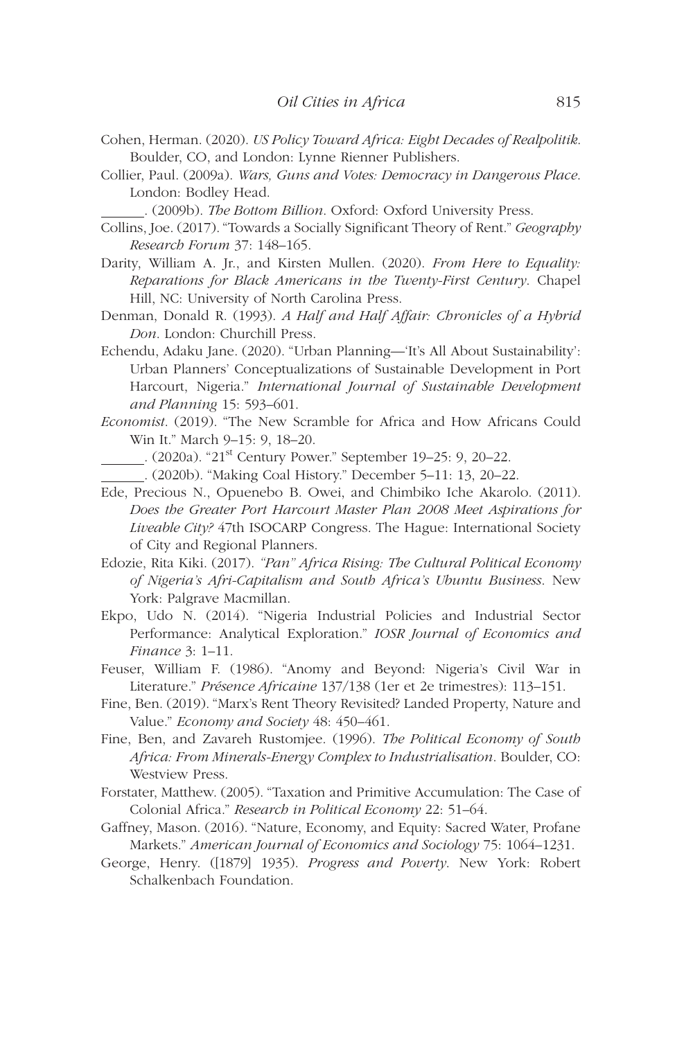Cohen, Herman. (2020). *US Policy Toward Africa: Eight Decades of Realpolitik*. Boulder, CO, and London: Lynne Rienner Publishers.

Collier, Paul. (2009a). *Wars, Guns and Votes: Democracy in Dangerous Place*. London: Bodley Head.

\_\_\_\_\_\_. (2009b). *The Bottom Billion*. Oxford: Oxford University Press.

Collins, Joe. (2017). "Towards a Socially Significant Theory of Rent." *Geography Research Forum* 37: 148–165.

Darity, William A. Jr., and Kirsten Mullen. (2020). *From Here to Equality: Reparations for Black Americans in the Twenty-First Century*. Chapel Hill, NC: University of North Carolina Press.

Denman, Donald R. (1993). *A Half and Half Affair: Chronicles of a Hybrid Don*. London: Churchill Press.

Echendu, Adaku Jane. (2020). "Urban Planning—'It's All About Sustainability': Urban Planners' Conceptualizations of Sustainable Development in Port Harcourt, Nigeria." *International Journal of Sustainable Development and Planning* 15: 593–601.

*Economist*. (2019). "The New Scramble for Africa and How Africans Could Win It." March 9–15: 9, 18–20.

\_\_\_\_\_\_. (2020a). "21st Century Power." September 19–25: 9, 20–22.

\_\_\_\_\_\_. (2020b). "Making Coal History." December 5–11: 13, 20–22.

Ede, Precious N., Opuenebo B. Owei, and Chimbiko Iche Akarolo. (2011). *Does the Greater Port Harcourt Master Plan 2008 Meet Aspirations for Liveable City?* 47th ISOCARP Congress. The Hague: International Society of City and Regional Planners.

Edozie, Rita Kiki. (2017). *"Pan" Africa Rising: The Cultural Political Economy of Nigeria's Afri-Capitalism and South Africa's Ubuntu Business*. New York: Palgrave Macmillan.

Ekpo, Udo N. (2014). "Nigeria Industrial Policies and Industrial Sector Performance: Analytical Exploration." *IOSR Journal of Economics and Finance* 3: 1–11.

Feuser, William F. (1986). "Anomy and Beyond: Nigeria's Civil War in Literature." *Présence Africaine* 137/138 (1er et 2e trimestres): 113–151.

Fine, Ben. (2019). "Marx's Rent Theory Revisited? Landed Property, Nature and Value." *Economy and Society* 48: 450–461.

Fine, Ben, and Zavareh Rustomjee. (1996). *The Political Economy of South Africa: From Minerals-Energy Complex to Industrialisation*. Boulder, CO: Westview Press.

Forstater, Matthew. (2005). "Taxation and Primitive Accumulation: The Case of Colonial Africa." *Research in Political Economy* 22: 51–64.

Gaffney, Mason. (2016). "Nature, Economy, and Equity: Sacred Water, Profane Markets." *American Journal of Economics and Sociology* 75: 1064–1231.

George, Henry. ([1879] 1935). *Progress and Poverty*. New York: Robert Schalkenbach Foundation.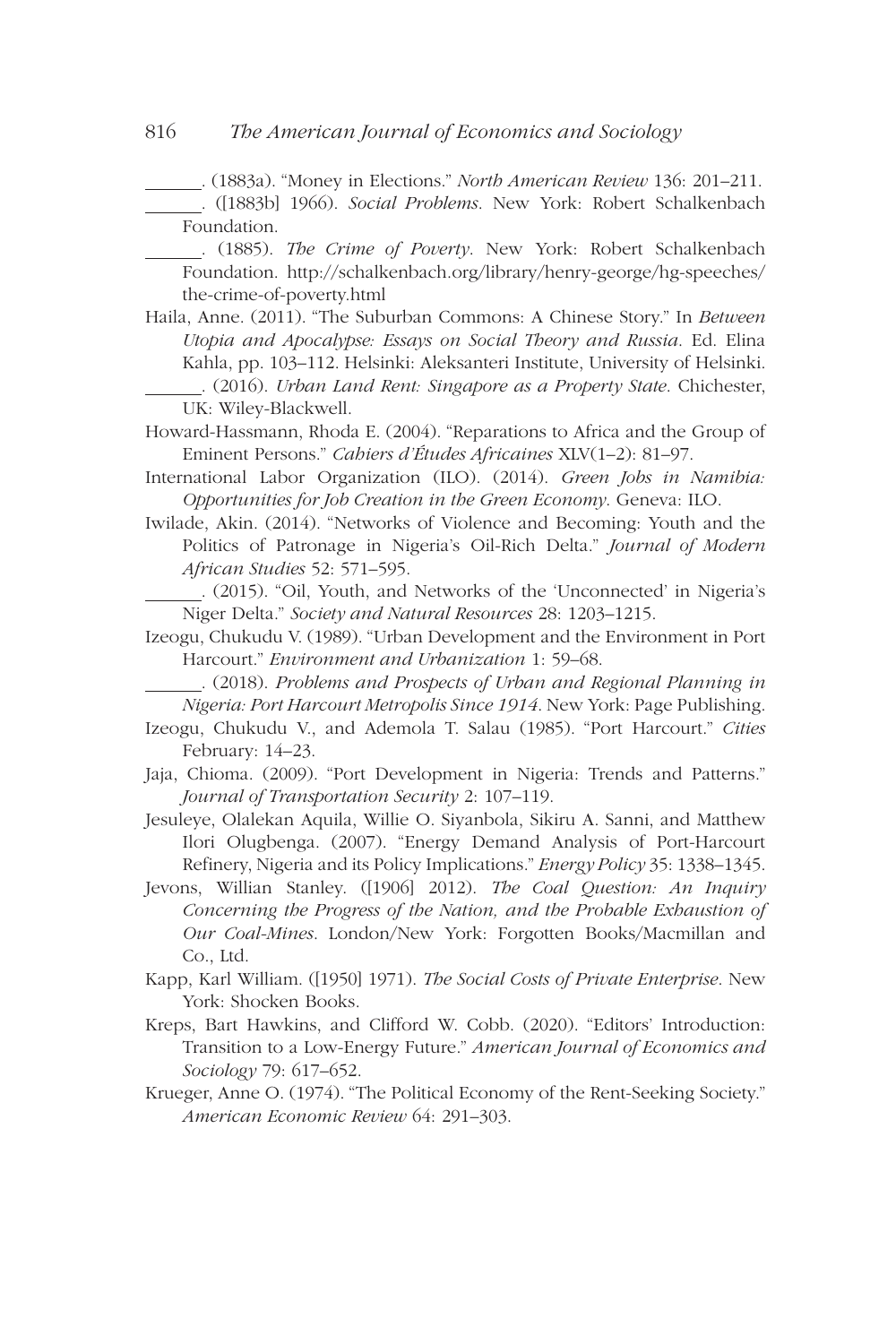______. (1883a). "Money in Elections." *North American Review* 136: 201–211.

______. ([1883b] 1966). *Social Problems*. New York: Robert Schalkenbach Foundation.

______. (1885). *The Crime of Poverty*. New York: Robert Schalkenbach Foundation. http://schalkenbach.org/library/henry-george/hg-speeches/the-crime-of-poverty.html

Haila, Anne. (2011). "The Suburban Commons: A Chinese Story." In *Between Utopia and Apocalypse: Essays on Social Theory and Russia*. Ed. Elina Kahla, pp. 103–112. Helsinki: Aleksanteri Institute, University of Helsinki.

______. (2016). *Urban Land Rent: Singapore as a Property State*. Chichester, UK: Wiley-Blackwell.

Howard-Hassmann, Rhoda E. (2004). "Reparations to Africa and the Group of Eminent Persons." *Cahiers d'Études Africaines* XLV(1–2): 81–97.

International Labor Organization (ILO). (2014). *Green Jobs in Namibia: Opportunities for Job Creation in the Green Economy*. Geneva: ILO.

Iwilade, Akin. (2014). "Networks of Violence and Becoming: Youth and the Politics of Patronage in Nigeria's Oil-Rich Delta." *Journal of Modern African Studies* 52: 571–595.

______. (2015). "Oil, Youth, and Networks of the 'Unconnected' in Nigeria's Niger Delta." *Society and Natural Resources* 28: 1203–1215.

Izeogu, Chukudu V. (1989). "Urban Development and the Environment in Port Harcourt." *Environment and Urbanization* 1: 59–68.

______. (2018). *Problems and Prospects of Urban and Regional Planning in Nigeria: Port Harcourt Metropolis Since 1914*. New York: Page Publishing.

Izeogu, Chukudu V., and Ademola T. Salau (1985). "Port Harcourt." *Cities* February: 14–23.

Jaja, Chioma. (2009). "Port Development in Nigeria: Trends and Patterns." *Journal of Transportation Security* 2: 107–119.

Jesuleye, Olalekan Aquila, Willie O. Siyanbola, Sikiru A. Sanni, and Matthew Ilori Olugbenga. (2007). "Energy Demand Analysis of Port-Harcourt Refinery, Nigeria and its Policy Implications." *Energy Policy* 35: 1338–1345.

Jevons, Willian Stanley. ([1906] 2012). *The Coal Question: An Inquiry Concerning the Progress of the Nation, and the Probable Exhaustion of Our Coal-Mines*. London/New York: Forgotten Books/Macmillan and Co., Ltd.

Kapp, Karl William. ([1950] 1971). *The Social Costs of Private Enterprise*. New York: Shocken Books.

Kreps, Bart Hawkins, and Clifford W. Cobb. (2020). "Editors' Introduction: Transition to a Low-Energy Future." *American Journal of Economics and Sociology* 79: 617–652.

Krueger, Anne O. (1974). "The Political Economy of the Rent-Seeking Society." *American Economic Review* 64: 291–303.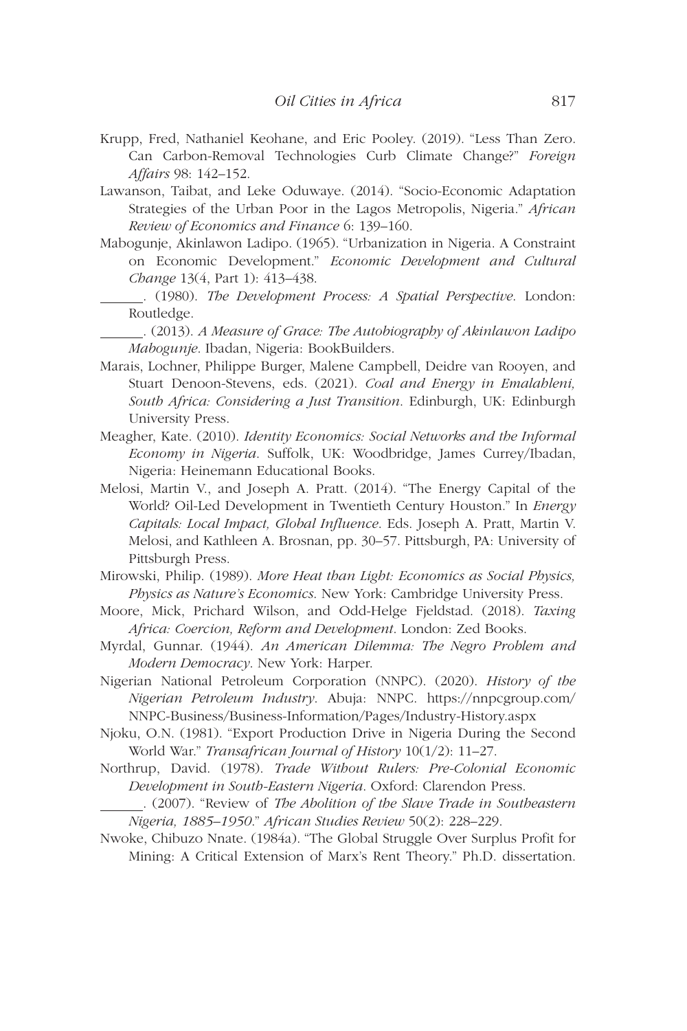Krupp, Fred, Nathaniel Keohane, and Eric Pooley. (2019). "Less Than Zero. Can Carbon-Removal Technologies Curb Climate Change?" *Foreign Affairs* 98: 142–152.

Lawanson, Taibat, and Leke Oduwaye. (2014). "Socio-Economic Adaptation Strategies of the Urban Poor in the Lagos Metropolis, Nigeria." *African Review of Economics and Finance* 6: 139–160.

Mabogunje, Akinlawon Ladipo. (1965). "Urbanization in Nigeria. A Constraint on Economic Development." *Economic Development and Cultural Change* 13(4, Part 1): 413–438.

______. (1980). *The Development Process: A Spatial Perspective*. London: Routledge.

______. (2013). *A Measure of Grace: The Autobiography of Akinlawon Ladipo Mabogunje*. Ibadan, Nigeria: BookBuilders.

Marais, Lochner, Philippe Burger, Malene Campbell, Deidre van Rooyen, and Stuart Denoon-Stevens, eds. (2021). *Coal and Energy in Emalahleni, South Africa: Considering a Just Transition*. Edinburgh, UK: Edinburgh University Press.

Meagher, Kate. (2010). *Identity Economics: Social Networks and the Informal Economy in Nigeria*. Suffolk, UK: Woodbridge, James Currey/Ibadan, Nigeria: Heinemann Educational Books.

Melosi, Martin V., and Joseph A. Pratt. (2014). "The Energy Capital of the World? Oil-Led Development in Twentieth Century Houston." In *Energy Capitals: Local Impact, Global Influence*. Eds. Joseph A. Pratt, Martin V. Melosi, and Kathleen A. Brosnan, pp. 30–57. Pittsburgh, PA: University of Pittsburgh Press.

Mirowski, Philip. (1989). *More Heat than Light: Economics as Social Physics, Physics as Nature's Economics*. New York: Cambridge University Press.

Moore, Mick, Prichard Wilson, and Odd-Helge Fjeldstad. (2018). *Taxing Africa: Coercion, Reform and Development*. London: Zed Books.

Myrdal, Gunnar. (1944). *An American Dilemma: The Negro Problem and Modern Democracy*. New York: Harper.

Nigerian National Petroleum Corporation (NNPC). (2020). *History of the Nigerian Petroleum Industry*. Abuja: NNPC. https://nnpcgroup.com/NNPC-Business/Business-Information/Pages/Industry-History.aspx

Njoku, O.N. (1981). "Export Production Drive in Nigeria During the Second World War." *Transafrican Journal of History* 10(1/2): 11–27.

Northrup, David. (1978). *Trade Without Rulers: Pre-Colonial Economic Development in South-Eastern Nigeria*. Oxford: Clarendon Press.

______. (2007). "Review of *The Abolition of the Slave Trade in Southeastern Nigeria, 1885–1950*." *African Studies Review* 50(2): 228–229.

Nwoke, Chibuzo Nnate. (1984a). "The Global Struggle Over Surplus Profit for Mining: A Critical Extension of Marx's Rent Theory." Ph.D. dissertation.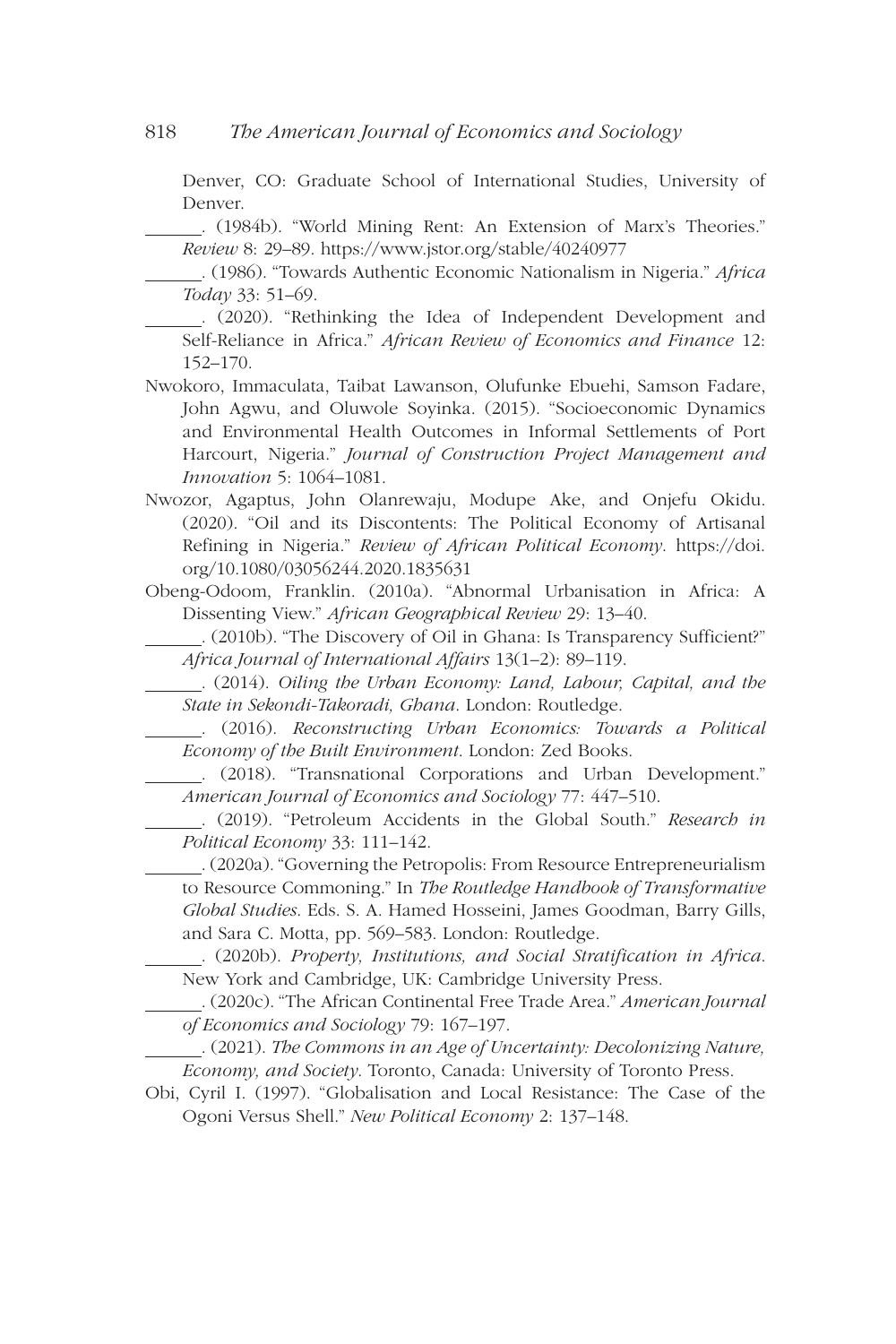Denver, CO: Graduate School of International Studies, University of Denver.

______. (1984b). "World Mining Rent: An Extension of Marx's Theories." *Review* 8: 29–89. https://www.jstor.org/stable/40240977

______. (1986). "Towards Authentic Economic Nationalism in Nigeria." *Africa Today* 33: 51–69.

______. (2020). "Rethinking the Idea of Independent Development and Self-Reliance in Africa." *African Review of Economics and Finance* 12: 152–170.

Nwokoro, Immaculata, Taibat Lawanson, Olufunke Ebuehi, Samson Fadare, John Agwu, and Oluwole Soyinka. (2015). "Socioeconomic Dynamics and Environmental Health Outcomes in Informal Settlements of Port Harcourt, Nigeria." *Journal of Construction Project Management and Innovation* 5: 1064–1081.

Nwozor, Agaptus, John Olanrewaju, Modupe Ake, and Onjefu Okidu. (2020). "Oil and its Discontents: The Political Economy of Artisanal Refining in Nigeria." *Review of African Political Economy*. https://doi.org/10.1080/03056244.2020.1835631

Obeng-Odoom, Franklin. (2010a). "Abnormal Urbanisation in Africa: A Dissenting View." *African Geographical Review* 29: 13–40.

______. (2010b). "The Discovery of Oil in Ghana: Is Transparency Sufficient?" *Africa Journal of International Affairs* 13(1–2): 89–119.

______. (2014). *Oiling the Urban Economy: Land, Labour, Capital, and the State in Sekondi-Takoradi, Ghana*. London: Routledge.

______. (2016). *Reconstructing Urban Economics: Towards a Political Economy of the Built Environment*. London: Zed Books.

______. (2018). "Transnational Corporations and Urban Development." *American Journal of Economics and Sociology* 77: 447–510.

______. (2019). "Petroleum Accidents in the Global South." *Research in Political Economy* 33: 111–142.

______. (2020a). "Governing the Petropolis: From Resource Entrepreneurialism to Resource Commoning." In *The Routledge Handbook of Transformative Global Studies*. Eds. S. A. Hamed Hosseini, James Goodman, Barry Gills, and Sara C. Motta, pp. 569–583. London: Routledge.

______. (2020b). *Property, Institutions, and Social Stratification in Africa*. New York and Cambridge, UK: Cambridge University Press.

______. (2020c). "The African Continental Free Trade Area." *American Journal of Economics and Sociology* 79: 167–197.

______. (2021). *The Commons in an Age of Uncertainty: Decolonizing Nature, Economy, and Society*. Toronto, Canada: University of Toronto Press.

Obi, Cyril I. (1997). "Globalisation and Local Resistance: The Case of the Ogoni Versus Shell." *New Political Economy* 2: 137–148.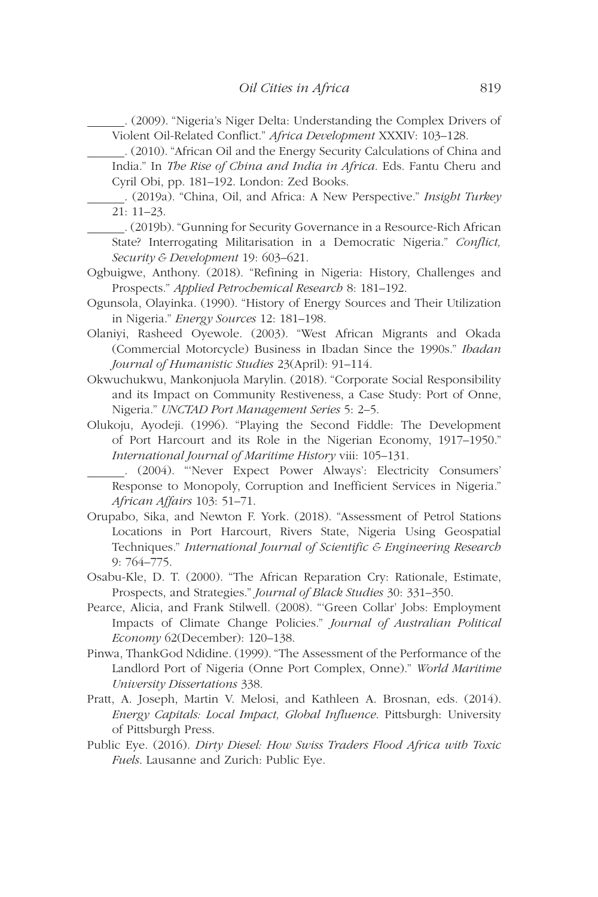______. (2009). "Nigeria's Niger Delta: Understanding the Complex Drivers of Violent Oil-Related Conflict." *Africa Development* XXXIV: 103–128.

______. (2010). "African Oil and the Energy Security Calculations of China and India." In *The Rise of China and India in Africa*. Eds. Fantu Cheru and Cyril Obi, pp. 181–192. London: Zed Books.

______. (2019a). "China, Oil, and Africa: A New Perspective." *Insight Turkey* 21: 11–23.

______. (2019b). "Gunning for Security Governance in a Resource-Rich African State? Interrogating Militarisation in a Democratic Nigeria." *Conflict, Security & Development* 19: 603–621.

Ogbuigwe, Anthony. (2018). "Refining in Nigeria: History, Challenges and Prospects." *Applied Petrochemical Research* 8: 181–192.

Ogunsola, Olayinka. (1990). "History of Energy Sources and Their Utilization in Nigeria." *Energy Sources* 12: 181–198.

Olaniyi, Rasheed Oyewole. (2003). "West African Migrants and Okada (Commercial Motorcycle) Business in Ibadan Since the 1990s." *Ibadan Journal of Humanistic Studies* 23(April): 91–114.

Okwuchukwu, Mankonjuola Marylin. (2018). "Corporate Social Responsibility and its Impact on Community Restiveness, a Case Study: Port of Onne, Nigeria." *UNCTAD Port Management Series* 5: 2–5.

Olukoju, Ayodeji. (1996). "Playing the Second Fiddle: The Development of Port Harcourt and its Role in the Nigerian Economy, 1917–1950." *International Journal of Maritime History* viii: 105–131.

______. (2004). "'Never Expect Power Always': Electricity Consumers' Response to Monopoly, Corruption and Inefficient Services in Nigeria." *African Affairs* 103: 51–71.

Orupabo, Sika, and Newton F. York. (2018). "Assessment of Petrol Stations Locations in Port Harcourt, Rivers State, Nigeria Using Geospatial Techniques." *International Journal of Scientific & Engineering Research* 9: 764–775.

Osabu-Kle, D. T. (2000). "The African Reparation Cry: Rationale, Estimate, Prospects, and Strategies." *Journal of Black Studies* 30: 331–350.

Pearce, Alicia, and Frank Stilwell. (2008). "'Green Collar' Jobs: Employment Impacts of Climate Change Policies." *Journal of Australian Political Economy* 62(December): 120–138.

Pinwa, ThankGod Ndidine. (1999). "The Assessment of the Performance of the Landlord Port of Nigeria (Onne Port Complex, Onne)." *World Maritime University Dissertations* 338.

Pratt, A. Joseph, Martin V. Melosi, and Kathleen A. Brosnan, eds. (2014). *Energy Capitals: Local Impact, Global Influence*. Pittsburgh: University of Pittsburgh Press.

Public Eye. (2016). *Dirty Diesel: How Swiss Traders Flood Africa with Toxic Fuels*. Lausanne and Zurich: Public Eye.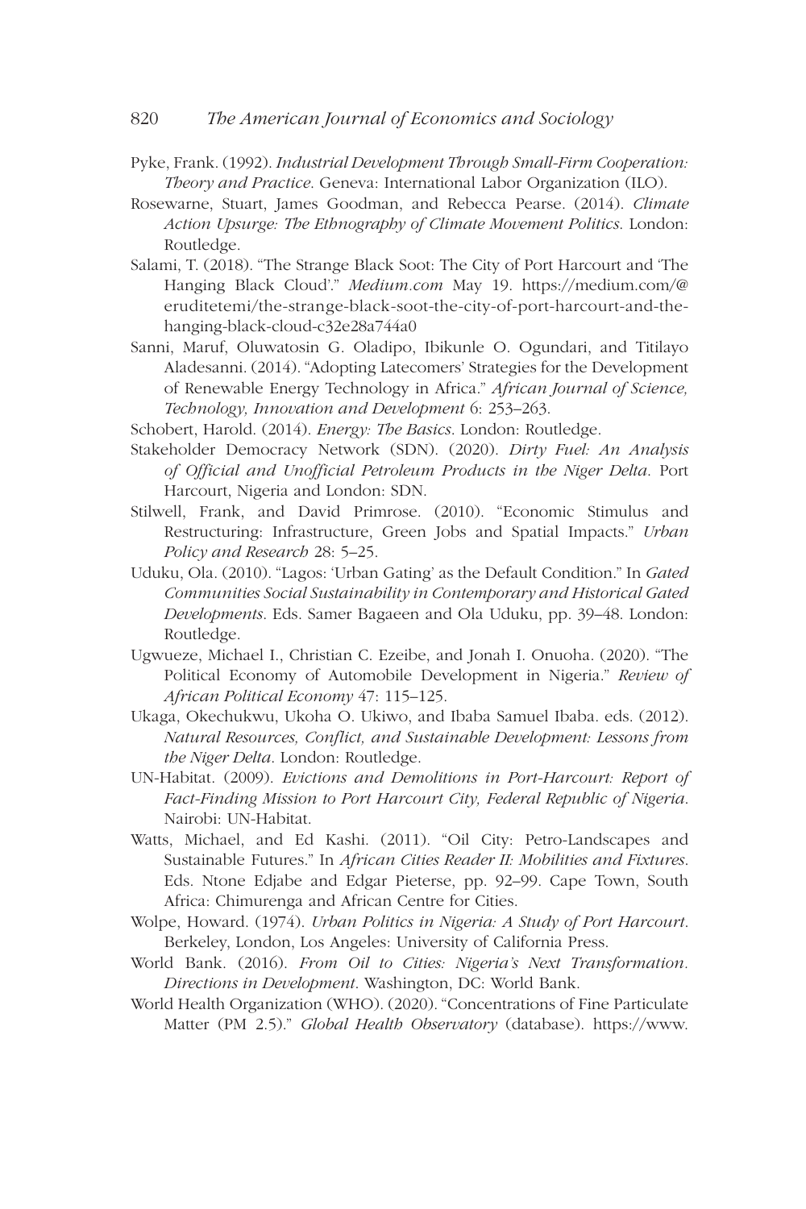Pyke, Frank. (1992). *Industrial Development Through Small-Firm Cooperation: Theory and Practice*. Geneva: International Labor Organization (ILO).

Rosewarne, Stuart, James Goodman, and Rebecca Pearse. (2014). *Climate Action Upsurge: The Ethnography of Climate Movement Politics*. London: Routledge.

Salami, T. (2018). "The Strange Black Soot: The City of Port Harcourt and 'The Hanging Black Cloud'." *Medium.com* May 19. https://medium.com/@eruditetemi/the-strange-black-soot-the-city-of-port-harcourt-and-the-hanging-black-cloud-c32e28a744a0

Sanni, Maruf, Oluwatosin G. Oladipo, Ibikunle O. Ogundari, and Titilayo Aladesanni. (2014). "Adopting Latecomers' Strategies for the Development of Renewable Energy Technology in Africa." *African Journal of Science, Technology, Innovation and Development* 6: 253–263.

Schobert, Harold. (2014). *Energy: The Basics*. London: Routledge.

Stakeholder Democracy Network (SDN). (2020). *Dirty Fuel: An Analysis of Official and Unofficial Petroleum Products in the Niger Delta*. Port Harcourt, Nigeria and London: SDN.

Stilwell, Frank, and David Primrose. (2010). "Economic Stimulus and Restructuring: Infrastructure, Green Jobs and Spatial Impacts." *Urban Policy and Research* 28: 5–25.

Uduku, Ola. (2010). "Lagos: 'Urban Gating' as the Default Condition." In *Gated Communities Social Sustainability in Contemporary and Historical Gated Developments*. Eds. Samer Bagaeen and Ola Uduku, pp. 39–48. London: Routledge.

Ugwueze, Michael I., Christian C. Ezeibe, and Jonah I. Onuoha. (2020). "The Political Economy of Automobile Development in Nigeria." *Review of African Political Economy* 47: 115–125.

Ukaga, Okechukwu, Ukoha O. Ukiwo, and Ibaba Samuel Ibaba. eds. (2012). *Natural Resources, Conflict, and Sustainable Development: Lessons from the Niger Delta*. London: Routledge.

UN-Habitat. (2009). *Evictions and Demolitions in Port-Harcourt: Report of Fact-Finding Mission to Port Harcourt City, Federal Republic of Nigeria*. Nairobi: UN-Habitat.

Watts, Michael, and Ed Kashi. (2011). "Oil City: Petro-Landscapes and Sustainable Futures." In *African Cities Reader II: Mobilities and Fixtures*. Eds. Ntone Edjabe and Edgar Pieterse, pp. 92–99. Cape Town, South Africa: Chimurenga and African Centre for Cities.

Wolpe, Howard. (1974). *Urban Politics in Nigeria: A Study of Port Harcourt*. Berkeley, London, Los Angeles: University of California Press.

World Bank. (2016). *From Oil to Cities: Nigeria's Next Transformation. Directions in Development*. Washington, DC: World Bank.

World Health Organization (WHO). (2020). "Concentrations of Fine Particulate Matter (PM 2.5)." *Global Health Observatory* (database). https://www.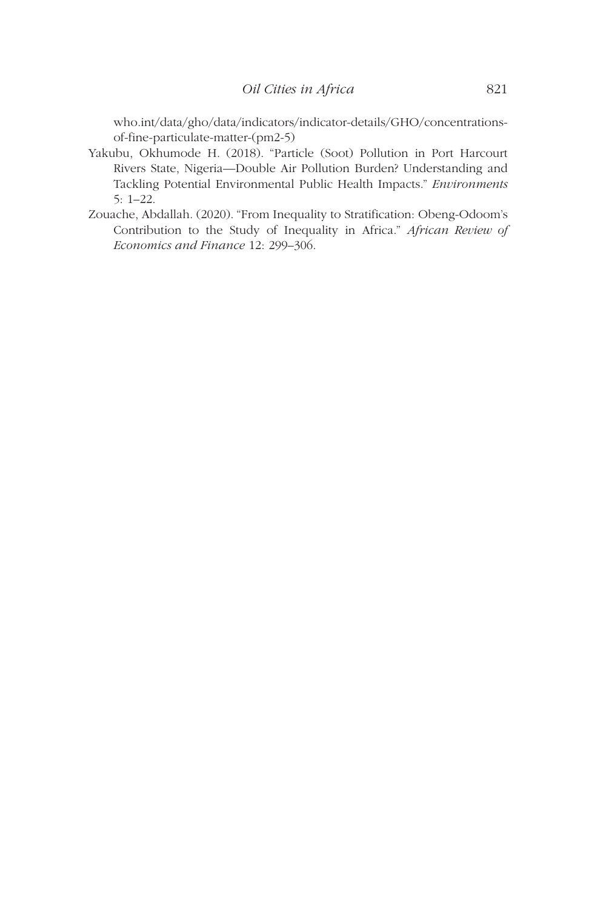who.int/data/gho/data/indicators/indicator-details/GHO/concentrations-of-fine-particulate-matter-(pm2-5)

Yakubu, Okhumode H. (2018). "Particle (Soot) Pollution in Port Harcourt Rivers State, Nigeria—Double Air Pollution Burden? Understanding and Tackling Potential Environmental Public Health Impacts." *Environments* 5: 1–22.

Zouache, Abdallah. (2020). "From Inequality to Stratification: Obeng-Odoom's Contribution to the Study of Inequality in Africa." *African Review of Economics and Finance* 12: 299–306.